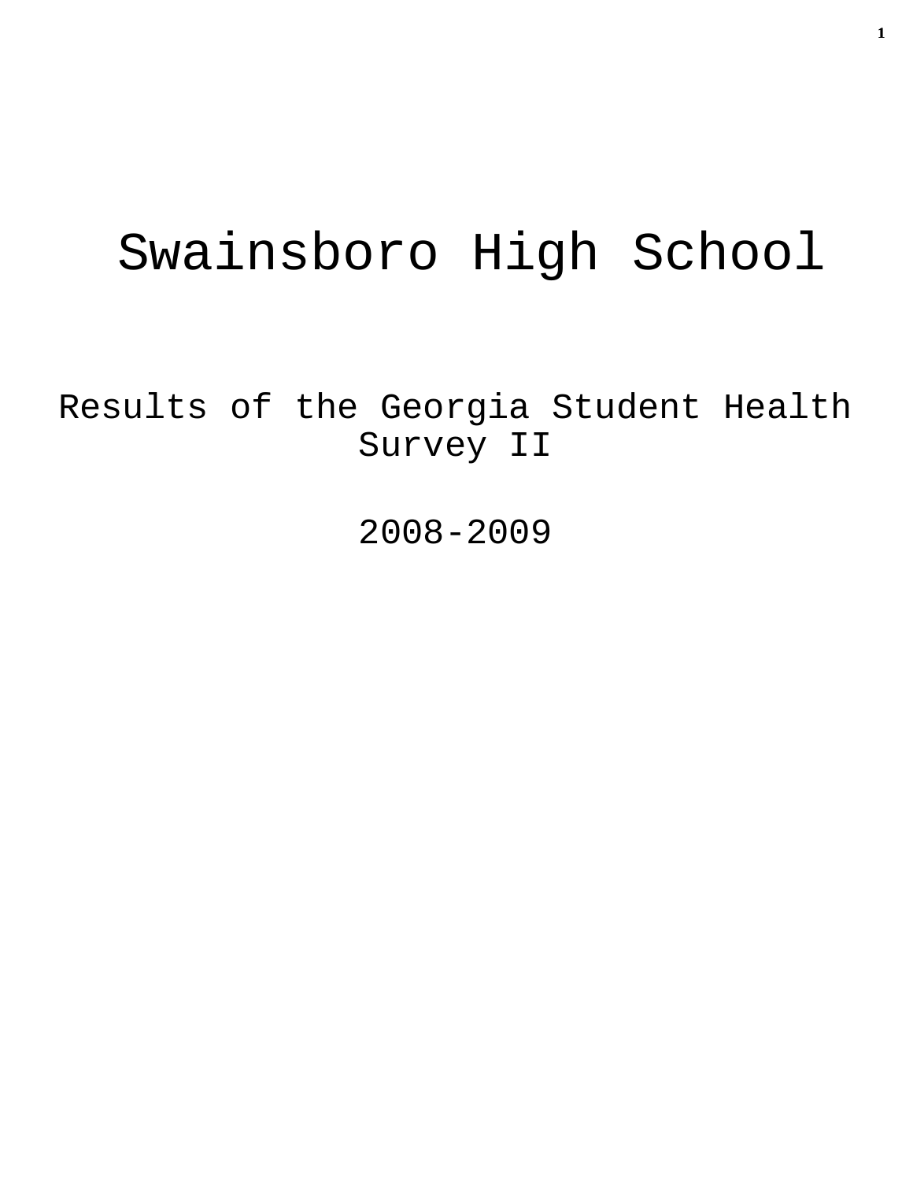# Swainsboro High School

Results of the Georgia Student Health Survey II

2008-2009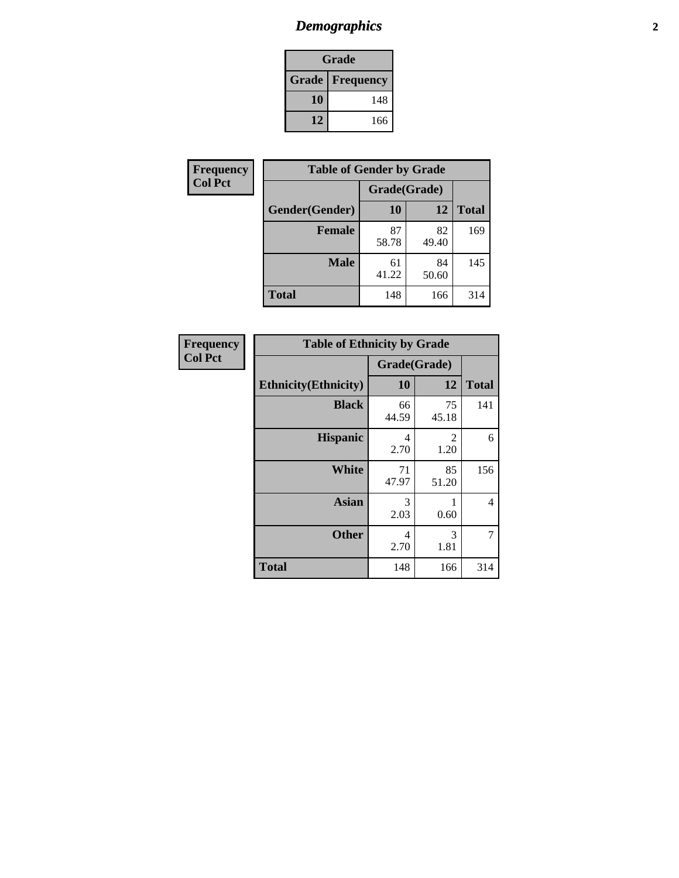# *Demographics*

| Grade | |
|---|---|
| **Grade** | **Frequency** |
| **10** | 148 |
| **12** | 166 |

**Frequency**
**Col Pct**

| Table of Gender by Grade | | | |
|---|---|---|---|
| | Grade(Grade) | | |
| **Gender(Gender)** | **10** | **12** | **Total** |
| **Female** | 87<br>58.78 | 82<br>49.40 | 169 |
| **Male** | 61<br>41.22 | 84<br>50.60 | 145 |
| **Total** | 148 | 166 | 314 |

**Frequency**
**Col Pct**

| Table of Ethnicity by Grade | | | |
|---|---|---|---|
| | Grade(Grade) | | |
| **Ethnicity(Ethnicity)** | **10** | **12** | **Total** |
| **Black** | 66<br>44.59 | 75<br>45.18 | 141 |
| **Hispanic** | 4<br>2.70 | 2<br>1.20 | 6 |
| **White** | 71<br>47.97 | 85<br>51.20 | 156 |
| **Asian** | 3<br>2.03 | 1<br>0.60 | 4 |
| **Other** | 4<br>2.70 | 3<br>1.81 | 7 |
| **Total** | 148 | 166 | 314 |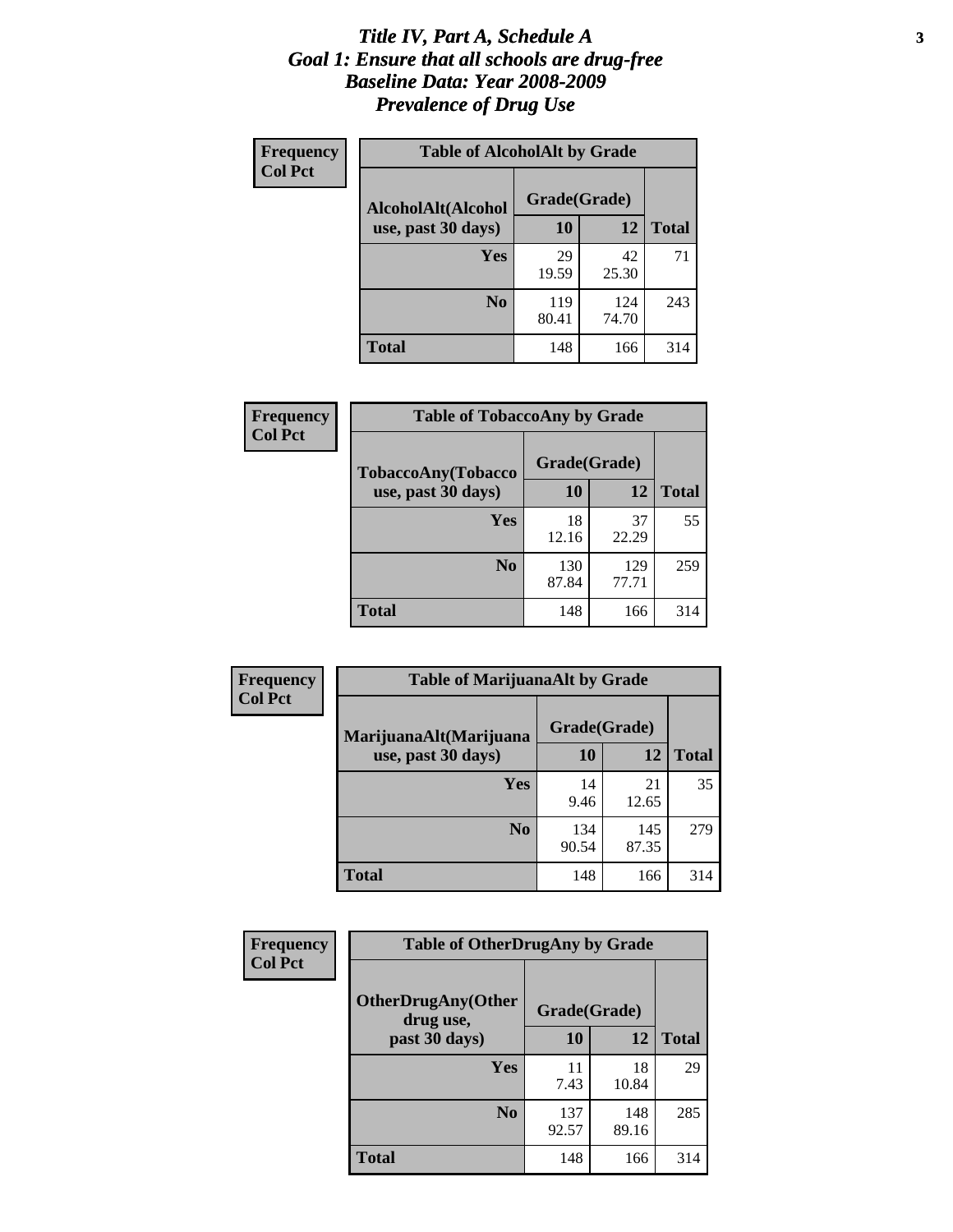# *Title IV, Part A, Schedule A*
# *Goal 1: Ensure that all schools are drug-free*
# *Baseline Data: Year 2008-2009*
# *Prevalence of Drug Use*

**Frequency**
**Col Pct**

| Table of AlcoholAlt by Grade | | | |
|---|---|---|---|
| AlcoholAlt(Alcohol use, past 30 days) | Grade(Grade) | | |
| | 10 | 12 | Total |
| Yes | 29<br>19.59 | 42<br>25.30 | 71 |
| No | 119<br>80.41 | 124<br>74.70 | 243 |
| Total | 148 | 166 | 314 |

**Frequency**
**Col Pct**

| Table of TobaccoAny by Grade | | | |
|---|---|---|---|
| TobaccoAny(Tobacco use, past 30 days) | Grade(Grade) | | |
| | 10 | 12 | Total |
| Yes | 18<br>12.16 | 37<br>22.29 | 55 |
| No | 130<br>87.84 | 129<br>77.71 | 259 |
| Total | 148 | 166 | 314 |

**Frequency**
**Col Pct**

| Table of MarijuanaAlt by Grade | | | |
|---|---|---|---|
| MarijuanaAlt(Marijuana use, past 30 days) | Grade(Grade) | | |
| | 10 | 12 | Total |
| Yes | 14<br>9.46 | 21<br>12.65 | 35 |
| No | 134<br>90.54 | 145<br>87.35 | 279 |
| Total | 148 | 166 | 314 |

**Frequency**
**Col Pct**

| Table of OtherDrugAny by Grade | | | |
|---|---|---|---|
| OtherDrugAny(Other drug use, past 30 days) | Grade(Grade) | | |
| | 10 | 12 | Total |
| Yes | 11<br>7.43 | 18<br>10.84 | 29 |
| No | 137<br>92.57 | 148<br>89.16 | 285 |
| Total | 148 | 166 | 314 |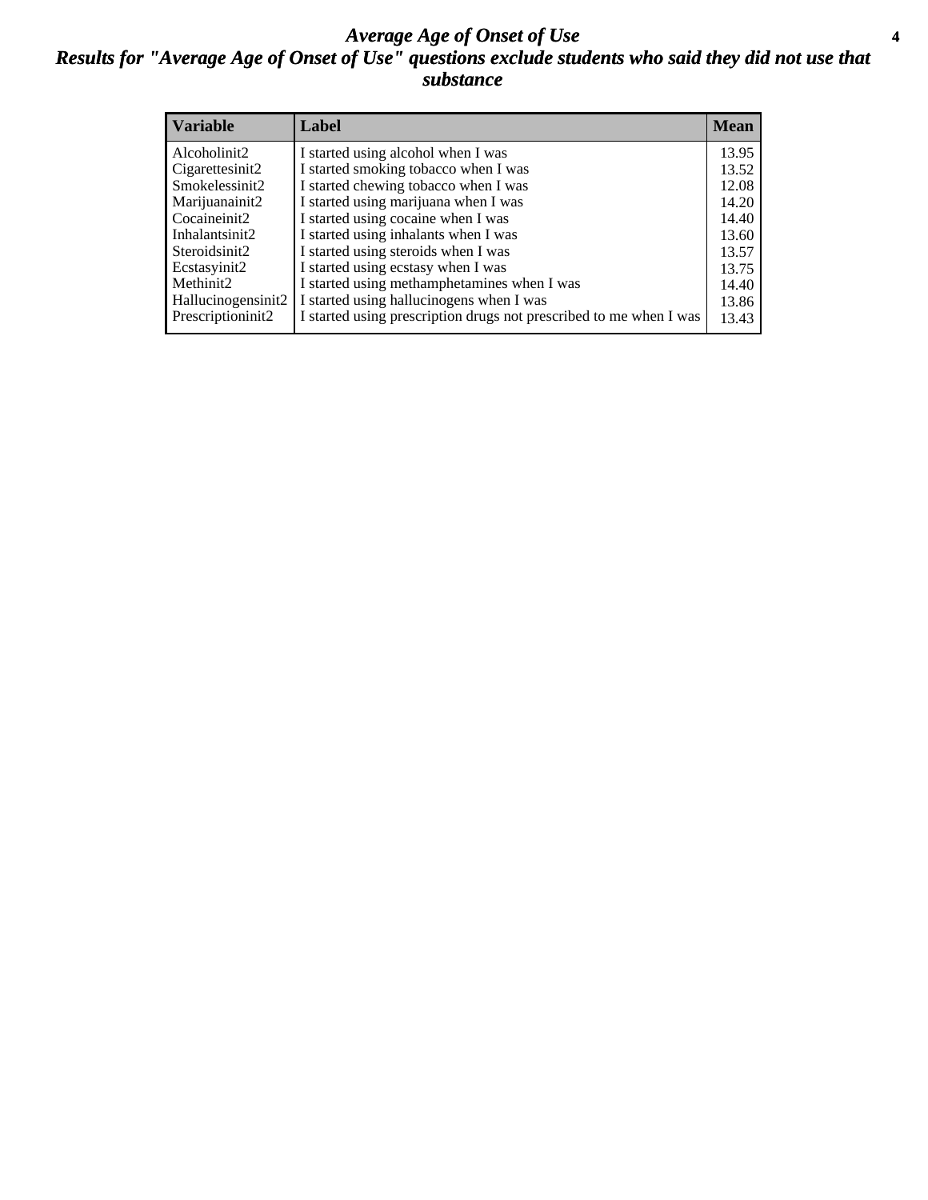# *Average Age of Onset of Use*

## *Results for "Average Age of Onset of Use" questions exclude students who said they did not use that substance*

| Variable | Label | Mean |
|---|---|---|
| Alcoholinit2 | I started using alcohol when I was | 13.95 |
| Cigarettesinit2 | I started smoking tobacco when I was | 13.52 |
| Smokelessinit2 | I started chewing tobacco when I was | 12.08 |
| Marijuanainit2 | I started using marijuana when I was | 14.20 |
| Cocaineinit2 | I started using cocaine when I was | 14.40 |
| Inhalantsinit2 | I started using inhalants when I was | 13.60 |
| Steroidsinit2 | I started using steroids when I was | 13.57 |
| Ecstasyinit2 | I started using ecstasy when I was | 13.75 |
| Methinit2 | I started using methamphetamines when I was | 14.40 |
| Hallucinogensinit2 | I started using hallucinogens when I was | 13.86 |
| Prescriptioninit2 | I started using prescription drugs not prescribed to me when I was | 13.43 |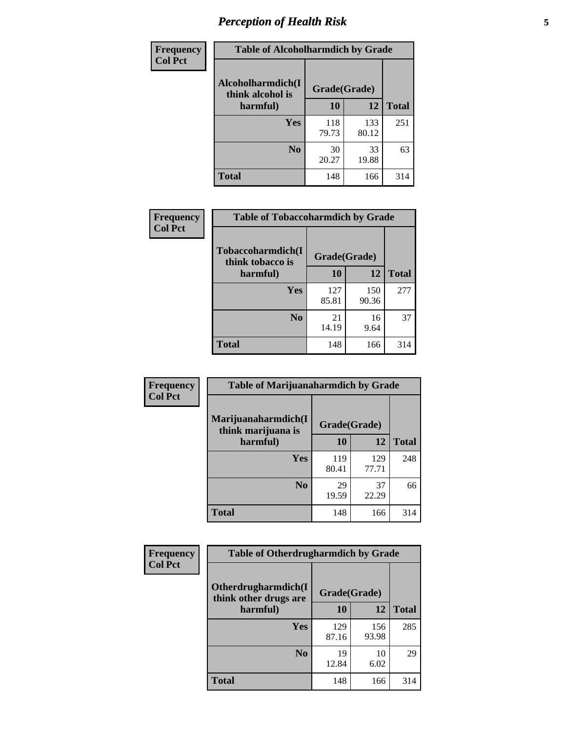# Perception of Health Risk

| Frequency Col Pct | Table of Alcoholharmdich by Grade | | |
|---|---|---|---|
| Alcoholharmdich(I think alcohol is harmful) | Grade(Grade) | | |
| | 10 | 12 | Total |
| Yes | 118<br>79.73 | 133<br>80.12 | 251 |
| No | 30<br>20.27 | 33<br>19.88 | 63 |
| Total | 148 | 166 | 314 |

| Frequency Col Pct | Table of Tobaccoharmdich by Grade | | |
|---|---|---|---|
| Tobaccoharmdich(I think tobacco is harmful) | Grade(Grade) | | |
| | 10 | 12 | Total |
| Yes | 127<br>85.81 | 150<br>90.36 | 277 |
| No | 21<br>14.19 | 16<br>9.64 | 37 |
| Total | 148 | 166 | 314 |

| Frequency Col Pct | Table of Marijuanaharmdich by Grade | | |
|---|---|---|---|
| Marijuanaharmdich(I think marijuana is harmful) | Grade(Grade) | | |
| | 10 | 12 | Total |
| Yes | 119<br>80.41 | 129<br>77.71 | 248 |
| No | 29<br>19.59 | 37<br>22.29 | 66 |
| Total | 148 | 166 | 314 |

| Frequency Col Pct | Table of Otherdrugharmdich by Grade | | |
|---|---|---|---|
| Otherdrugharmdich(I think other drugs are harmful) | Grade(Grade) | | |
| | 10 | 12 | Total |
| Yes | 129<br>87.16 | 156<br>93.98 | 285 |
| No | 19<br>12.84 | 10<br>6.02 | 29 |
| Total | 148 | 166 | 314 |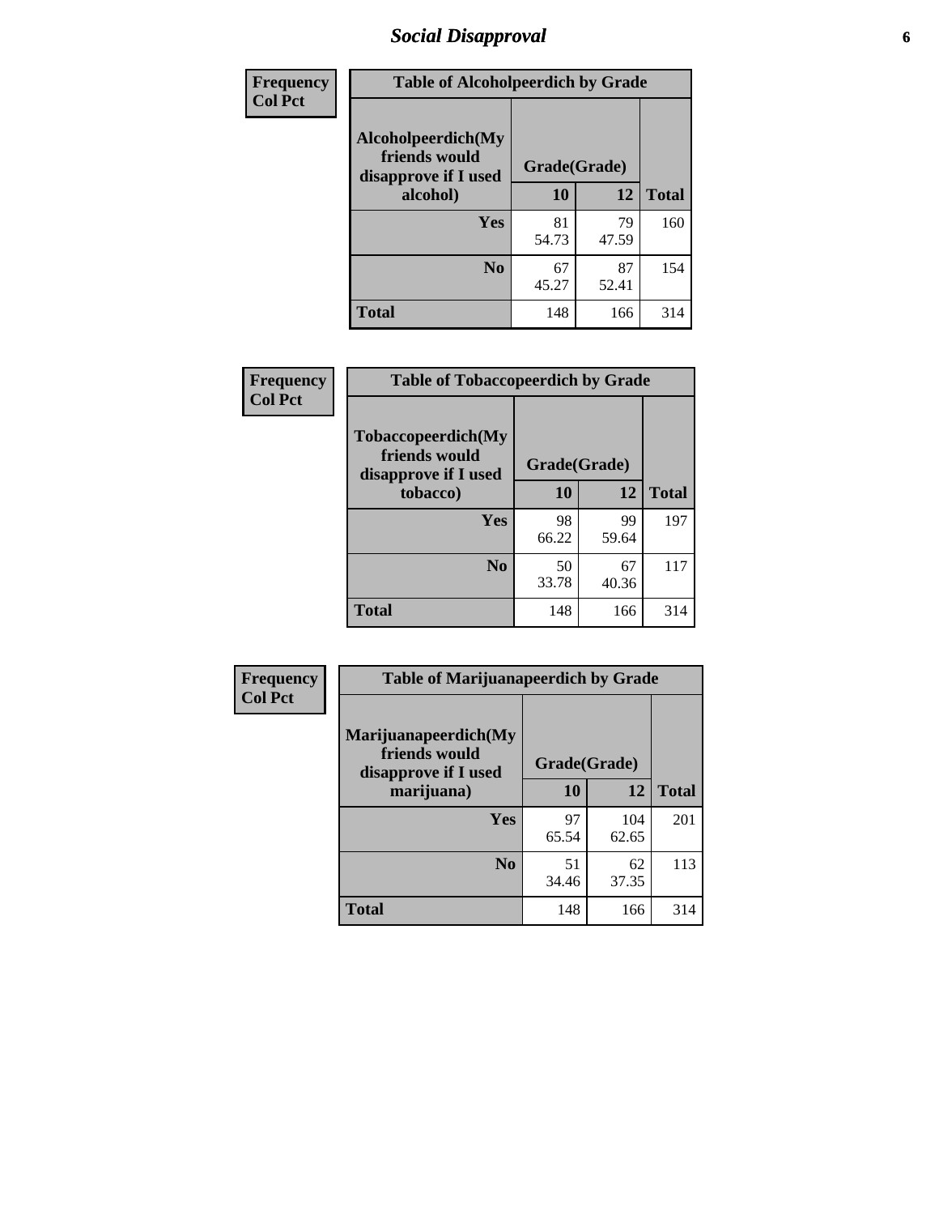## Social Disapproval

| Frequency<br>Col Pct | Table of Alcoholpeerdich by Grade | | |
|---|---|---|---|
| Alcoholpeerdich(My friends would disapprove if I used alcohol) | Grade(Grade) | | |
| | 10 | 12 | Total |
| Yes | 81<br>54.73 | 79<br>47.59 | 160 |
| No | 67<br>45.27 | 87<br>52.41 | 154 |
| Total | 148 | 166 | 314 |

| Frequency<br>Col Pct | Table of Tobaccopeerdich by Grade | | |
|---|---|---|---|
| Tobaccopeerdich(My friends would disapprove if I used tobacco) | Grade(Grade) | | |
| | 10 | 12 | Total |
| Yes | 98<br>66.22 | 99<br>59.64 | 197 |
| No | 50<br>33.78 | 67<br>40.36 | 117 |
| Total | 148 | 166 | 314 |

| Frequency<br>Col Pct | Table of Marijuanapeerdich by Grade | | |
|---|---|---|---|
| Marijuanapeerdich(My friends would disapprove if I used marijuana) | Grade(Grade) | | |
| | 10 | 12 | Total |
| Yes | 97<br>65.54 | 104<br>62.65 | 201 |
| No | 51<br>34.46 | 62<br>37.35 | 113 |
| Total | 148 | 166 | 314 |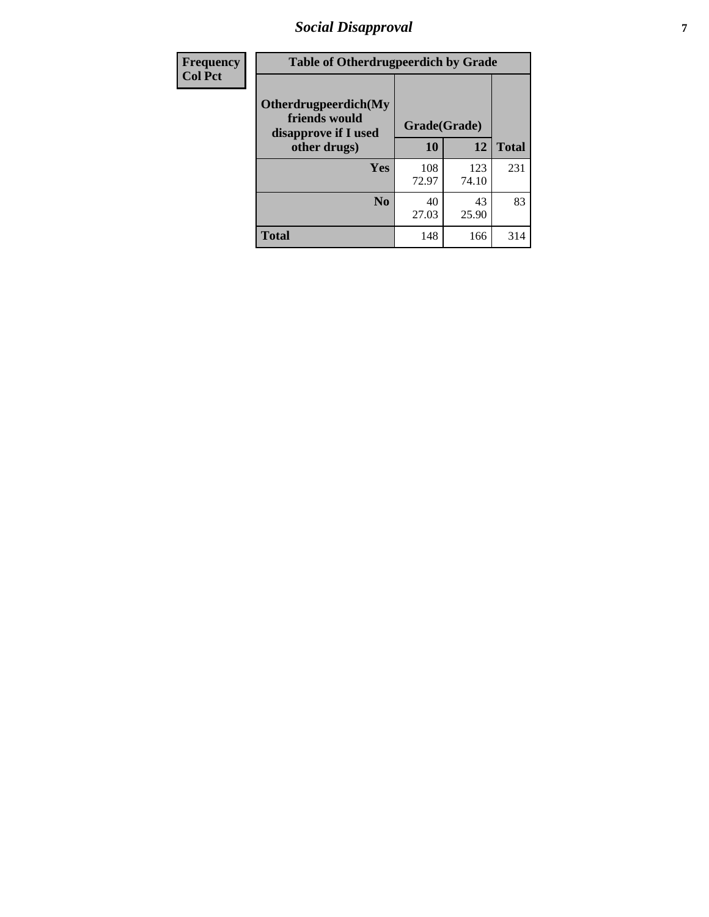| Frequency<br>Col Pct | Table of Otherdrugpeerdich by Grade | | |
|---|---|---|---|
| Otherdrugpeerdich(My friends would disapprove if I used other drugs) | Grade(Grade) | | |
| | 10 | 12 | Total |
| Yes | 108<br>72.97 | 123<br>74.10 | 231 |
| No | 40<br>27.03 | 43<br>25.90 | 83 |
| Total | 148 | 166 | 314 |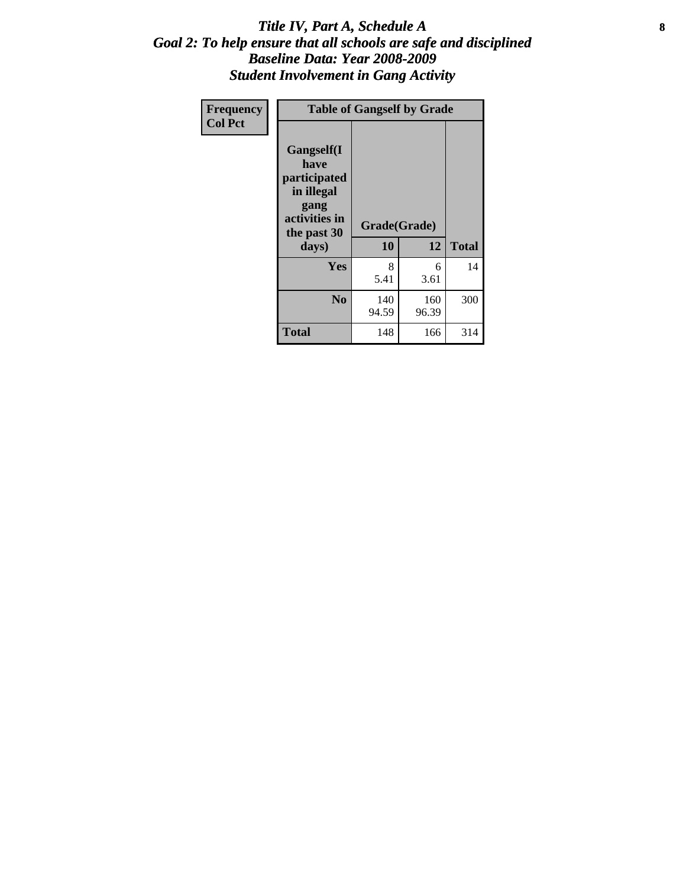# *Title IV, Part A, Schedule A*
## *Goal 2: To help ensure that all schools are safe and disciplined*
## *Baseline Data: Year 2008-2009*
## *Student Involvement in Gang Activity*

| Frequency<br>Col Pct | Table of Gangself by Grade | | |
|---|---|---|---|
| **Gangself(I have participated in illegal gang activities in the past 30 days)** | **Grade(Grade)** | | |
| | **10** | **12** | **Total** |
| **Yes** | 8<br>5.41 | 6<br>3.61 | 14 |
| **No** | 140<br>94.59 | 160<br>96.39 | 300 |
| **Total** | 148 | 166 | 314 |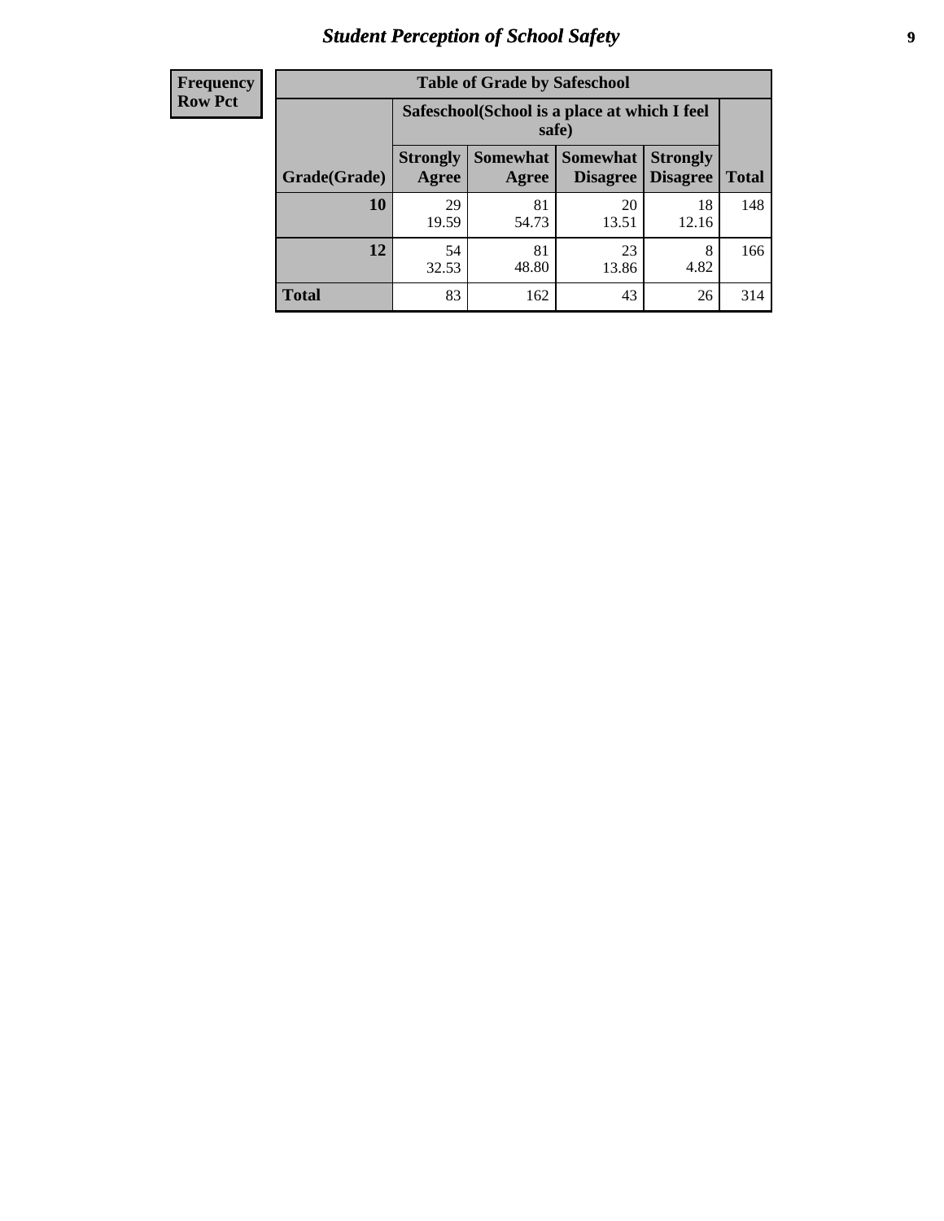# Student Perception of School Safety

| Frequency Row Pct |
|---|

**Table of Grade by Safeschool**

| Grade(Grade) | Safeschool(School is a place at which I feel safe) | | | | Total |
|---|---|---|---|---|---|
| | Strongly Agree | Somewhat Agree | Somewhat Disagree | Strongly Disagree | |
| **10** | 29<br>19.59 | 81<br>54.73 | 20<br>13.51 | 18<br>12.16 | 148 |
| **12** | 54<br>32.53 | 81<br>48.80 | 23<br>13.86 | 8<br>4.82 | 166 |
| **Total** | 83 | 162 | 43 | 26 | 314 |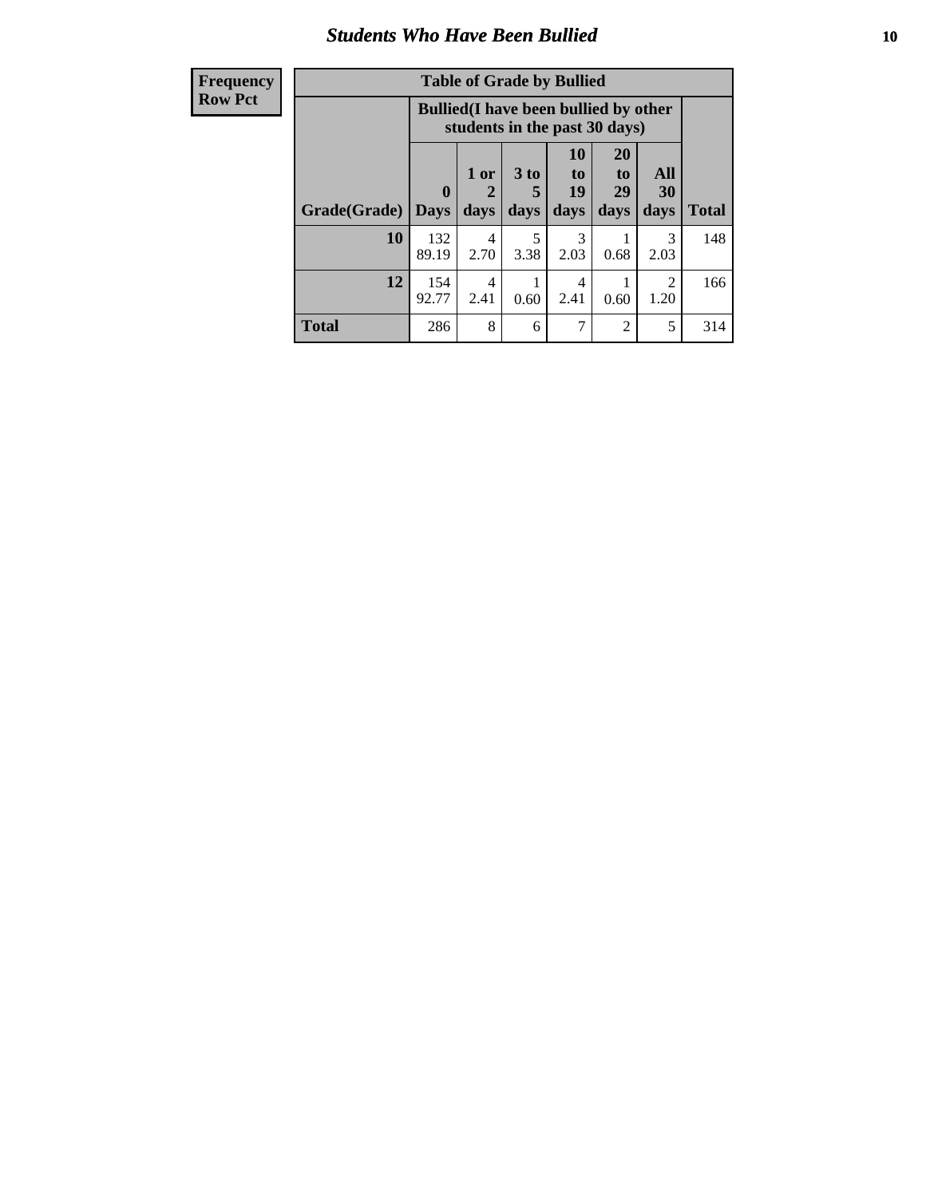## Students Who Have Been Bullied

| Frequency Row Pct |
|---|

| Table of Grade by Bullied | | | | | | | |
|---|---|---|---|---|---|---|---|
| | Bullied(I have been bullied by other students in the past 30 days) | | | | | | |
| Grade(Grade) | 0 Days | 1 or 2 days | 3 to 5 days | 10 to 19 days | 20 to 29 days | All 30 days | Total |
| 10 | 132<br>89.19 | 4<br>2.70 | 5<br>3.38 | 3<br>2.03 | 1<br>0.68 | 3<br>2.03 | 148 |
| 12 | 154<br>92.77 | 4<br>2.41 | 1<br>0.60 | 4<br>2.41 | 1<br>0.60 | 2<br>1.20 | 166 |
| Total | 286 | 8 | 6 | 7 | 2 | 5 | 314 |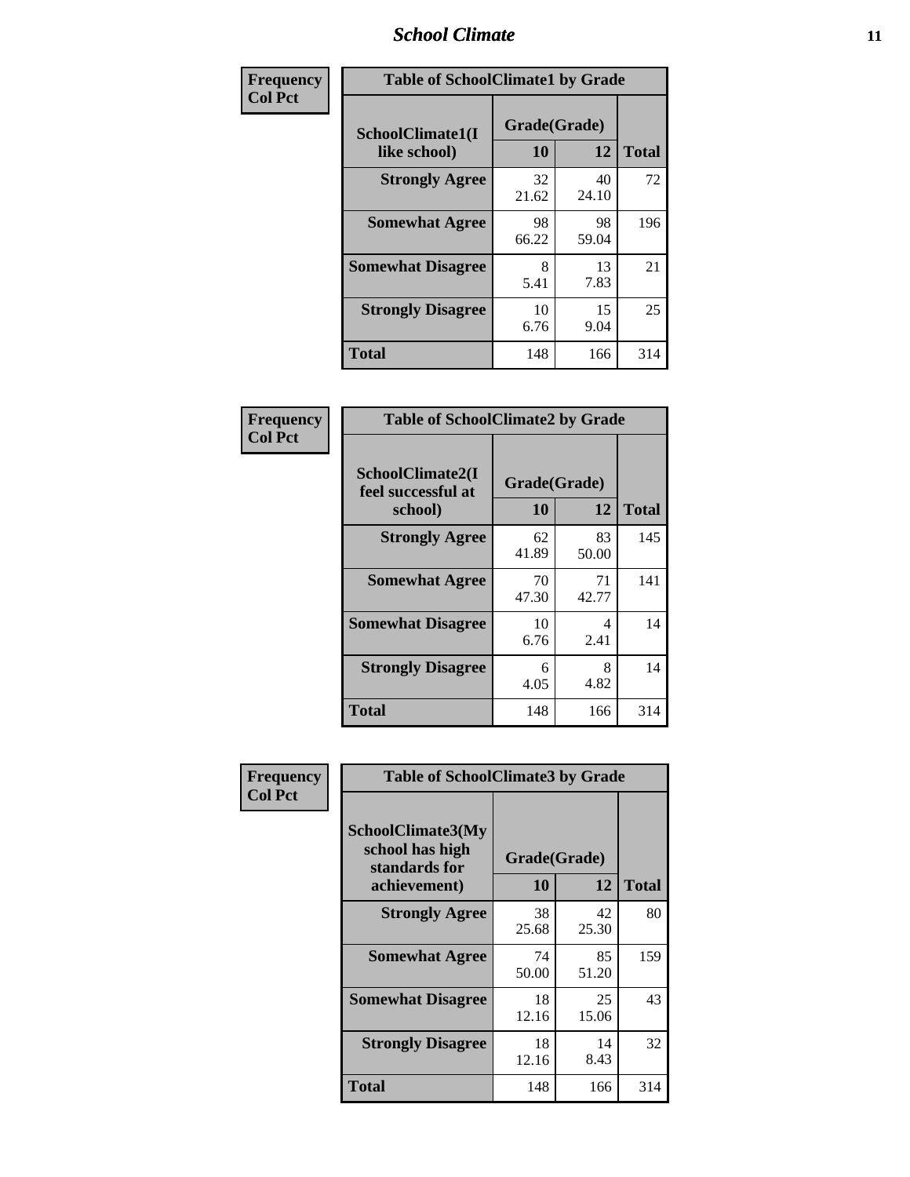# School Climate

**Frequency**
**Col Pct**

| Table of SchoolClimate1 by Grade | | | |
|---|---|---|---|
| SchoolClimate1(I like school) | Grade(Grade) | | Total |
| | 10 | 12 | |
| **Strongly Agree** | 32<br>21.62 | 40<br>24.10 | 72 |
| **Somewhat Agree** | 98<br>66.22 | 98<br>59.04 | 196 |
| **Somewhat Disagree** | 8<br>5.41 | 13<br>7.83 | 21 |
| **Strongly Disagree** | 10<br>6.76 | 15<br>9.04 | 25 |
| **Total** | 148 | 166 | 314 |

**Frequency**
**Col Pct**

| Table of SchoolClimate2 by Grade | | | |
|---|---|---|---|
| SchoolClimate2(I feel successful at school) | Grade(Grade) | | Total |
| | 10 | 12 | |
| **Strongly Agree** | 62<br>41.89 | 83<br>50.00 | 145 |
| **Somewhat Agree** | 70<br>47.30 | 71<br>42.77 | 141 |
| **Somewhat Disagree** | 10<br>6.76 | 4<br>2.41 | 14 |
| **Strongly Disagree** | 6<br>4.05 | 8<br>4.82 | 14 |
| **Total** | 148 | 166 | 314 |

**Frequency**
**Col Pct**

| Table of SchoolClimate3 by Grade | | | |
|---|---|---|---|
| SchoolClimate3(My school has high standards for achievement) | Grade(Grade) | | Total |
| | 10 | 12 | |
| **Strongly Agree** | 38<br>25.68 | 42<br>25.30 | 80 |
| **Somewhat Agree** | 74<br>50.00 | 85<br>51.20 | 159 |
| **Somewhat Disagree** | 18<br>12.16 | 25<br>15.06 | 43 |
| **Strongly Disagree** | 18<br>12.16 | 14<br>8.43 | 32 |
| **Total** | 148 | 166 | 314 |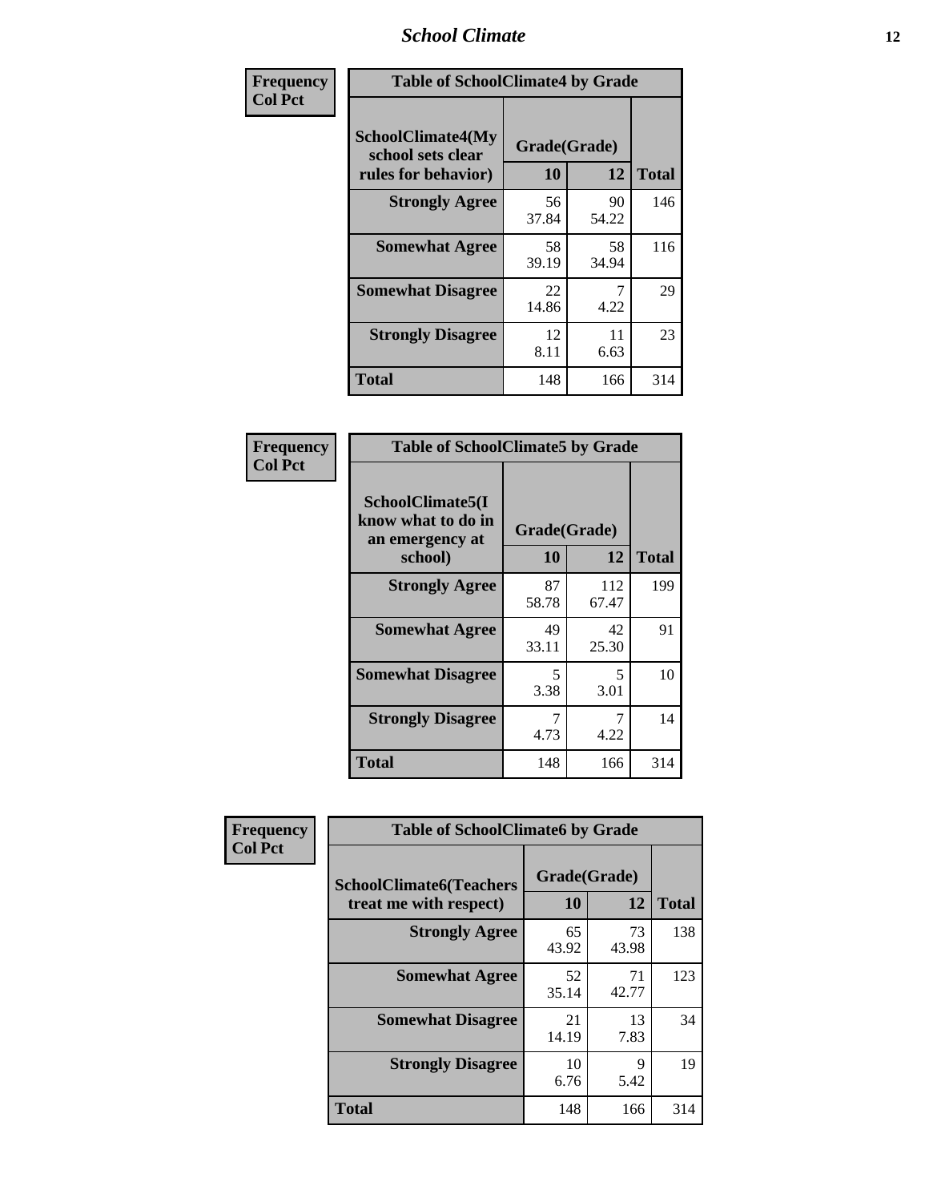# School Climate

| Frequency Col Pct | Table of SchoolClimate4 by Grade | | |
|---|---|---|---|
| SchoolClimate4(My school sets clear rules for behavior) | Grade(Grade) | | |
| | 10 | 12 | Total |
| Strongly Agree | 56<br>37.84 | 90<br>54.22 | 146 |
| Somewhat Agree | 58<br>39.19 | 58<br>34.94 | 116 |
| Somewhat Disagree | 22<br>14.86 | 7<br>4.22 | 29 |
| Strongly Disagree | 12<br>8.11 | 11<br>6.63 | 23 |
| Total | 148 | 166 | 314 |

| Frequency Col Pct | Table of SchoolClimate5 by Grade | | |
|---|---|---|---|
| SchoolClimate5(I know what to do in an emergency at school) | Grade(Grade) | | |
| | 10 | 12 | Total |
| Strongly Agree | 87<br>58.78 | 112<br>67.47 | 199 |
| Somewhat Agree | 49<br>33.11 | 42<br>25.30 | 91 |
| Somewhat Disagree | 5<br>3.38 | 5<br>3.01 | 10 |
| Strongly Disagree | 7<br>4.73 | 7<br>4.22 | 14 |
| Total | 148 | 166 | 314 |

| Frequency Col Pct | Table of SchoolClimate6 by Grade | | |
|---|---|---|---|
| SchoolClimate6(Teachers treat me with respect) | Grade(Grade) | | |
| | 10 | 12 | Total |
| Strongly Agree | 65<br>43.92 | 73<br>43.98 | 138 |
| Somewhat Agree | 52<br>35.14 | 71<br>42.77 | 123 |
| Somewhat Disagree | 21<br>14.19 | 13<br>7.83 | 34 |
| Strongly Disagree | 10<br>6.76 | 9<br>5.42 | 19 |
| Total | 148 | 166 | 314 |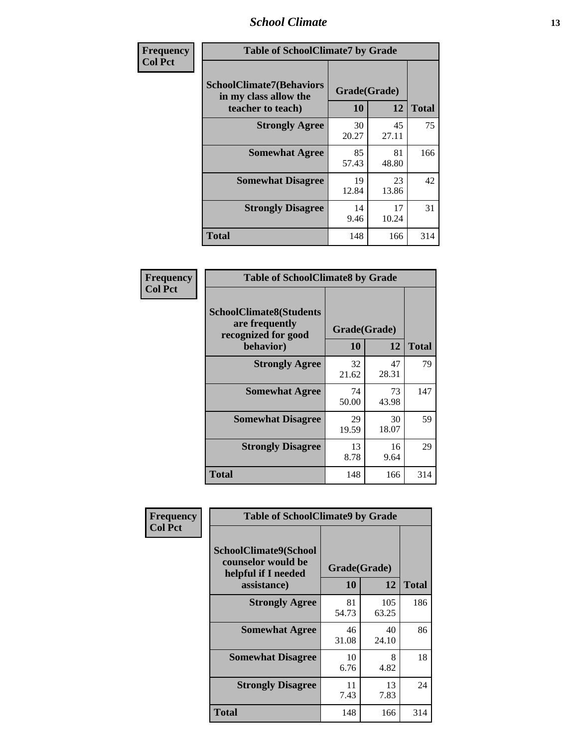| Frequency Col Pct |
|---|

**Table of SchoolClimate7 by Grade**

| SchoolClimate7(Behaviors in my class allow the teacher to teach) | Grade(Grade) | | Total |
|---|---|---|---|
| | 10 | 12 | |
| Strongly Agree | 30<br>20.27 | 45<br>27.11 | 75 |
| Somewhat Agree | 85<br>57.43 | 81<br>48.80 | 166 |
| Somewhat Disagree | 19<br>12.84 | 23<br>13.86 | 42 |
| Strongly Disagree | 14<br>9.46 | 17<br>10.24 | 31 |
| Total | 148 | 166 | 314 |

| Frequency Col Pct |
|---|

**Table of SchoolClimate8 by Grade**

| SchoolClimate8(Students are frequently recognized for good behavior) | Grade(Grade) | | Total |
|---|---|---|---|
| | 10 | 12 | |
| Strongly Agree | 32<br>21.62 | 47<br>28.31 | 79 |
| Somewhat Agree | 74<br>50.00 | 73<br>43.98 | 147 |
| Somewhat Disagree | 29<br>19.59 | 30<br>18.07 | 59 |
| Strongly Disagree | 13<br>8.78 | 16<br>9.64 | 29 |
| Total | 148 | 166 | 314 |

| Frequency Col Pct |
|---|

**Table of SchoolClimate9 by Grade**

| SchoolClimate9(School counselor would be helpful if I needed assistance) | Grade(Grade) | | Total |
|---|---|---|---|
| | 10 | 12 | |
| Strongly Agree | 81<br>54.73 | 105<br>63.25 | 186 |
| Somewhat Agree | 46<br>31.08 | 40<br>24.10 | 86 |
| Somewhat Disagree | 10<br>6.76 | 8<br>4.82 | 18 |
| Strongly Disagree | 11<br>7.43 | 13<br>7.83 | 24 |
| Total | 148 | 166 | 314 |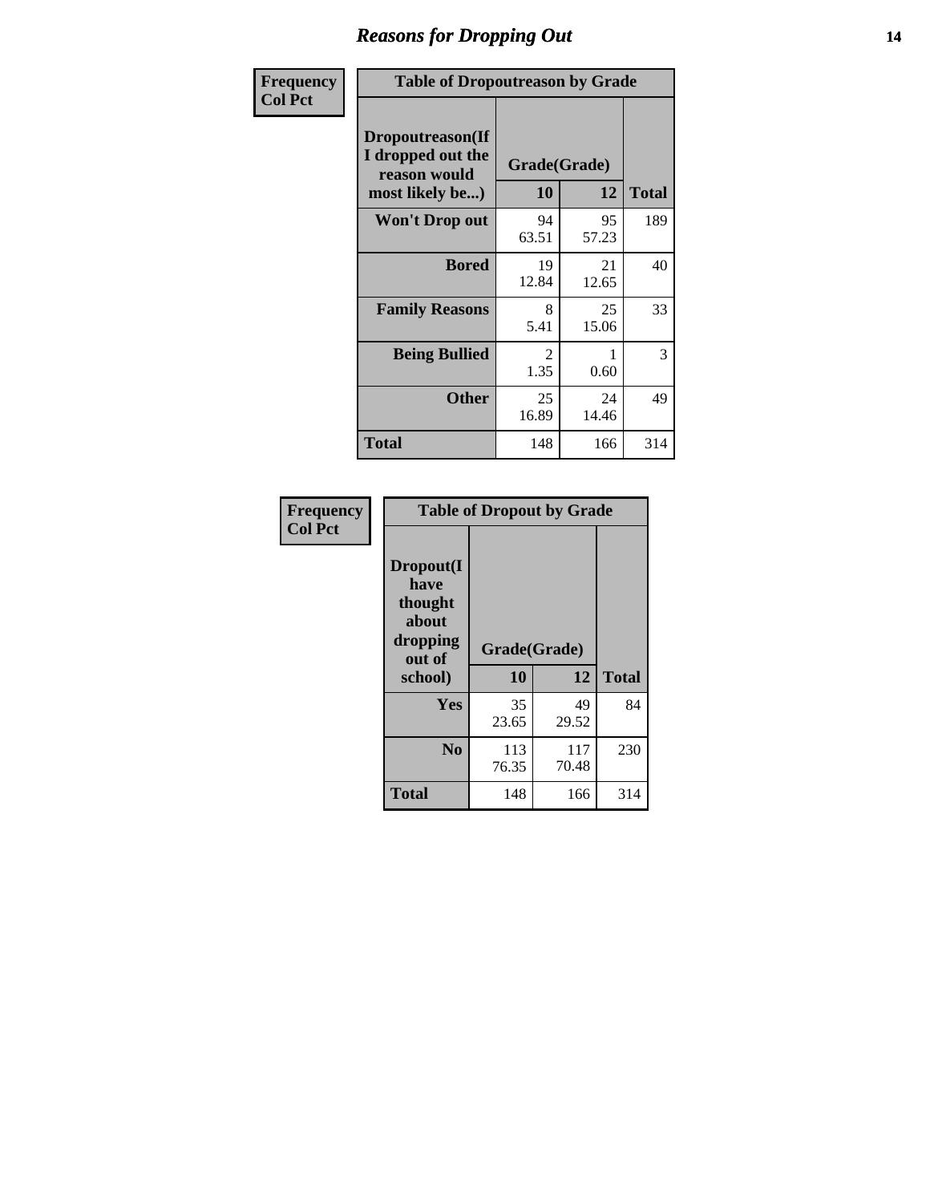# Reasons for Dropping Out

Frequency
Col Pct

**Table of Dropoutreason by Grade**

| Dropoutreason(If I dropped out the reason would most likely be...) | Grade(Grade) 10 | 12 | Total |
|---|---|---|---|
| **Won't Drop out** | 94<br>63.51 | 95<br>57.23 | 189 |
| **Bored** | 19<br>12.84 | 21<br>12.65 | 40 |
| **Family Reasons** | 8<br>5.41 | 25<br>15.06 | 33 |
| **Being Bullied** | 2<br>1.35 | 1<br>0.60 | 3 |
| **Other** | 25<br>16.89 | 24<br>14.46 | 49 |
| **Total** | 148 | 166 | 314 |

Frequency
Col Pct

**Table of Dropout by Grade**

| Dropout(I have thought about dropping out of school) | Grade(Grade) 10 | 12 | Total |
|---|---|---|---|
| **Yes** | 35<br>23.65 | 49<br>29.52 | 84 |
| **No** | 113<br>76.35 | 117<br>70.48 | 230 |
| **Total** | 148 | 166 | 314 |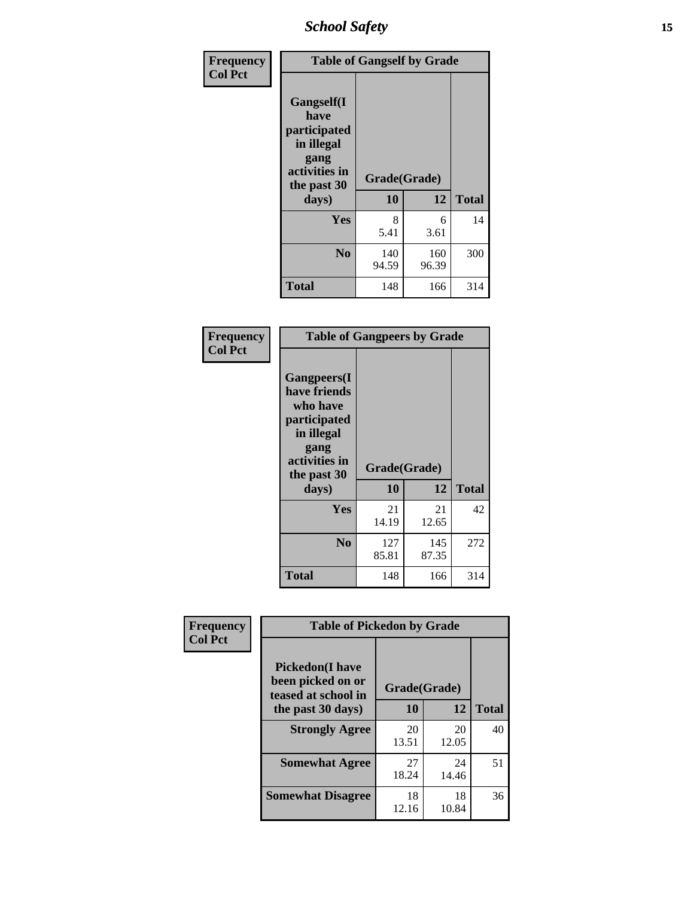| Frequency Col Pct | Table of Gangself by Grade | | |
|---|---|---|---|
| Gangself(I have participated in illegal gang activities in the past 30 days) | Grade(Grade) | | |
| | 10 | 12 | Total |
| Yes | 8<br>5.41 | 6<br>3.61 | 14 |
| No | 140<br>94.59 | 160<br>96.39 | 300 |
| Total | 148 | 166 | 314 |

| Frequency Col Pct | Table of Gangpeers by Grade | | |
|---|---|---|---|
| Gangpeers(I have friends who have participated in illegal gang activities in the past 30 days) | Grade(Grade) | | |
| | 10 | 12 | Total |
| Yes | 21<br>14.19 | 21<br>12.65 | 42 |
| No | 127<br>85.81 | 145<br>87.35 | 272 |
| Total | 148 | 166 | 314 |

| Frequency Col Pct | Table of Pickedon by Grade | | |
|---|---|---|---|
| Pickedon(I have been picked on or teased at school in the past 30 days) | Grade(Grade) | | |
| | 10 | 12 | Total |
| Strongly Agree | 20<br>13.51 | 20<br>12.05 | 40 |
| Somewhat Agree | 27<br>18.24 | 24<br>14.46 | 51 |
| Somewhat Disagree | 18<br>12.16 | 18<br>10.84 | 36 |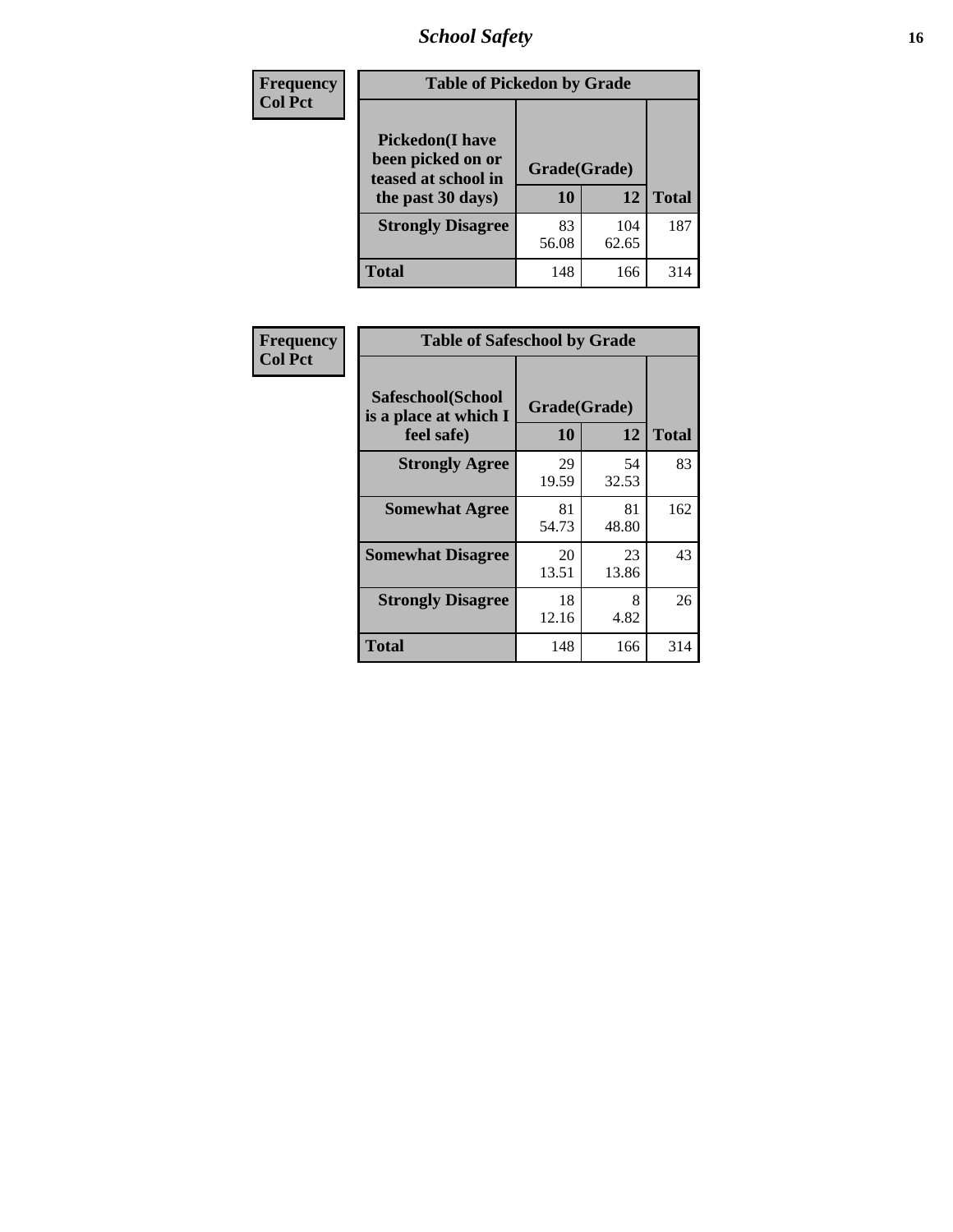| Frequency<br>Col Pct | | | |
|---|---|---|---|

**Table of Pickedon by Grade**

| Pickedon(I have been picked on or teased at school in the past 30 days) | Grade(Grade) | | Total |
|---|---|---|---|
| | 10 | 12 | |
| **Strongly Disagree** | 83<br>56.08 | 104<br>62.65 | 187 |
| **Total** | 148 | 166 | 314 |

| Frequency<br>Col Pct | | | |
|---|---|---|---|

**Table of Safeschool by Grade**

| Safeschool(School is a place at which I feel safe) | Grade(Grade) | | Total |
|---|---|---|---|
| | 10 | 12 | |
| **Strongly Agree** | 29<br>19.59 | 54<br>32.53 | 83 |
| **Somewhat Agree** | 81<br>54.73 | 81<br>48.80 | 162 |
| **Somewhat Disagree** | 20<br>13.51 | 23<br>13.86 | 43 |
| **Strongly Disagree** | 18<br>12.16 | 8<br>4.82 | 26 |
| **Total** | 148 | 166 | 314 |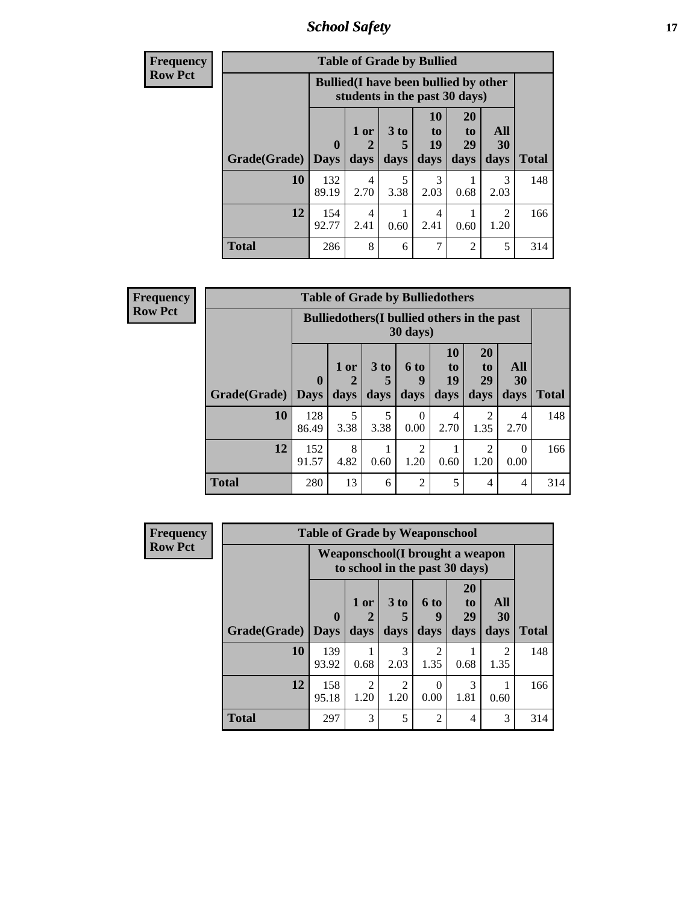| Frequency |
|---|
| Row Pct |

| Table of Grade by Bullied | | | | | | | |
|---|---|---|---|---|---|---|---|
| | Bullied(I have been bullied by other students in the past 30 days) | | | | | | |
| Grade(Grade) | 0 Days | 1 or 2 days | 3 to 5 days | 10 to 19 days | 20 to 29 days | All 30 days | Total |
| 10 | 132<br>89.19 | 4<br>2.70 | 5<br>3.38 | 3<br>2.03 | 1<br>0.68 | 3<br>2.03 | 148 |
| 12 | 154<br>92.77 | 4<br>2.41 | 1<br>0.60 | 4<br>2.41 | 1<br>0.60 | 2<br>1.20 | 166 |
| Total | 286 | 8 | 6 | 7 | 2 | 5 | 314 |

| Frequency |
|---|
| Row Pct |

| Table of Grade by Bulliedothers | | | | | | | | |
|---|---|---|---|---|---|---|---|---|
| | Bulliedothers(I bullied others in the past 30 days) | | | | | | | |
| Grade(Grade) | 0 Days | 1 or 2 days | 3 to 5 days | 6 to 9 days | 10 to 19 days | 20 to 29 days | All 30 days | Total |
| 10 | 128<br>86.49 | 5<br>3.38 | 5<br>3.38 | 0<br>0.00 | 4<br>2.70 | 2<br>1.35 | 4<br>2.70 | 148 |
| 12 | 152<br>91.57 | 8<br>4.82 | 1<br>0.60 | 2<br>1.20 | 1<br>0.60 | 2<br>1.20 | 0<br>0.00 | 166 |
| Total | 280 | 13 | 6 | 2 | 5 | 4 | 4 | 314 |

| Frequency |
|---|
| Row Pct |

| Table of Grade by Weaponschool | | | | | | | |
|---|---|---|---|---|---|---|---|
| | Weaponschool(I brought a weapon to school in the past 30 days) | | | | | | |
| Grade(Grade) | 0 Days | 1 or 2 days | 3 to 5 days | 6 to 9 days | 20 to 29 days | All 30 days | Total |
| 10 | 139<br>93.92 | 1<br>0.68 | 3<br>2.03 | 2<br>1.35 | 1<br>0.68 | 2<br>1.35 | 148 |
| 12 | 158<br>95.18 | 2<br>1.20 | 2<br>1.20 | 0<br>0.00 | 3<br>1.81 | 1<br>0.60 | 166 |
| Total | 297 | 3 | 5 | 2 | 4 | 3 | 314 |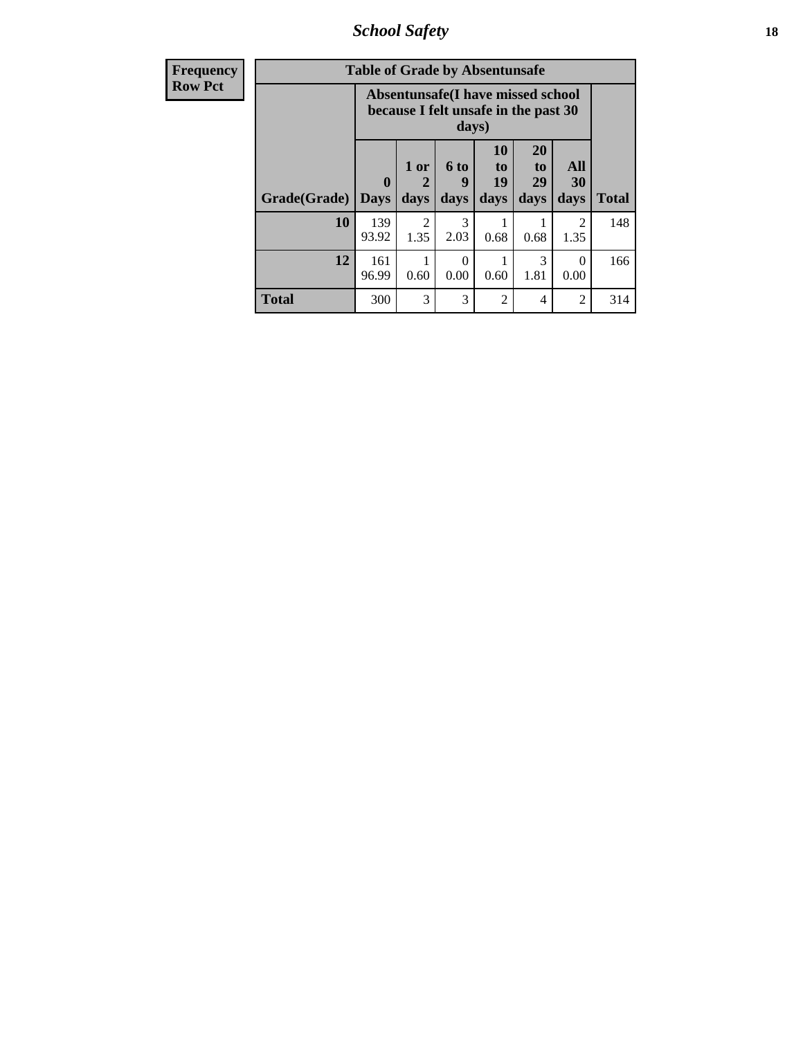| Frequency<br>Row Pct |
|---|

| Table of Grade by Absentunsafe | | | | | | | |
|---|---|---|---|---|---|---|---|
| | Absentunsafe(I have missed school because I felt unsafe in the past 30 days) | | | | | | |
| Grade(Grade) | 0 Days | 1 or 2 days | 6 to 9 days | 10 to 19 days | 20 to 29 days | All 30 days | Total |
| 10 | 139<br>93.92 | 2<br>1.35 | 3<br>2.03 | 1<br>0.68 | 1<br>0.68 | 2<br>1.35 | 148 |
| 12 | 161<br>96.99 | 1<br>0.60 | 0<br>0.00 | 1<br>0.60 | 3<br>1.81 | 0<br>0.00 | 166 |
| Total | 300 | 3 | 3 | 2 | 4 | 2 | 314 |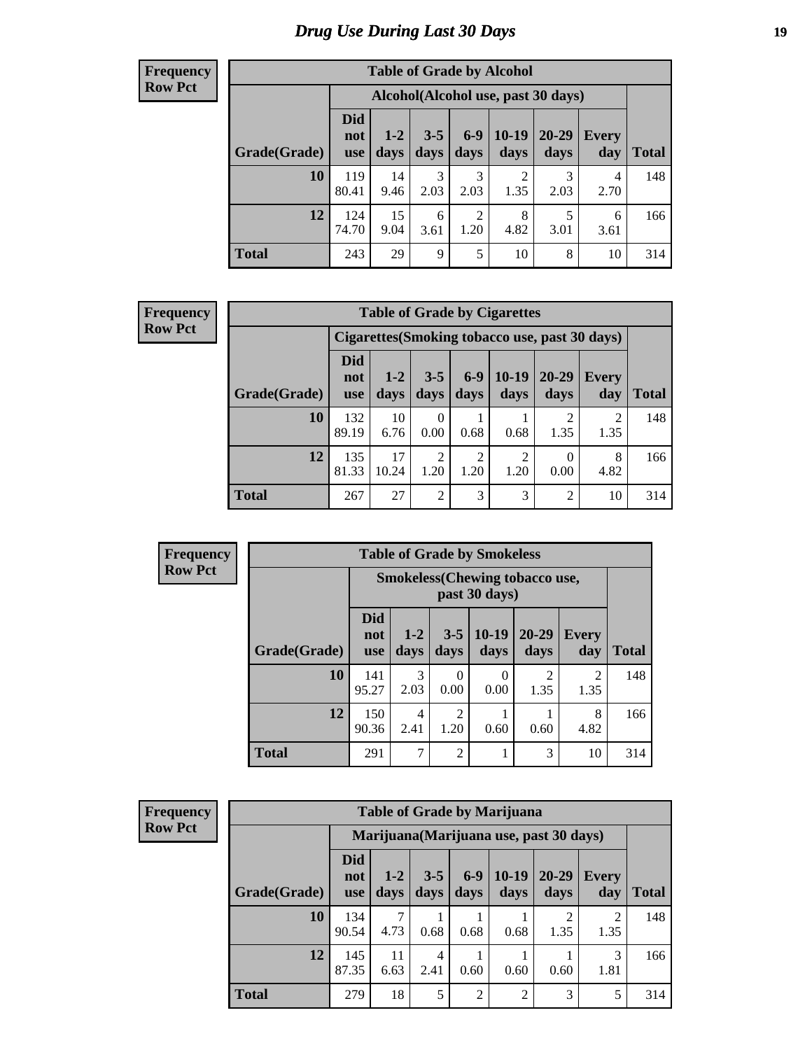# Drug Use During Last 30 Days

**Frequency**
**Row Pct**

| Table of Grade by Alcohol | | | | | | | | |
|---|---|---|---|---|---|---|---|---|
| | Alcohol(Alcohol use, past 30 days) | | | | | | | |
| Grade(Grade) | Did not use | 1-2 days | 3-5 days | 6-9 days | 10-19 days | 20-29 days | Every day | Total |
| **10** | 119<br>80.41 | 14<br>9.46 | 3<br>2.03 | 3<br>2.03 | 2<br>1.35 | 3<br>2.03 | 4<br>2.70 | 148 |
| **12** | 124<br>74.70 | 15<br>9.04 | 6<br>3.61 | 2<br>1.20 | 8<br>4.82 | 5<br>3.01 | 6<br>3.61 | 166 |
| **Total** | 243 | 29 | 9 | 5 | 10 | 8 | 10 | 314 |

**Frequency**
**Row Pct**

| Table of Grade by Cigarettes | | | | | | | | |
|---|---|---|---|---|---|---|---|---|
| | Cigarettes(Smoking tobacco use, past 30 days) | | | | | | | |
| Grade(Grade) | Did not use | 1-2 days | 3-5 days | 6-9 days | 10-19 days | 20-29 days | Every day | Total |
| **10** | 132<br>89.19 | 10<br>6.76 | 0<br>0.00 | 1<br>0.68 | 1<br>0.68 | 2<br>1.35 | 2<br>1.35 | 148 |
| **12** | 135<br>81.33 | 17<br>10.24 | 2<br>1.20 | 2<br>1.20 | 2<br>1.20 | 0<br>0.00 | 8<br>4.82 | 166 |
| **Total** | 267 | 27 | 2 | 3 | 3 | 2 | 10 | 314 |

**Frequency**
**Row Pct**

| Table of Grade by Smokeless | | | | | | | |
|---|---|---|---|---|---|---|---|
| | Smokeless(Chewing tobacco use, past 30 days) | | | | | | |
| Grade(Grade) | Did not use | 1-2 days | 3-5 days | 10-19 days | 20-29 days | Every day | Total |
| **10** | 141<br>95.27 | 3<br>2.03 | 0<br>0.00 | 0<br>0.00 | 2<br>1.35 | 2<br>1.35 | 148 |
| **12** | 150<br>90.36 | 4<br>2.41 | 2<br>1.20 | 1<br>0.60 | 1<br>0.60 | 8<br>4.82 | 166 |
| **Total** | 291 | 7 | 2 | 1 | 3 | 10 | 314 |

**Frequency**
**Row Pct**

| Table of Grade by Marijuana | | | | | | | | |
|---|---|---|---|---|---|---|---|---|
| | Marijuana(Marijuana use, past 30 days) | | | | | | | |
| Grade(Grade) | Did not use | 1-2 days | 3-5 days | 6-9 days | 10-19 days | 20-29 days | Every day | Total |
| **10** | 134<br>90.54 | 7<br>4.73 | 1<br>0.68 | 1<br>0.68 | 1<br>0.68 | 2<br>1.35 | 2<br>1.35 | 148 |
| **12** | 145<br>87.35 | 11<br>6.63 | 4<br>2.41 | 1<br>0.60 | 1<br>0.60 | 1<br>0.60 | 3<br>1.81 | 166 |
| **Total** | 279 | 18 | 5 | 2 | 2 | 3 | 5 | 314 |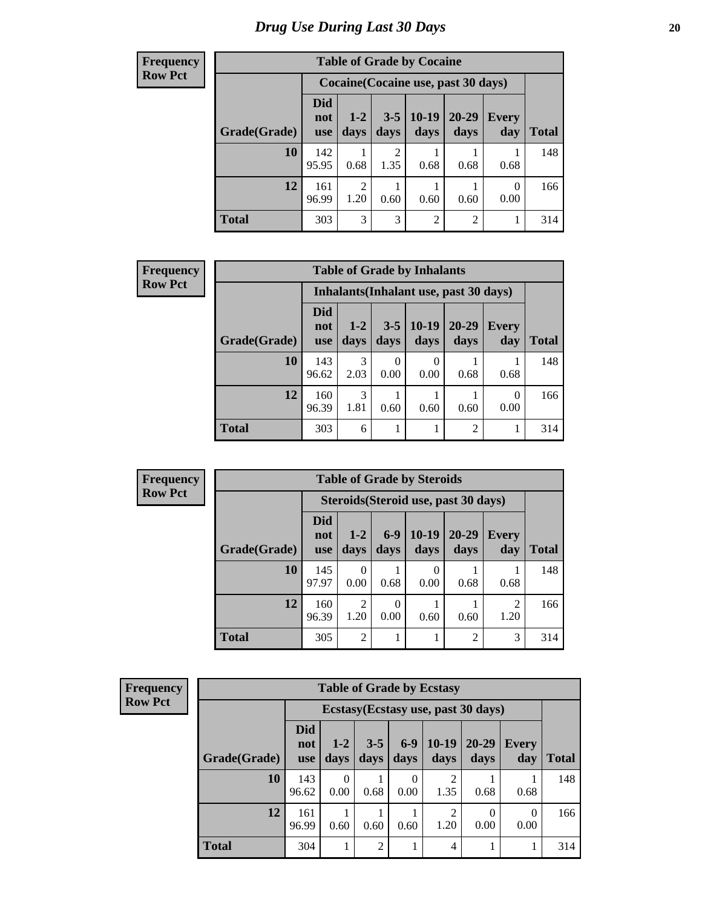# Drug Use During Last 30 Days

**Frequency**
**Row Pct**

| Table of Grade by Cocaine | | | | | | | |
|---|---|---|---|---|---|---|---|
| | Cocaine(Cocaine use, past 30 days) | | | | | | |
| Grade(Grade) | Did not use | 1-2 days | 3-5 days | 10-19 days | 20-29 days | Every day | Total |
| **10** | 142<br>95.95 | 1<br>0.68 | 2<br>1.35 | 1<br>0.68 | 1<br>0.68 | 1<br>0.68 | 148 |
| **12** | 161<br>96.99 | 2<br>1.20 | 1<br>0.60 | 1<br>0.60 | 1<br>0.60 | 0<br>0.00 | 166 |
| **Total** | 303 | 3 | 3 | 2 | 2 | 1 | 314 |

**Frequency**
**Row Pct**

| Table of Grade by Inhalants | | | | | | | |
|---|---|---|---|---|---|---|---|
| | Inhalants(Inhalant use, past 30 days) | | | | | | |
| Grade(Grade) | Did not use | 1-2 days | 3-5 days | 10-19 days | 20-29 days | Every day | Total |
| **10** | 143<br>96.62 | 3<br>2.03 | 0<br>0.00 | 0<br>0.00 | 1<br>0.68 | 1<br>0.68 | 148 |
| **12** | 160<br>96.39 | 3<br>1.81 | 1<br>0.60 | 1<br>0.60 | 1<br>0.60 | 0<br>0.00 | 166 |
| **Total** | 303 | 6 | 1 | 1 | 2 | 1 | 314 |

**Frequency**
**Row Pct**

| Table of Grade by Steroids | | | | | | | |
|---|---|---|---|---|---|---|---|
| | Steroids(Steroid use, past 30 days) | | | | | | |
| Grade(Grade) | Did not use | 1-2 days | 6-9 days | 10-19 days | 20-29 days | Every day | Total |
| **10** | 145<br>97.97 | 0<br>0.00 | 1<br>0.68 | 0<br>0.00 | 1<br>0.68 | 1<br>0.68 | 148 |
| **12** | 160<br>96.39 | 2<br>1.20 | 0<br>0.00 | 1<br>0.60 | 1<br>0.60 | 2<br>1.20 | 166 |
| **Total** | 305 | 2 | 1 | 1 | 2 | 3 | 314 |

**Frequency**
**Row Pct**

| Table of Grade by Ecstasy | | | | | | | | |
|---|---|---|---|---|---|---|---|---|
| | Ecstasy(Ecstasy use, past 30 days) | | | | | | | |
| Grade(Grade) | Did not use | 1-2 days | 3-5 days | 6-9 days | 10-19 days | 20-29 days | Every day | Total |
| **10** | 143<br>96.62 | 0<br>0.00 | 1<br>0.68 | 0<br>0.00 | 2<br>1.35 | 1<br>0.68 | 1<br>0.68 | 148 |
| **12** | 161<br>96.99 | 1<br>0.60 | 1<br>0.60 | 1<br>0.60 | 2<br>1.20 | 0<br>0.00 | 0<br>0.00 | 166 |
| **Total** | 304 | 1 | 2 | 1 | 4 | 1 | 1 | 314 |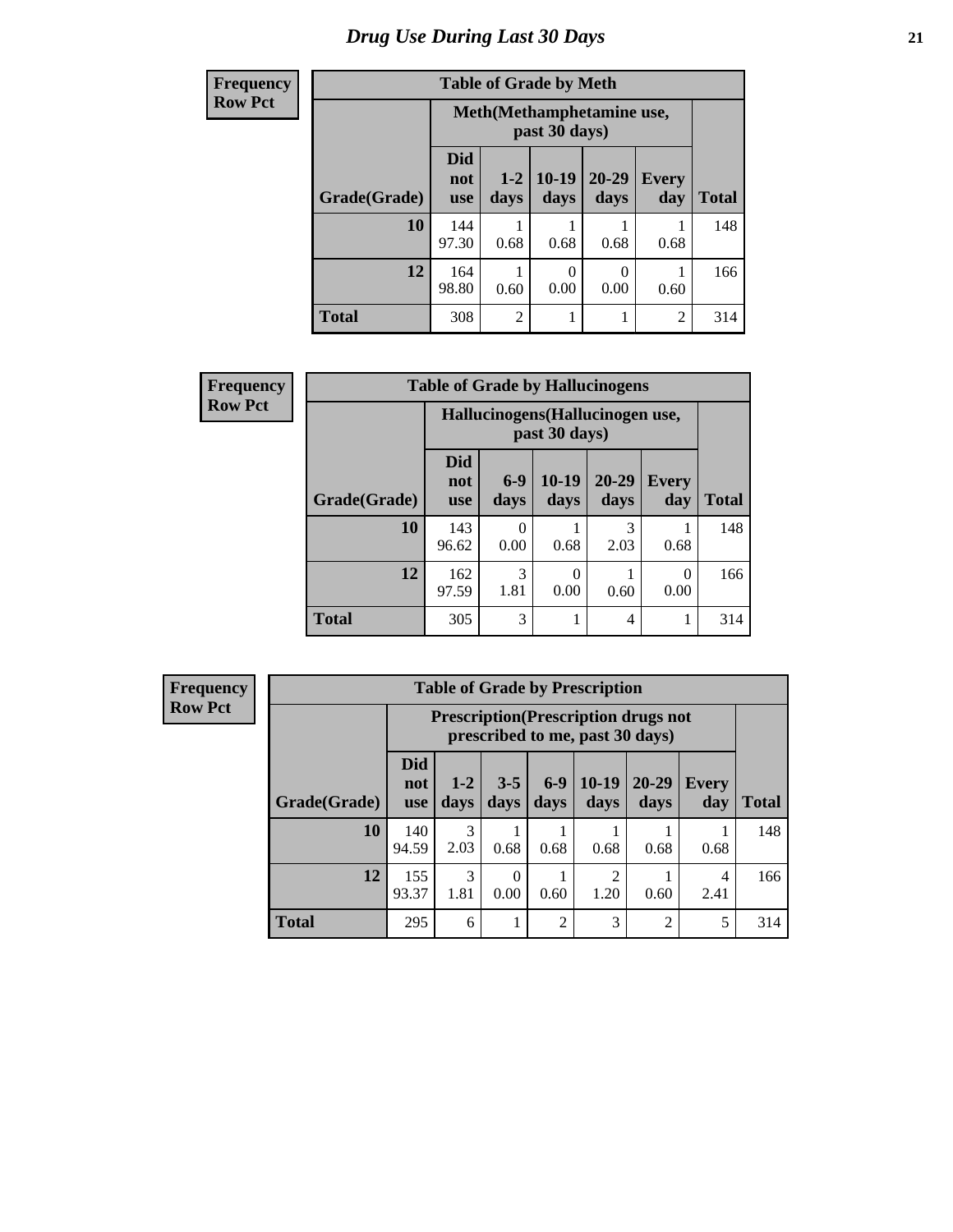# Drug Use During Last 30 Days

**Frequency**
**Row Pct**

| Table of Grade by Meth | | | | | | |
|---|---|---|---|---|---|---|
| | Meth(Methamphetamine use, past 30 days) | | | | | |
| Grade(Grade) | Did not use | 1-2 days | 10-19 days | 20-29 days | Every day | Total |
| 10 | 144<br>97.30 | 1<br>0.68 | 1<br>0.68 | 1<br>0.68 | 1<br>0.68 | 148 |
| 12 | 164<br>98.80 | 1<br>0.60 | 0<br>0.00 | 0<br>0.00 | 1<br>0.60 | 166 |
| Total | 308 | 2 | 1 | 1 | 2 | 314 |

**Frequency**
**Row Pct**

| Table of Grade by Hallucinogens | | | | | | |
|---|---|---|---|---|---|---|
| | Hallucinogens(Hallucinogen use, past 30 days) | | | | | |
| Grade(Grade) | Did not use | 6-9 days | 10-19 days | 20-29 days | Every day | Total |
| 10 | 143<br>96.62 | 0<br>0.00 | 1<br>0.68 | 3<br>2.03 | 1<br>0.68 | 148 |
| 12 | 162<br>97.59 | 3<br>1.81 | 0<br>0.00 | 1<br>0.60 | 0<br>0.00 | 166 |
| Total | 305 | 3 | 1 | 4 | 1 | 314 |

**Frequency**
**Row Pct**

| Table of Grade by Prescription | | | | | | | | |
|---|---|---|---|---|---|---|---|---|
| | Prescription(Prescription drugs not prescribed to me, past 30 days) | | | | | | | |
| Grade(Grade) | Did not use | 1-2 days | 3-5 days | 6-9 days | 10-19 days | 20-29 days | Every day | Total |
| 10 | 140<br>94.59 | 3<br>2.03 | 1<br>0.68 | 1<br>0.68 | 1<br>0.68 | 1<br>0.68 | 1<br>0.68 | 148 |
| 12 | 155<br>93.37 | 3<br>1.81 | 0<br>0.00 | 1<br>0.60 | 2<br>1.20 | 1<br>0.60 | 4<br>2.41 | 166 |
| Total | 295 | 6 | 1 | 2 | 3 | 2 | 5 | 314 |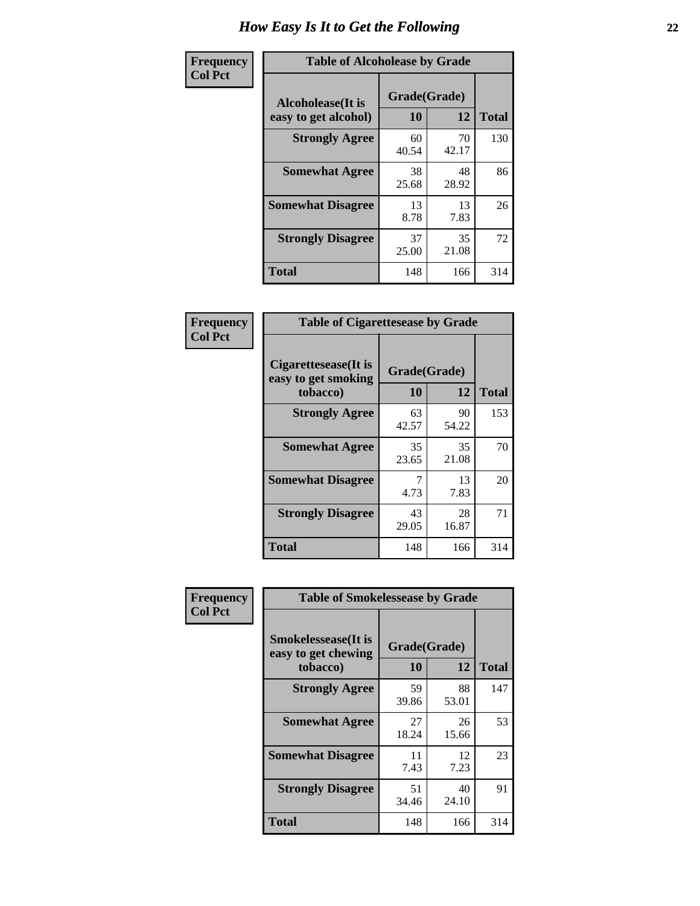# How Easy Is It to Get the Following

**Frequency**
**Col Pct**

**Table of Alcoholease by Grade**

| Alcoholease(It is easy to get alcohol) | Grade(Grade) | | Total |
|---|---|---|---|
| | 10 | 12 | |
| **Strongly Agree** | 60<br>40.54 | 70<br>42.17 | 130 |
| **Somewhat Agree** | 38<br>25.68 | 48<br>28.92 | 86 |
| **Somewhat Disagree** | 13<br>8.78 | 13<br>7.83 | 26 |
| **Strongly Disagree** | 37<br>25.00 | 35<br>21.08 | 72 |
| **Total** | 148 | 166 | 314 |

**Frequency**
**Col Pct**

**Table of Cigarettesease by Grade**

| Cigarettesease(It is easy to get smoking tobacco) | Grade(Grade) | | Total |
|---|---|---|---|
| | 10 | 12 | |
| **Strongly Agree** | 63<br>42.57 | 90<br>54.22 | 153 |
| **Somewhat Agree** | 35<br>23.65 | 35<br>21.08 | 70 |
| **Somewhat Disagree** | 7<br>4.73 | 13<br>7.83 | 20 |
| **Strongly Disagree** | 43<br>29.05 | 28<br>16.87 | 71 |
| **Total** | 148 | 166 | 314 |

**Frequency**
**Col Pct**

**Table of Smokelessease by Grade**

| Smokelessease(It is easy to get chewing tobacco) | Grade(Grade) | | Total |
|---|---|---|---|
| | 10 | 12 | |
| **Strongly Agree** | 59<br>39.86 | 88<br>53.01 | 147 |
| **Somewhat Agree** | 27<br>18.24 | 26<br>15.66 | 53 |
| **Somewhat Disagree** | 11<br>7.43 | 12<br>7.23 | 23 |
| **Strongly Disagree** | 51<br>34.46 | 40<br>24.10 | 91 |
| **Total** | 148 | 166 | 314 |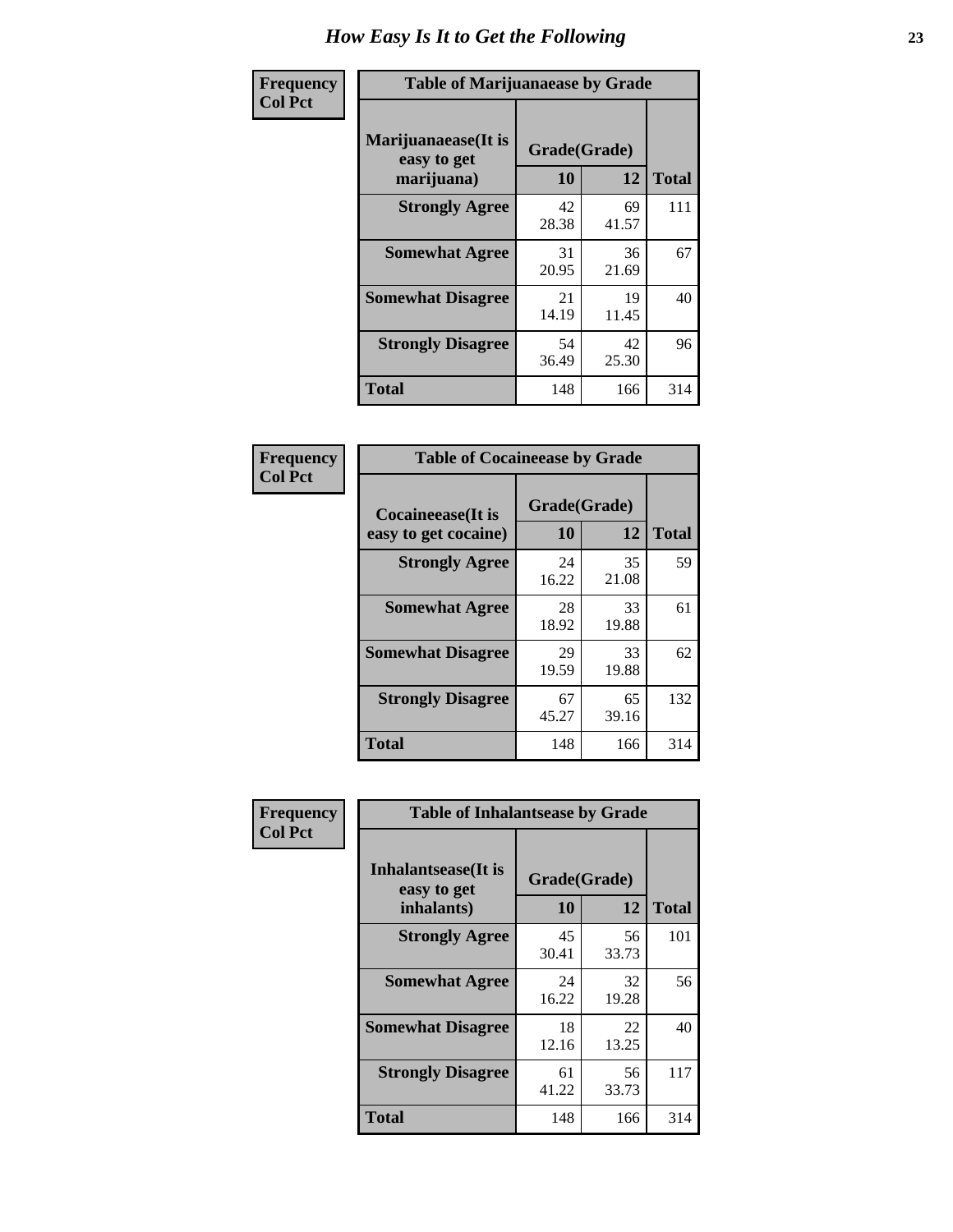# How Easy Is It to Get the Following

**Frequency**
**Col Pct**

**Table of Marijuanaease by Grade**

| Marijuanaease(It is easy to get marijuana) | Grade(Grade) | | Total |
|---|---|---|---|
| | 10 | 12 | |
| Strongly Agree | 42<br>28.38 | 69<br>41.57 | 111 |
| Somewhat Agree | 31<br>20.95 | 36<br>21.69 | 67 |
| Somewhat Disagree | 21<br>14.19 | 19<br>11.45 | 40 |
| Strongly Disagree | 54<br>36.49 | 42<br>25.30 | 96 |
| Total | 148 | 166 | 314 |

**Frequency**
**Col Pct**

**Table of Cocaineease by Grade**

| Cocaineease(It is easy to get cocaine) | Grade(Grade) | | Total |
|---|---|---|---|
| | 10 | 12 | |
| Strongly Agree | 24<br>16.22 | 35<br>21.08 | 59 |
| Somewhat Agree | 28<br>18.92 | 33<br>19.88 | 61 |
| Somewhat Disagree | 29<br>19.59 | 33<br>19.88 | 62 |
| Strongly Disagree | 67<br>45.27 | 65<br>39.16 | 132 |
| Total | 148 | 166 | 314 |

**Frequency**
**Col Pct**

**Table of Inhalantsease by Grade**

| Inhalantsease(It is easy to get inhalants) | Grade(Grade) | | Total |
|---|---|---|---|
| | 10 | 12 | |
| Strongly Agree | 45<br>30.41 | 56<br>33.73 | 101 |
| Somewhat Agree | 24<br>16.22 | 32<br>19.28 | 56 |
| Somewhat Disagree | 18<br>12.16 | 22<br>13.25 | 40 |
| Strongly Disagree | 61<br>41.22 | 56<br>33.73 | 117 |
| Total | 148 | 166 | 314 |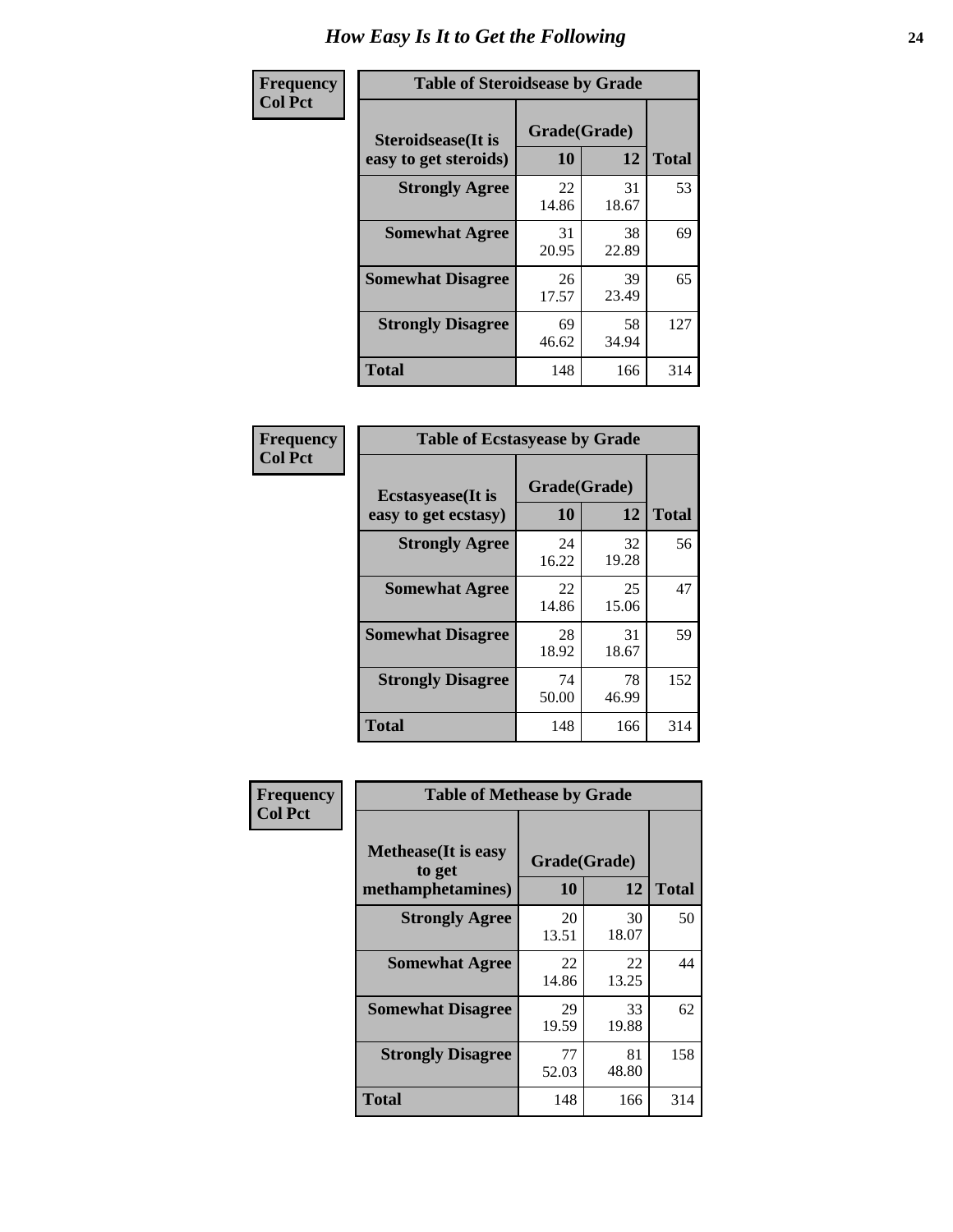# How Easy Is It to Get the Following

**Frequency**
**Col Pct**

**Table of Steroidsease by Grade**

| Steroidsease(It is easy to get steroids) | Grade(Grade) | | Total |
|---|---|---|---|
| | 10 | 12 | |
| **Strongly Agree** | 22<br>14.86 | 31<br>18.67 | 53 |
| **Somewhat Agree** | 31<br>20.95 | 38<br>22.89 | 69 |
| **Somewhat Disagree** | 26<br>17.57 | 39<br>23.49 | 65 |
| **Strongly Disagree** | 69<br>46.62 | 58<br>34.94 | 127 |
| **Total** | 148 | 166 | 314 |

**Frequency**
**Col Pct**

**Table of Ecstasyease by Grade**

| Ecstasyease(It is easy to get ecstasy) | Grade(Grade) | | Total |
|---|---|---|---|
| | 10 | 12 | |
| **Strongly Agree** | 24<br>16.22 | 32<br>19.28 | 56 |
| **Somewhat Agree** | 22<br>14.86 | 25<br>15.06 | 47 |
| **Somewhat Disagree** | 28<br>18.92 | 31<br>18.67 | 59 |
| **Strongly Disagree** | 74<br>50.00 | 78<br>46.99 | 152 |
| **Total** | 148 | 166 | 314 |

**Frequency**
**Col Pct**

**Table of Methease by Grade**

| Methease(It is easy to get methamphetamines) | Grade(Grade) | | Total |
|---|---|---|---|
| | 10 | 12 | |
| **Strongly Agree** | 20<br>13.51 | 30<br>18.07 | 50 |
| **Somewhat Agree** | 22<br>14.86 | 22<br>13.25 | 44 |
| **Somewhat Disagree** | 29<br>19.59 | 33<br>19.88 | 62 |
| **Strongly Disagree** | 77<br>52.03 | 81<br>48.80 | 158 |
| **Total** | 148 | 166 | 314 |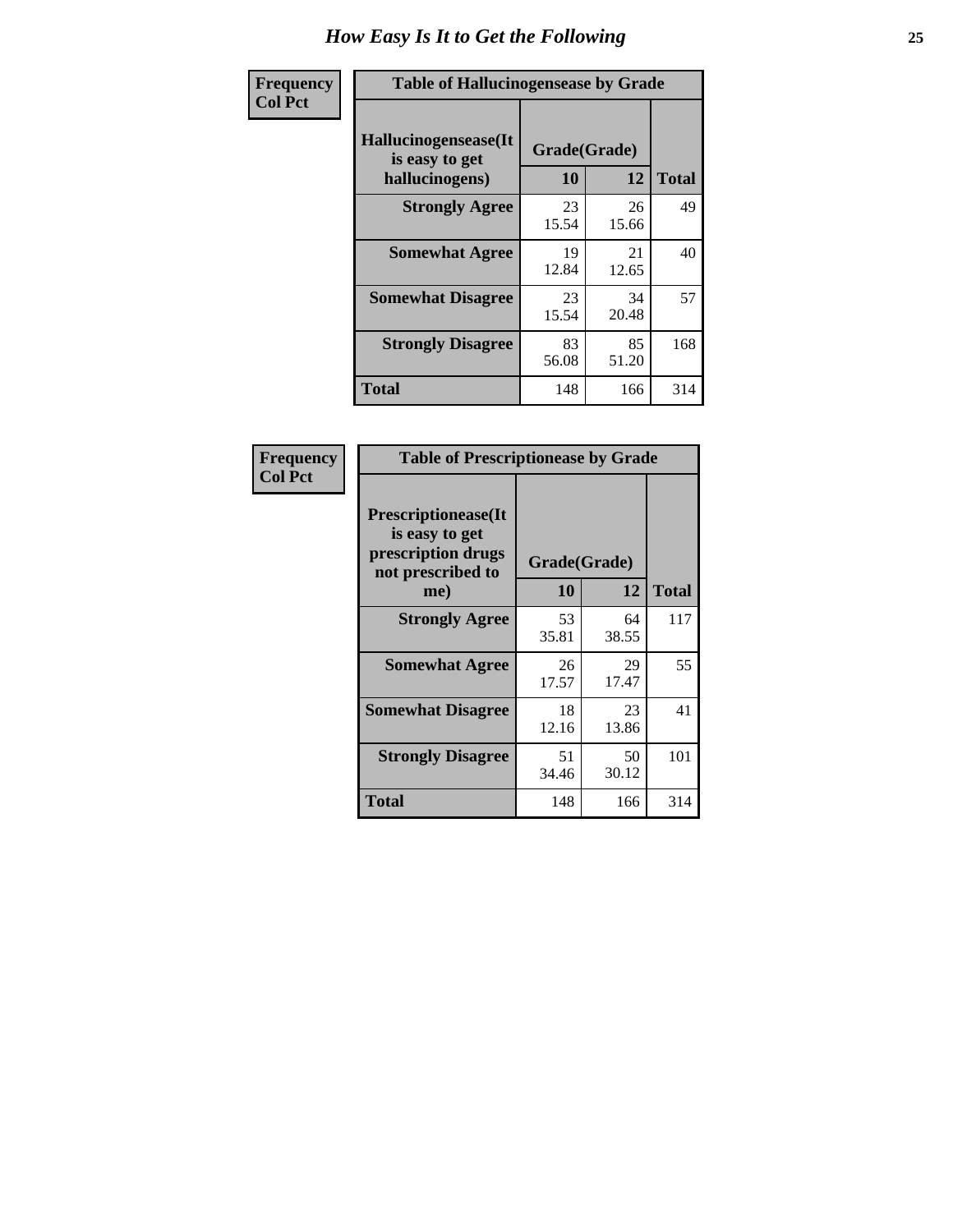# How Easy Is It to Get the Following

**Frequency**
**Col Pct**

| Table of Hallucinogensease by Grade | | | |
|---|---|---|---|
| Hallucinogensease(It is easy to get hallucinogens) | Grade(Grade) | | |
| | 10 | 12 | Total |
| **Strongly Agree** | 23<br>15.54 | 26<br>15.66 | 49 |
| **Somewhat Agree** | 19<br>12.84 | 21<br>12.65 | 40 |
| **Somewhat Disagree** | 23<br>15.54 | 34<br>20.48 | 57 |
| **Strongly Disagree** | 83<br>56.08 | 85<br>51.20 | 168 |
| **Total** | 148 | 166 | 314 |

**Frequency**
**Col Pct**

| Table of Prescriptionease by Grade | | | |
|---|---|---|---|
| Prescriptionease(It is easy to get prescription drugs not prescribed to me) | Grade(Grade) | | |
| | 10 | 12 | Total |
| **Strongly Agree** | 53<br>35.81 | 64<br>38.55 | 117 |
| **Somewhat Agree** | 26<br>17.57 | 29<br>17.47 | 55 |
| **Somewhat Disagree** | 18<br>12.16 | 23<br>13.86 | 41 |
| **Strongly Disagree** | 51<br>34.46 | 50<br>30.12 | 101 |
| **Total** | 148 | 166 | 314 |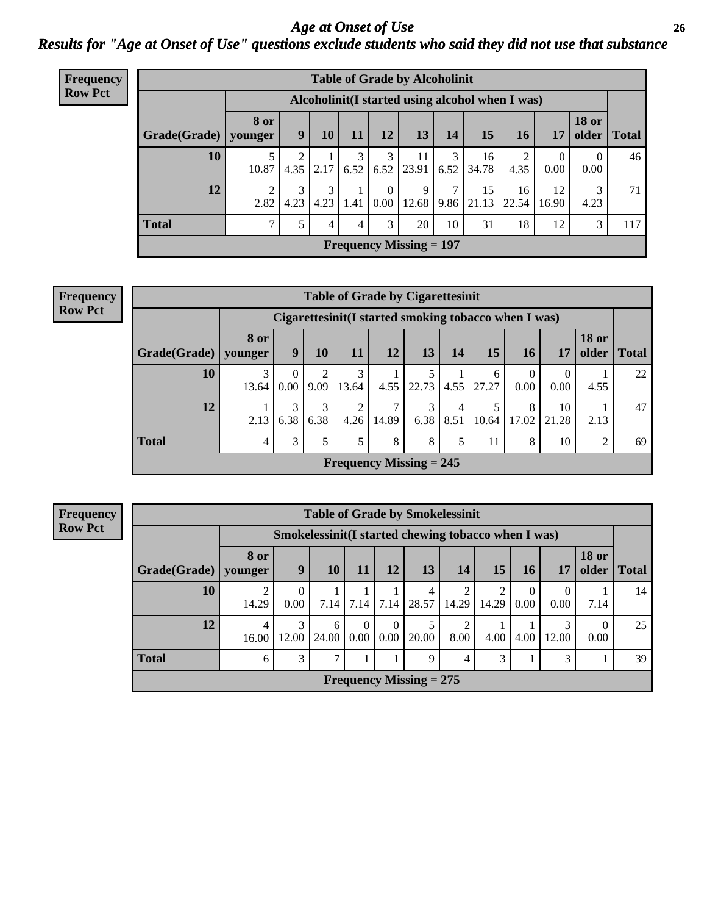# Age at Onset of Use

## Results for "Age at Onset of Use" questions exclude students who said they did not use that substance

**Frequency**
**Row Pct**

| Table of Grade by Alcoholinit | | | | | | | | | | | | |
|---|---|---|---|---|---|---|---|---|---|---|---|---|
| | Alcoholinit(I started using alcohol when I was) | | | | | | | | | | | |
| Grade(Grade) | 8 or younger | 9 | 10 | 11 | 12 | 13 | 14 | 15 | 16 | 17 | 18 or older | Total |
| 10 | 5<br>10.87 | 2<br>4.35 | 1<br>2.17 | 3<br>6.52 | 3<br>6.52 | 11<br>23.91 | 3<br>6.52 | 16<br>34.78 | 2<br>4.35 | 0<br>0.00 | 0<br>0.00 | 46 |
| 12 | 2<br>2.82 | 3<br>4.23 | 3<br>4.23 | 1<br>1.41 | 0<br>0.00 | 9<br>12.68 | 7<br>9.86 | 15<br>21.13 | 16<br>22.54 | 12<br>16.90 | 3<br>4.23 | 71 |
| Total | 7 | 5 | 4 | 4 | 3 | 20 | 10 | 31 | 18 | 12 | 3 | 117 |
| Frequency Missing = 197 | | | | | | | | | | | | |

**Frequency**
**Row Pct**

| Table of Grade by Cigarettesinit | | | | | | | | | | | | |
|---|---|---|---|---|---|---|---|---|---|---|---|---|
| | Cigarettesinit(I started smoking tobacco when I was) | | | | | | | | | | | |
| Grade(Grade) | 8 or younger | 9 | 10 | 11 | 12 | 13 | 14 | 15 | 16 | 17 | 18 or older | Total |
| 10 | 3<br>13.64 | 0<br>0.00 | 2<br>9.09 | 3<br>13.64 | 1<br>4.55 | 5<br>22.73 | 1<br>4.55 | 6<br>27.27 | 0<br>0.00 | 0<br>0.00 | 1<br>4.55 | 22 |
| 12 | 1<br>2.13 | 3<br>6.38 | 3<br>6.38 | 2<br>4.26 | 7<br>14.89 | 3<br>6.38 | 4<br>8.51 | 5<br>10.64 | 8<br>17.02 | 10<br>21.28 | 1<br>2.13 | 47 |
| Total | 4 | 3 | 5 | 5 | 8 | 8 | 5 | 11 | 8 | 10 | 2 | 69 |
| Frequency Missing = 245 | | | | | | | | | | | | |

**Frequency**
**Row Pct**

| Table of Grade by Smokelessinit | | | | | | | | | | | | |
|---|---|---|---|---|---|---|---|---|---|---|---|---|
| | Smokelessinit(I started chewing tobacco when I was) | | | | | | | | | | | |
| Grade(Grade) | 8 or younger | 9 | 10 | 11 | 12 | 13 | 14 | 15 | 16 | 17 | 18 or older | Total |
| 10 | 2<br>14.29 | 0<br>0.00 | 1<br>7.14 | 1<br>7.14 | 1<br>7.14 | 4<br>28.57 | 2<br>14.29 | 2<br>14.29 | 0<br>0.00 | 0<br>0.00 | 1<br>7.14 | 14 |
| 12 | 4<br>16.00 | 3<br>12.00 | 6<br>24.00 | 0<br>0.00 | 0<br>0.00 | 5<br>20.00 | 2<br>8.00 | 1<br>4.00 | 1<br>4.00 | 3<br>12.00 | 0<br>0.00 | 25 |
| Total | 6 | 3 | 7 | 1 | 1 | 9 | 4 | 3 | 1 | 3 | 1 | 39 |
| Frequency Missing = 275 | | | | | | | | | | | | |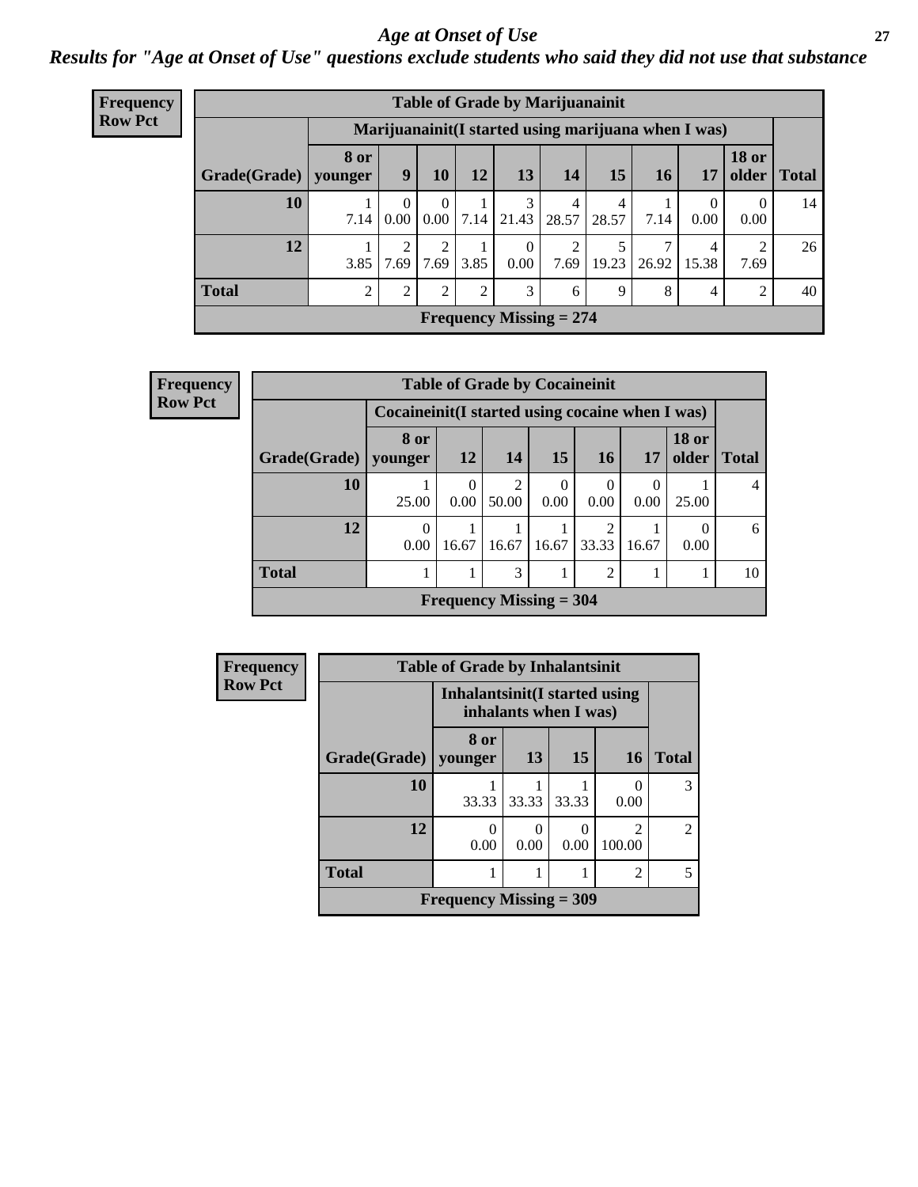# *Age at Onset of Use*

## *Results for "Age at Onset of Use" questions exclude students who said they did not use that substance*

**Frequency**
**Row Pct**

**Table of Grade by Marijuanainit**

| | Marijuanainit(I started using marijuana when I was) | | | | | | | | | | |
|---|---|---|---|---|---|---|---|---|---|---|---|
| **Grade(Grade)** | **8 or younger** | **9** | **10** | **12** | **13** | **14** | **15** | **16** | **17** | **18 or older** | **Total** |
| **10** | 1<br>7.14 | 0<br>0.00 | 0<br>0.00 | 1<br>7.14 | 3<br>21.43 | 4<br>28.57 | 4<br>28.57 | 1<br>7.14 | 0<br>0.00 | 0<br>0.00 | 14 |
| **12** | 1<br>3.85 | 2<br>7.69 | 2<br>7.69 | 1<br>3.85 | 0<br>0.00 | 2<br>7.69 | 5<br>19.23 | 7<br>26.92 | 4<br>15.38 | 2<br>7.69 | 26 |
| **Total** | 2 | 2 | 2 | 2 | 3 | 6 | 9 | 8 | 4 | 2 | 40 |

**Frequency Missing = 274**

**Frequency**
**Row Pct**

**Table of Grade by Cocaineinit**

| | Cocaineinit(I started using cocaine when I was) | | | | | | | |
|---|---|---|---|---|---|---|---|---|
| **Grade(Grade)** | **8 or younger** | **12** | **14** | **15** | **16** | **17** | **18 or older** | **Total** |
| **10** | 1<br>25.00 | 0<br>0.00 | 2<br>50.00 | 0<br>0.00 | 0<br>0.00 | 0<br>0.00 | 1<br>25.00 | 4 |
| **12** | 0<br>0.00 | 1<br>16.67 | 1<br>16.67 | 1<br>16.67 | 2<br>33.33 | 1<br>16.67 | 0<br>0.00 | 6 |
| **Total** | 1 | 1 | 3 | 1 | 2 | 1 | 1 | 10 |

**Frequency Missing = 304**

**Frequency**
**Row Pct**

**Table of Grade by Inhalantsinit**

| | Inhalantsinit(I started using inhalants when I was) | | | | |
|---|---|---|---|---|---|
| **Grade(Grade)** | **8 or younger** | **13** | **15** | **16** | **Total** |
| **10** | 1<br>33.33 | 1<br>33.33 | 1<br>33.33 | 0<br>0.00 | 3 |
| **12** | 0<br>0.00 | 0<br>0.00 | 0<br>0.00 | 2<br>100.00 | 2 |
| **Total** | 1 | 1 | 1 | 2 | 5 |

**Frequency Missing = 309**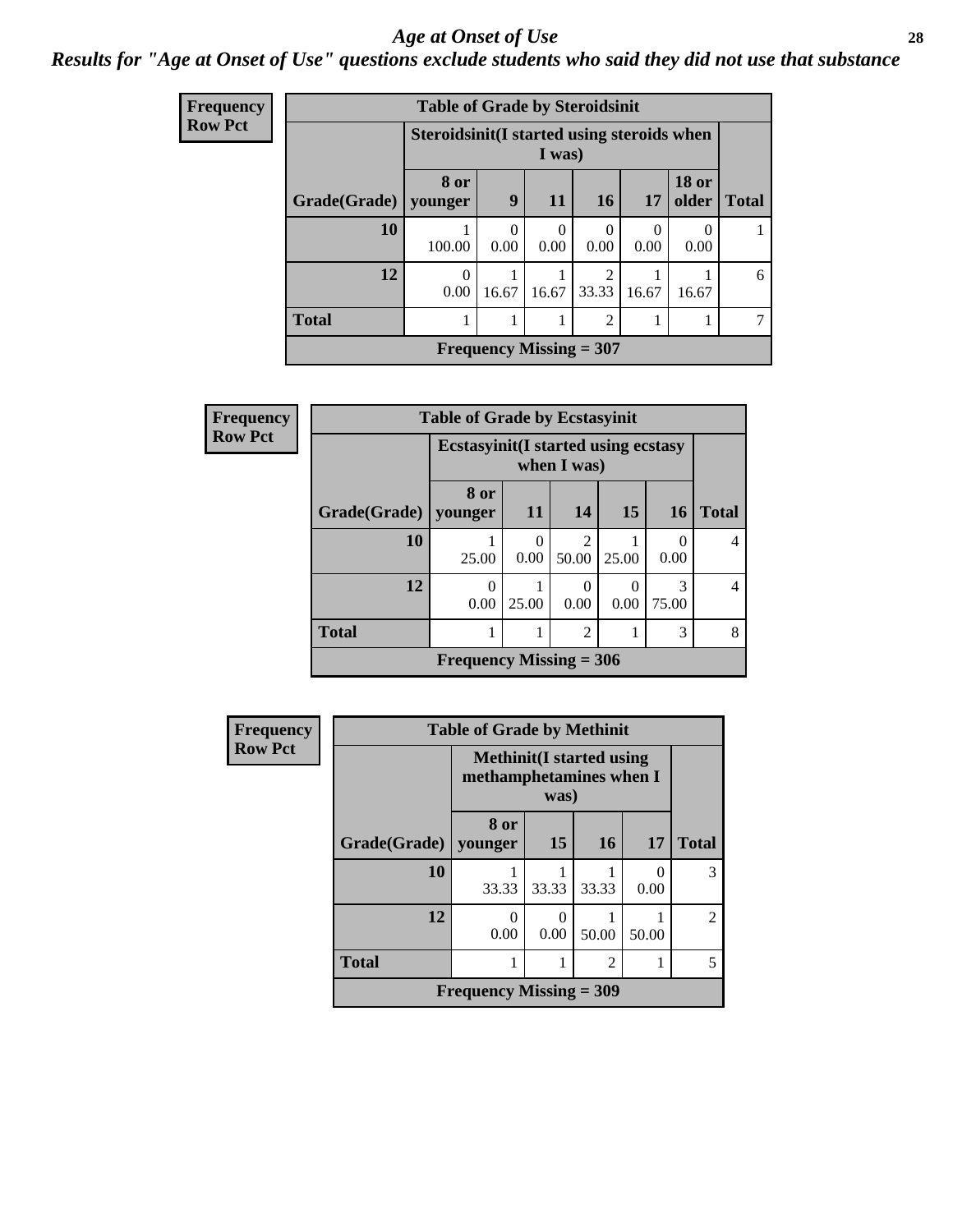# *Age at Onset of Use*

***Results for "Age at Onset of Use" questions exclude students who said they did not use that substance***

**Frequency**
**Row Pct**

**Table of Grade by Steroidsinit**

| | Steroidsinit(I started using steroids when I was) | | | | | | |
|---|---|---|---|---|---|---|---|
| Grade(Grade) | 8 or younger | 9 | 11 | 16 | 17 | 18 or older | Total |
| 10 | 1<br>100.00 | 0<br>0.00 | 0<br>0.00 | 0<br>0.00 | 0<br>0.00 | 0<br>0.00 | 1 |
| 12 | 0<br>0.00 | 1<br>16.67 | 1<br>16.67 | 2<br>33.33 | 1<br>16.67 | 1<br>16.67 | 6 |
| Total | 1 | 1 | 1 | 2 | 1 | 1 | 7 |

**Frequency Missing = 307**

**Frequency**
**Row Pct**

**Table of Grade by Ecstasyinit**

| | Ecstasyinit(I started using ecstasy when I was) | | | | | |
|---|---|---|---|---|---|---|
| Grade(Grade) | 8 or younger | 11 | 14 | 15 | 16 | Total |
| 10 | 1<br>25.00 | 0<br>0.00 | 2<br>50.00 | 1<br>25.00 | 0<br>0.00 | 4 |
| 12 | 0<br>0.00 | 1<br>25.00 | 0<br>0.00 | 0<br>0.00 | 3<br>75.00 | 4 |
| Total | 1 | 1 | 2 | 1 | 3 | 8 |

**Frequency Missing = 306**

**Frequency**
**Row Pct**

**Table of Grade by Methinit**

| | Methinit(I started using methamphetamines when I was) | | | | |
|---|---|---|---|---|---|
| Grade(Grade) | 8 or younger | 15 | 16 | 17 | Total |
| 10 | 1<br>33.33 | 1<br>33.33 | 1<br>33.33 | 0<br>0.00 | 3 |
| 12 | 0<br>0.00 | 0<br>0.00 | 1<br>50.00 | 1<br>50.00 | 2 |
| Total | 1 | 1 | 2 | 1 | 5 |

**Frequency Missing = 309**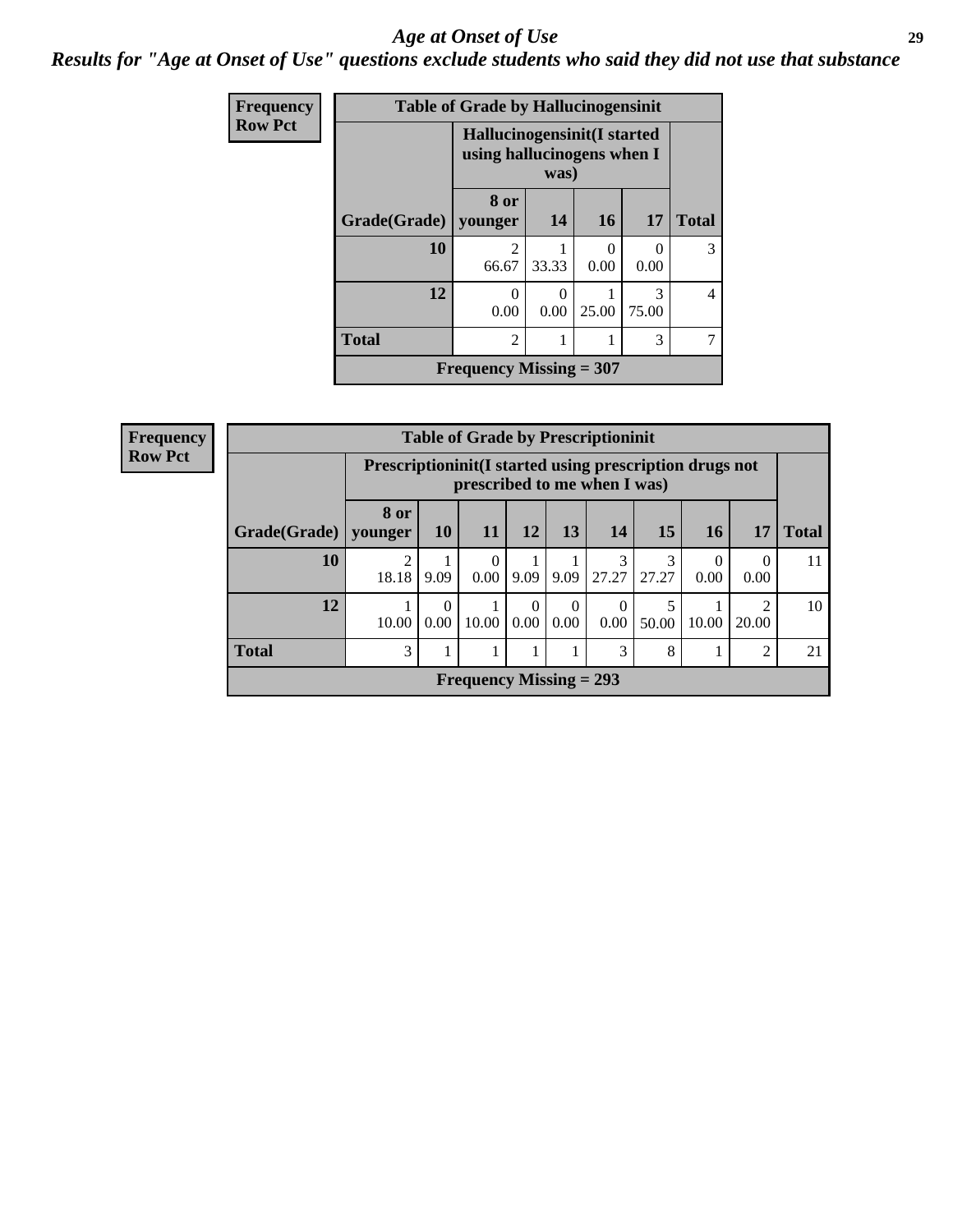# *Age at Onset of Use*

## *Results for "Age at Onset of Use" questions exclude students who said they did not use that substance*

**Frequency**
**Row Pct**

| Table of Grade by Hallucinogensinit | | | | | |
|---|---|---|---|---|---|
| | Hallucinogensinit(I started using hallucinogens when I was) | | | | |
| Grade(Grade) | 8 or younger | 14 | 16 | 17 | Total |
| 10 | 2<br>66.67 | 1<br>33.33 | 0<br>0.00 | 0<br>0.00 | 3 |
| 12 | 0<br>0.00 | 0<br>0.00 | 1<br>25.00 | 3<br>75.00 | 4 |
| Total | 2 | 1 | 1 | 3 | 7 |
| Frequency Missing = 307 | | | | | |

**Frequency**
**Row Pct**

| Table of Grade by Prescriptioninit | | | | | | | | | | |
|---|---|---|---|---|---|---|---|---|---|---|
| | Prescriptioninit(I started using prescription drugs not prescribed to me when I was) | | | | | | | | | |
| Grade(Grade) | 8 or younger | 10 | 11 | 12 | 13 | 14 | 15 | 16 | 17 | Total |
| 10 | 2<br>18.18 | 1<br>9.09 | 0<br>0.00 | 1<br>9.09 | 1<br>9.09 | 3<br>27.27 | 3<br>27.27 | 0<br>0.00 | 0<br>0.00 | 11 |
| 12 | 1<br>10.00 | 0<br>0.00 | 1<br>10.00 | 0<br>0.00 | 0<br>0.00 | 0<br>0.00 | 5<br>50.00 | 1<br>10.00 | 2<br>20.00 | 10 |
| Total | 3 | 1 | 1 | 1 | 1 | 3 | 8 | 1 | 2 | 21 |
| Frequency Missing = 293 | | | | | | | | | | |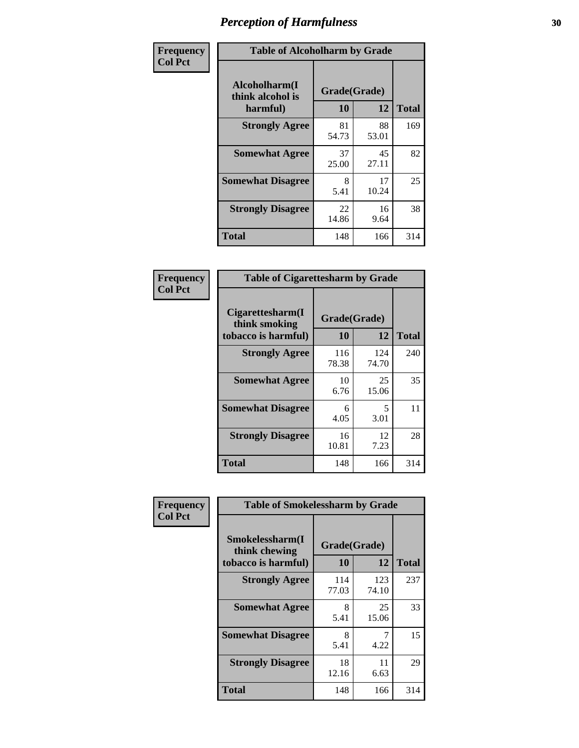# Perception of Harmfulness

| Frequency Col Pct |
|---|

**Table of Alcoholharm by Grade**

| Alcoholharm(I think alcohol is harmful) | Grade(Grade) 10 | 12 | Total |
|---|---|---|---|
| Strongly Agree | 81<br>54.73 | 88<br>53.01 | 169 |
| Somewhat Agree | 37<br>25.00 | 45<br>27.11 | 82 |
| Somewhat Disagree | 8<br>5.41 | 17<br>10.24 | 25 |
| Strongly Disagree | 22<br>14.86 | 16<br>9.64 | 38 |
| Total | 148 | 166 | 314 |

| Frequency Col Pct |
|---|

**Table of Cigarettesharm by Grade**

| Cigarettesharm(I think smoking tobacco is harmful) | Grade(Grade) 10 | 12 | Total |
|---|---|---|---|
| Strongly Agree | 116<br>78.38 | 124<br>74.70 | 240 |
| Somewhat Agree | 10<br>6.76 | 25<br>15.06 | 35 |
| Somewhat Disagree | 6<br>4.05 | 5<br>3.01 | 11 |
| Strongly Disagree | 16<br>10.81 | 12<br>7.23 | 28 |
| Total | 148 | 166 | 314 |

| Frequency Col Pct |
|---|

**Table of Smokelessharm by Grade**

| Smokelessharm(I think chewing tobacco is harmful) | Grade(Grade) 10 | 12 | Total |
|---|---|---|---|
| Strongly Agree | 114<br>77.03 | 123<br>74.10 | 237 |
| Somewhat Agree | 8<br>5.41 | 25<br>15.06 | 33 |
| Somewhat Disagree | 8<br>5.41 | 7<br>4.22 | 15 |
| Strongly Disagree | 18<br>12.16 | 11<br>6.63 | 29 |
| Total | 148 | 166 | 314 |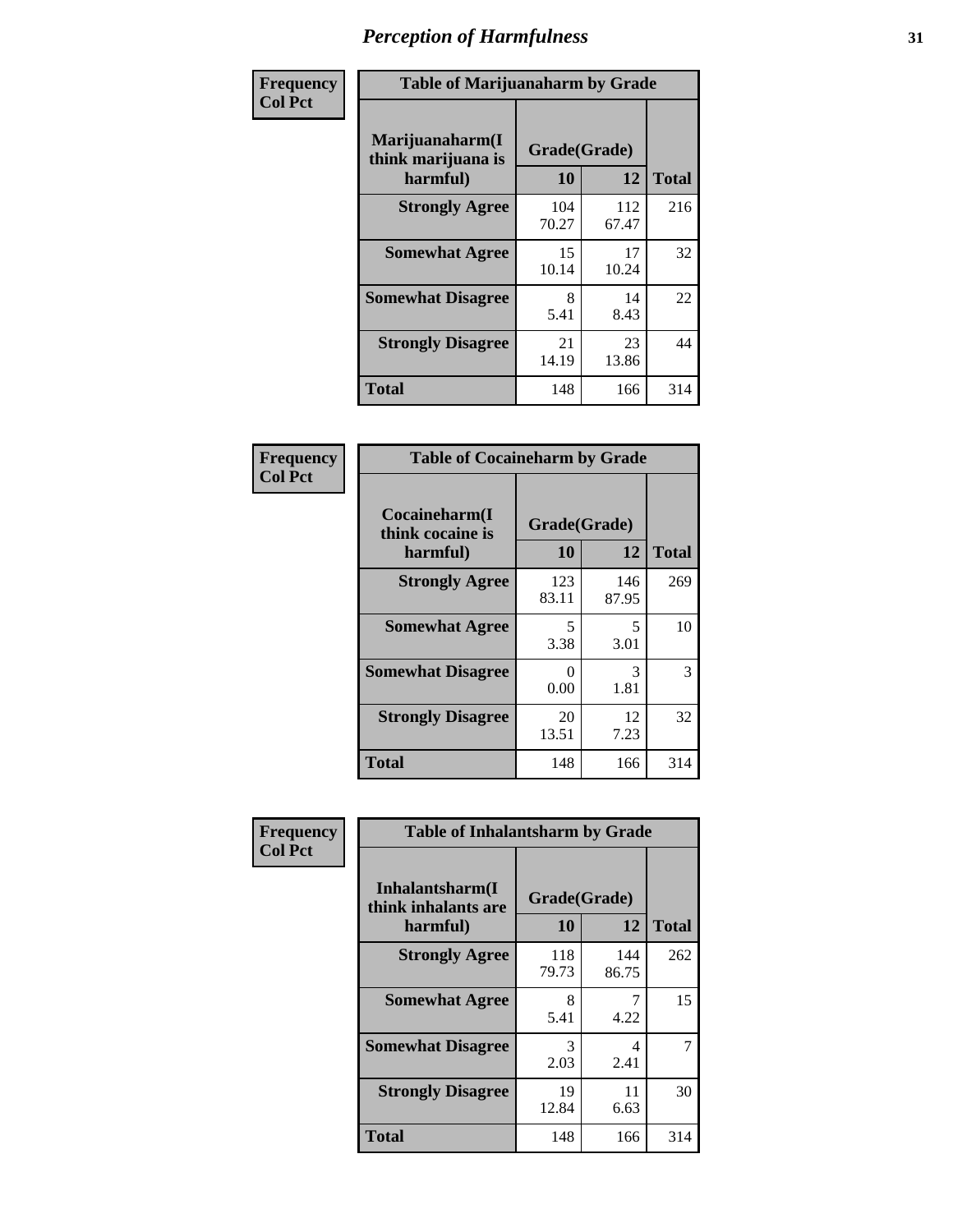# Perception of Harmfulness

| Frequency Col Pct | Table of Marijuanaharm by Grade | | |
|---|---|---|---|
| Marijuanaharm(I think marijuana is harmful) | Grade(Grade) | | |
| | 10 | 12 | Total |
| Strongly Agree | 104 70.27 | 112 67.47 | 216 |
| Somewhat Agree | 15 10.14 | 17 10.24 | 32 |
| Somewhat Disagree | 8 5.41 | 14 8.43 | 22 |
| Strongly Disagree | 21 14.19 | 23 13.86 | 44 |
| Total | 148 | 166 | 314 |

| Frequency Col Pct | Table of Cocaineharm by Grade | | |
|---|---|---|---|
| Cocaineharm(I think cocaine is harmful) | Grade(Grade) | | |
| | 10 | 12 | Total |
| Strongly Agree | 123 83.11 | 146 87.95 | 269 |
| Somewhat Agree | 5 3.38 | 5 3.01 | 10 |
| Somewhat Disagree | 0 0.00 | 3 1.81 | 3 |
| Strongly Disagree | 20 13.51 | 12 7.23 | 32 |
| Total | 148 | 166 | 314 |

| Frequency Col Pct | Table of Inhalantsharm by Grade | | |
|---|---|---|---|
| Inhalantsharm(I think inhalants are harmful) | Grade(Grade) | | |
| | 10 | 12 | Total |
| Strongly Agree | 118 79.73 | 144 86.75 | 262 |
| Somewhat Agree | 8 5.41 | 7 4.22 | 15 |
| Somewhat Disagree | 3 2.03 | 4 2.41 | 7 |
| Strongly Disagree | 19 12.84 | 11 6.63 | 30 |
| Total | 148 | 166 | 314 |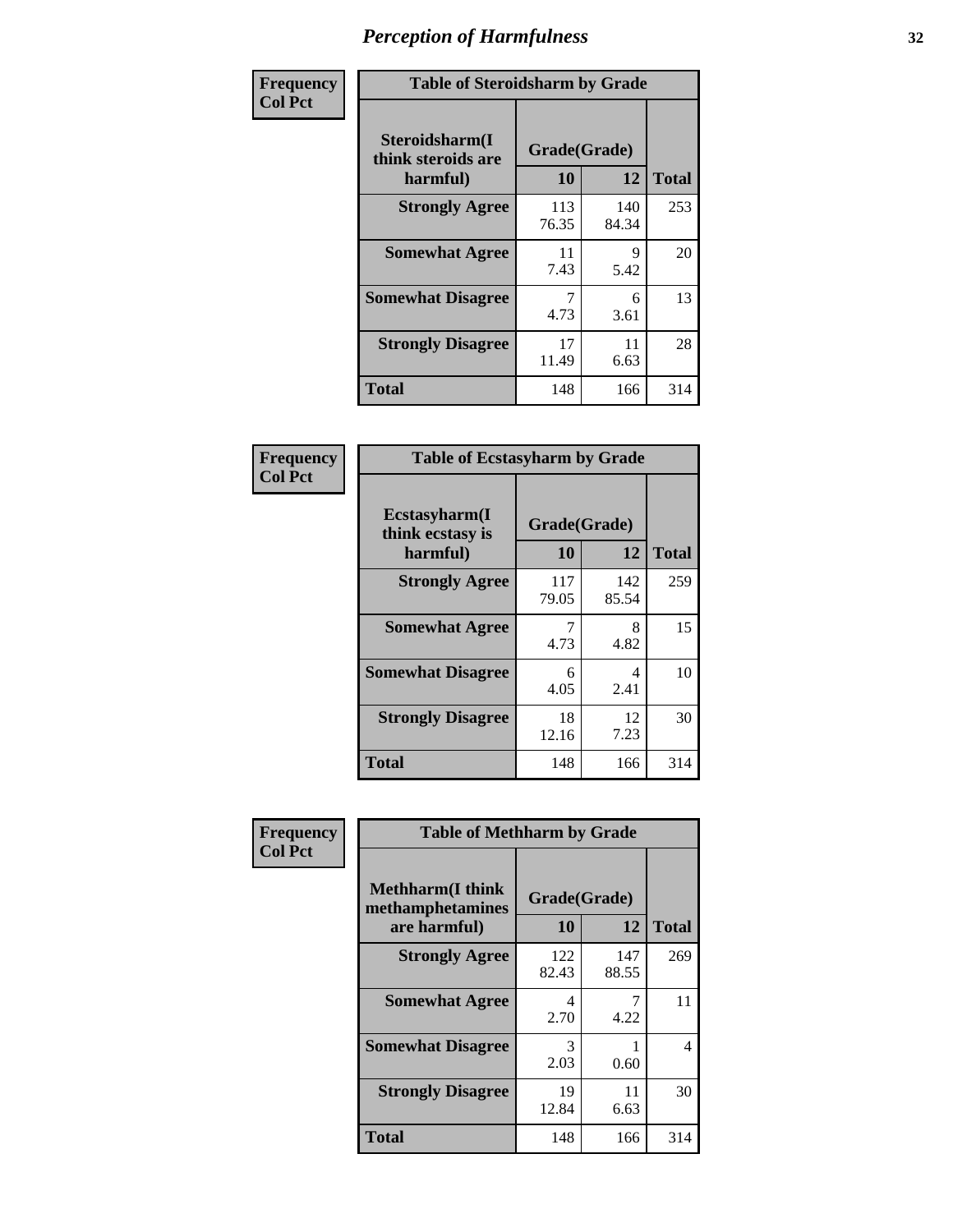# *Perception of Harmfulness*

**Frequency**
**Col Pct**

**Table of Steroidsharm by Grade**

| Steroidsharm(I think steroids are harmful) | Grade(Grade) 10 | 12 | Total |
|---|---|---|---|
| **Strongly Agree** | 113<br>76.35 | 140<br>84.34 | 253 |
| **Somewhat Agree** | 11<br>7.43 | 9<br>5.42 | 20 |
| **Somewhat Disagree** | 7<br>4.73 | 6<br>3.61 | 13 |
| **Strongly Disagree** | 17<br>11.49 | 11<br>6.63 | 28 |
| **Total** | 148 | 166 | 314 |

**Frequency**
**Col Pct**

**Table of Ecstasyharm by Grade**

| Ecstasyharm(I think ecstasy is harmful) | Grade(Grade) 10 | 12 | Total |
|---|---|---|---|
| **Strongly Agree** | 117<br>79.05 | 142<br>85.54 | 259 |
| **Somewhat Agree** | 7<br>4.73 | 8<br>4.82 | 15 |
| **Somewhat Disagree** | 6<br>4.05 | 4<br>2.41 | 10 |
| **Strongly Disagree** | 18<br>12.16 | 12<br>7.23 | 30 |
| **Total** | 148 | 166 | 314 |

**Frequency**
**Col Pct**

**Table of Methharm by Grade**

| Methharm(I think methamphetamines are harmful) | Grade(Grade) 10 | 12 | Total |
|---|---|---|---|
| **Strongly Agree** | 122<br>82.43 | 147<br>88.55 | 269 |
| **Somewhat Agree** | 4<br>2.70 | 7<br>4.22 | 11 |
| **Somewhat Disagree** | 3<br>2.03 | 1<br>0.60 | 4 |
| **Strongly Disagree** | 19<br>12.84 | 11<br>6.63 | 30 |
| **Total** | 148 | 166 | 314 |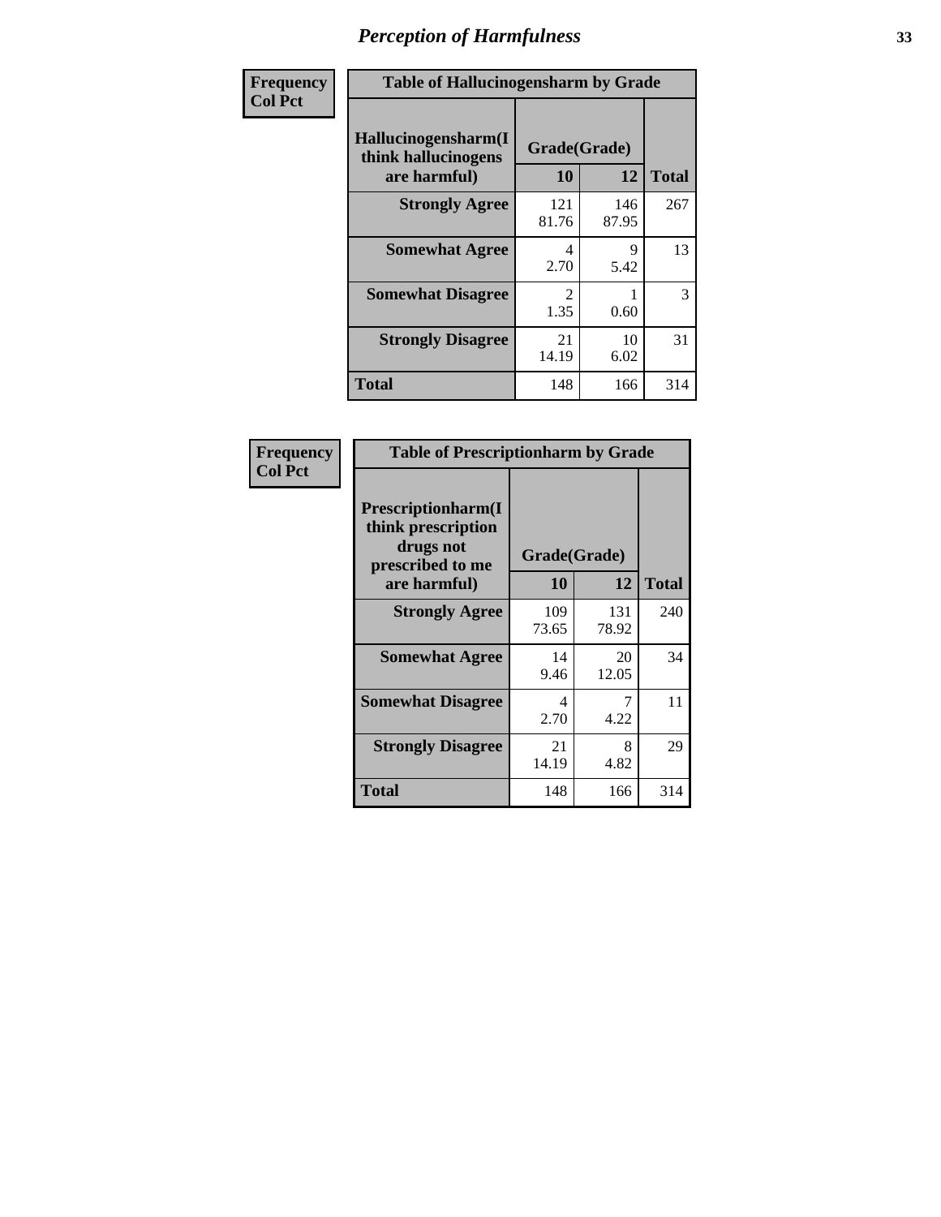# Perception of Harmfulness

**Frequency**
**Col Pct**

**Table of Hallucinogensharm by Grade**

| Hallucinogensharm(I think hallucinogens are harmful) | Grade(Grade) 10 | 12 | Total |
|---|---|---|---|
| **Strongly Agree** | 121<br>81.76 | 146<br>87.95 | 267 |
| **Somewhat Agree** | 4<br>2.70 | 9<br>5.42 | 13 |
| **Somewhat Disagree** | 2<br>1.35 | 1<br>0.60 | 3 |
| **Strongly Disagree** | 21<br>14.19 | 10<br>6.02 | 31 |
| **Total** | 148 | 166 | 314 |

**Frequency**
**Col Pct**

**Table of Prescriptionharm by Grade**

| Prescriptionharm(I think prescription drugs not prescribed to me are harmful) | Grade(Grade) 10 | 12 | Total |
|---|---|---|---|
| **Strongly Agree** | 109<br>73.65 | 131<br>78.92 | 240 |
| **Somewhat Agree** | 14<br>9.46 | 20<br>12.05 | 34 |
| **Somewhat Disagree** | 4<br>2.70 | 7<br>4.22 | 11 |
| **Strongly Disagree** | 21<br>14.19 | 8<br>4.82 | 29 |
| **Total** | 148 | 166 | 314 |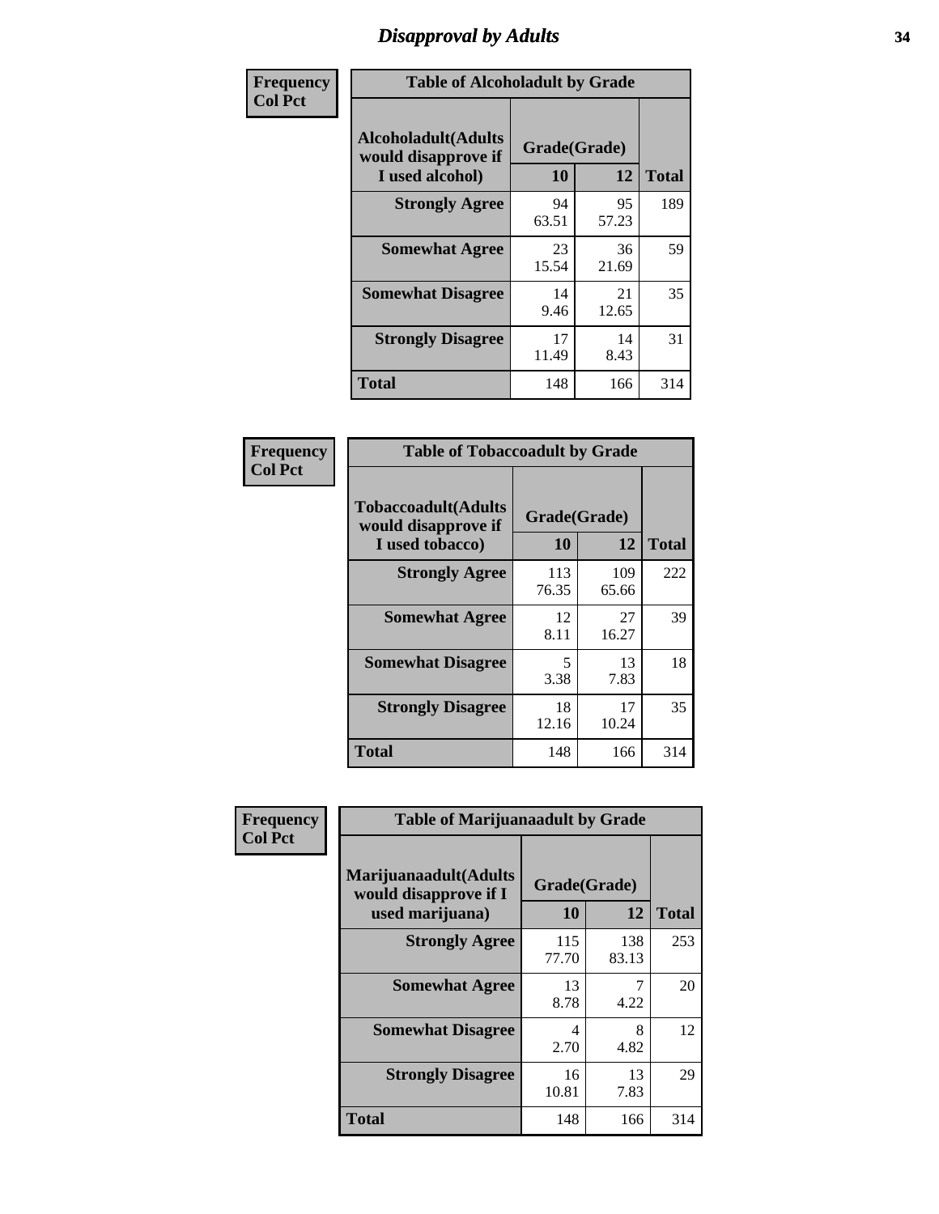# Disapproval by Adults

**Frequency**
**Col Pct**

**Table of Alcoholadult by Grade**

| Alcoholadult(Adults would disapprove if I used alcohol) | Grade(Grade) | | Total |
|---|---|---|---|
| | 10 | 12 | |
| Strongly Agree | 94<br>63.51 | 95<br>57.23 | 189 |
| Somewhat Agree | 23<br>15.54 | 36<br>21.69 | 59 |
| Somewhat Disagree | 14<br>9.46 | 21<br>12.65 | 35 |
| Strongly Disagree | 17<br>11.49 | 14<br>8.43 | 31 |
| Total | 148 | 166 | 314 |

**Frequency**
**Col Pct**

**Table of Tobaccoadult by Grade**

| Tobaccoadult(Adults would disapprove if I used tobacco) | Grade(Grade) | | Total |
|---|---|---|---|
| | 10 | 12 | |
| Strongly Agree | 113<br>76.35 | 109<br>65.66 | 222 |
| Somewhat Agree | 12<br>8.11 | 27<br>16.27 | 39 |
| Somewhat Disagree | 5<br>3.38 | 13<br>7.83 | 18 |
| Strongly Disagree | 18<br>12.16 | 17<br>10.24 | 35 |
| Total | 148 | 166 | 314 |

**Frequency**
**Col Pct**

**Table of Marijuanaadult by Grade**

| Marijuanaadult(Adults would disapprove if I used marijuana) | Grade(Grade) | | Total |
|---|---|---|---|
| | 10 | 12 | |
| Strongly Agree | 115<br>77.70 | 138<br>83.13 | 253 |
| Somewhat Agree | 13<br>8.78 | 7<br>4.22 | 20 |
| Somewhat Disagree | 4<br>2.70 | 8<br>4.82 | 12 |
| Strongly Disagree | 16<br>10.81 | 13<br>7.83 | 29 |
| Total | 148 | 166 | 314 |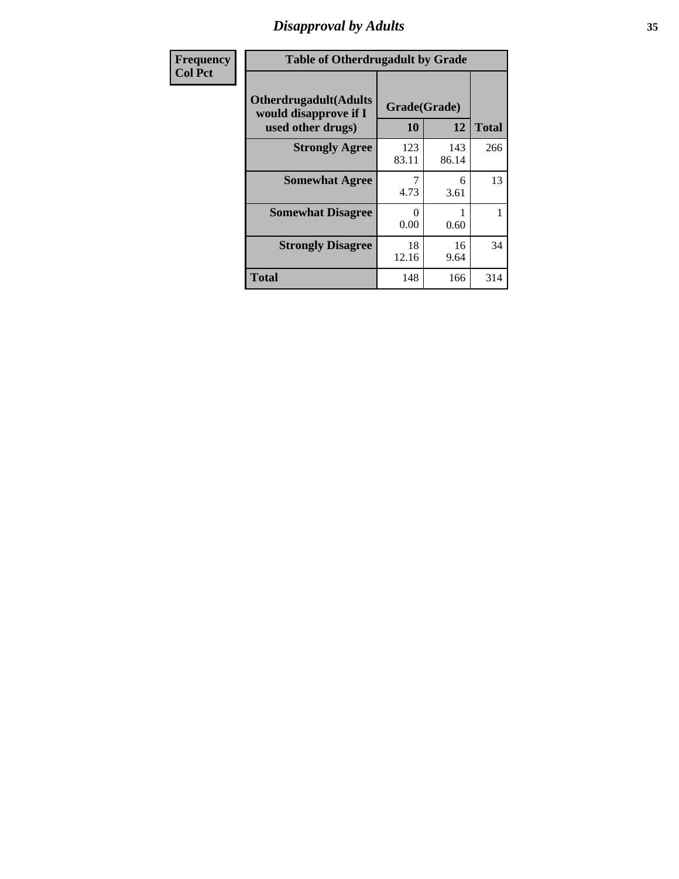| Frequency |
|---|
| Col Pct |

| Table of Otherdrugadult by Grade | | | |
|---|---|---|---|
| Otherdrugadult(Adults would disapprove if I used other drugs) | Grade(Grade) | | |
| | 10 | 12 | Total |
| Strongly Agree | 123<br>83.11 | 143<br>86.14 | 266 |
| Somewhat Agree | 7<br>4.73 | 6<br>3.61 | 13 |
| Somewhat Disagree | 0<br>0.00 | 1<br>0.60 | 1 |
| Strongly Disagree | 18<br>12.16 | 16<br>9.64 | 34 |
| Total | 148 | 166 | 314 |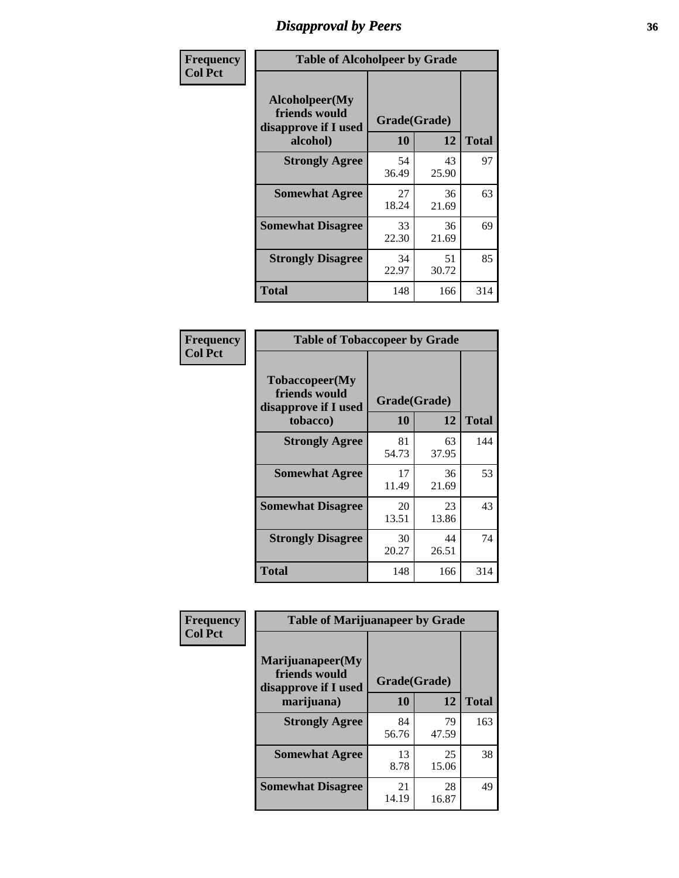# Disapproval by Peers

| Frequency<br>Col Pct | Table of Alcoholpeer by Grade | | |
|---|---|---|---|
| Alcoholpeer(My friends would disapprove if I used alcohol) | Grade(Grade) | | |
| | 10 | 12 | Total |
| Strongly Agree | 54<br>36.49 | 43<br>25.90 | 97 |
| Somewhat Agree | 27<br>18.24 | 36<br>21.69 | 63 |
| Somewhat Disagree | 33<br>22.30 | 36<br>21.69 | 69 |
| Strongly Disagree | 34<br>22.97 | 51<br>30.72 | 85 |
| Total | 148 | 166 | 314 |

| Frequency<br>Col Pct | Table of Tobaccopeer by Grade | | |
|---|---|---|---|
| Tobaccopeer(My friends would disapprove if I used tobacco) | Grade(Grade) | | |
| | 10 | 12 | Total |
| Strongly Agree | 81<br>54.73 | 63<br>37.95 | 144 |
| Somewhat Agree | 17<br>11.49 | 36<br>21.69 | 53 |
| Somewhat Disagree | 20<br>13.51 | 23<br>13.86 | 43 |
| Strongly Disagree | 30<br>20.27 | 44<br>26.51 | 74 |
| Total | 148 | 166 | 314 |

| Frequency<br>Col Pct | Table of Marijuanapeer by Grade | | |
|---|---|---|---|
| Marijuanapeer(My friends would disapprove if I used marijuana) | Grade(Grade) | | |
| | 10 | 12 | Total |
| Strongly Agree | 84<br>56.76 | 79<br>47.59 | 163 |
| Somewhat Agree | 13<br>8.78 | 25<br>15.06 | 38 |
| Somewhat Disagree | 21<br>14.19 | 28<br>16.87 | 49 |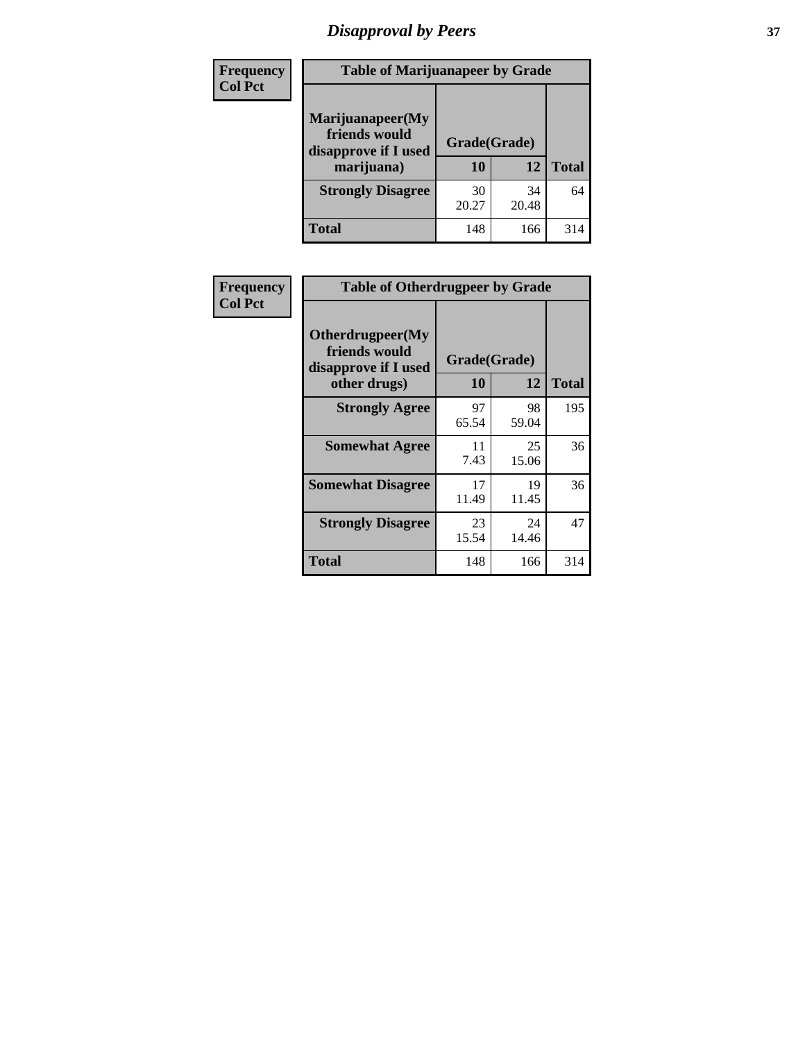# Disapproval by Peers

| Frequency<br>Col Pct | Table of Marijuanapeer by Grade | | |
|---|---|---|---|
| **Marijuanapeer(My friends would disapprove if I used marijuana)** | **Grade(Grade)** | | |
| | **10** | **12** | **Total** |
| **Strongly Disagree** | 30<br>20.27 | 34<br>20.48 | 64 |
| **Total** | 148 | 166 | 314 |

| Frequency<br>Col Pct | Table of Otherdrugpeer by Grade | | |
|---|---|---|---|
| **Otherdrugpeer(My friends would disapprove if I used other drugs)** | **Grade(Grade)** | | |
| | **10** | **12** | **Total** |
| **Strongly Agree** | 97<br>65.54 | 98<br>59.04 | 195 |
| **Somewhat Agree** | 11<br>7.43 | 25<br>15.06 | 36 |
| **Somewhat Disagree** | 17<br>11.49 | 19<br>11.45 | 36 |
| **Strongly Disagree** | 23<br>15.54 | 24<br>14.46 | 47 |
| **Total** | 148 | 166 | 314 |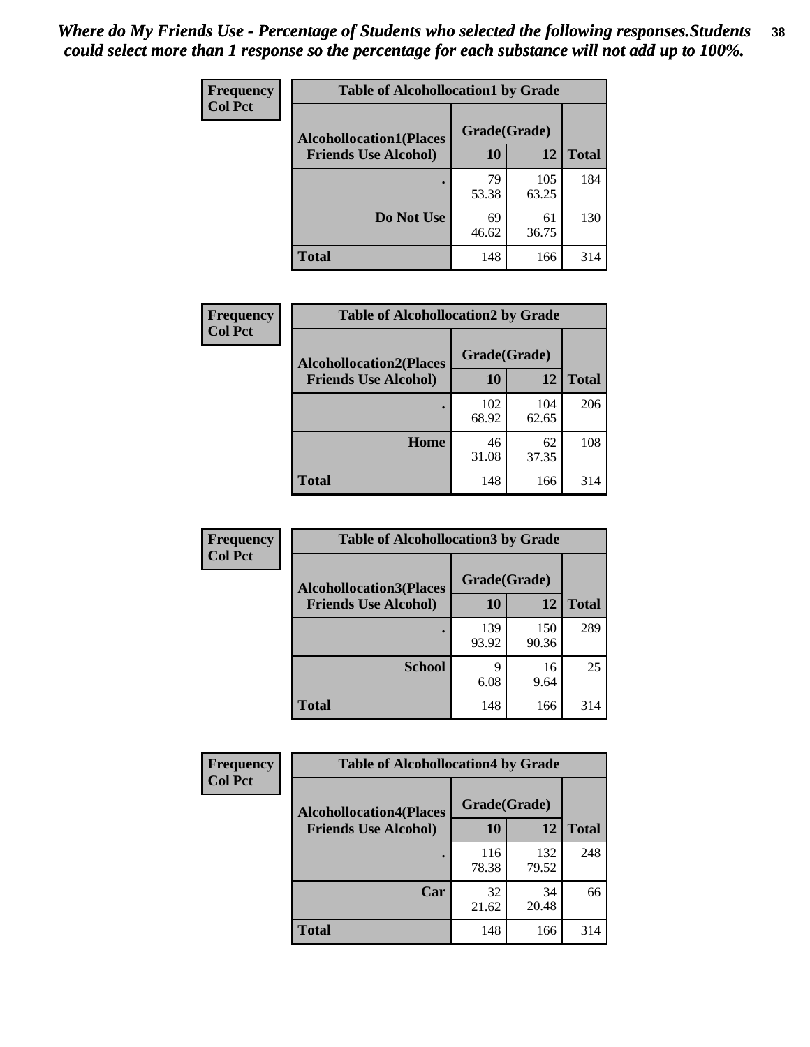*Where do My Friends Use - Percentage of Students who selected the following responses.Students could select more than 1 response so the percentage for each substance will not add up to 100%.*

**Frequency**
**Col Pct**

| Table of Alcohollocation1 by Grade | | | |
|---|---|---|---|
| **Alcohollocation1(Places Friends Use Alcohol)** | **Grade(Grade)** | | |
| | **10** | **12** | **Total** |
| **.** | 79<br>53.38 | 105<br>63.25 | 184 |
| **Do Not Use** | 69<br>46.62 | 61<br>36.75 | 130 |
| **Total** | 148 | 166 | 314 |

**Frequency**
**Col Pct**

| Table of Alcohollocation2 by Grade | | | |
|---|---|---|---|
| **Alcohollocation2(Places Friends Use Alcohol)** | **Grade(Grade)** | | |
| | **10** | **12** | **Total** |
| **.** | 102<br>68.92 | 104<br>62.65 | 206 |
| **Home** | 46<br>31.08 | 62<br>37.35 | 108 |
| **Total** | 148 | 166 | 314 |

**Frequency**
**Col Pct**

| Table of Alcohollocation3 by Grade | | | |
|---|---|---|---|
| **Alcohollocation3(Places Friends Use Alcohol)** | **Grade(Grade)** | | |
| | **10** | **12** | **Total** |
| **.** | 139<br>93.92 | 150<br>90.36 | 289 |
| **School** | 9<br>6.08 | 16<br>9.64 | 25 |
| **Total** | 148 | 166 | 314 |

**Frequency**
**Col Pct**

| Table of Alcohollocation4 by Grade | | | |
|---|---|---|---|
| **Alcohollocation4(Places Friends Use Alcohol)** | **Grade(Grade)** | | |
| | **10** | **12** | **Total** |
| **.** | 116<br>78.38 | 132<br>79.52 | 248 |
| **Car** | 32<br>21.62 | 34<br>20.48 | 66 |
| **Total** | 148 | 166 | 314 |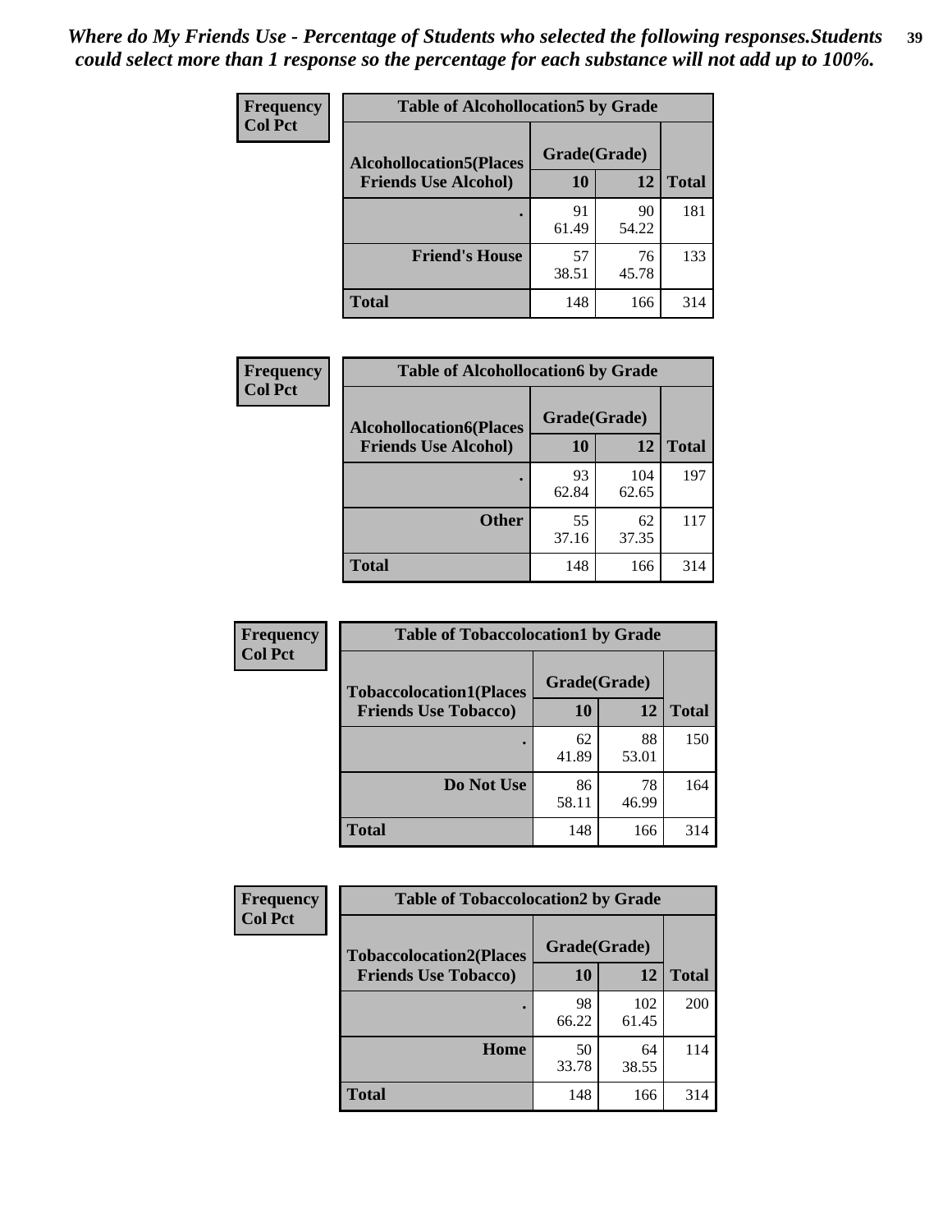*Where do My Friends Use - Percentage of Students who selected the following responses.Students could select more than 1 response so the percentage for each substance will not add up to 100%.*

**Frequency**
**Col Pct**

| Table of Alcohollocation5 by Grade | | | |
|---|---|---|---|
| **Alcohollocation5(Places Friends Use Alcohol)** | **Grade(Grade)** | | **Total** |
| | **10** | **12** | |
| . | 91<br>61.49 | 90<br>54.22 | 181 |
| **Friend's House** | 57<br>38.51 | 76<br>45.78 | 133 |
| **Total** | 148 | 166 | 314 |

**Frequency**
**Col Pct**

| Table of Alcohollocation6 by Grade | | | |
|---|---|---|---|
| **Alcohollocation6(Places Friends Use Alcohol)** | **Grade(Grade)** | | **Total** |
| | **10** | **12** | |
| . | 93<br>62.84 | 104<br>62.65 | 197 |
| **Other** | 55<br>37.16 | 62<br>37.35 | 117 |
| **Total** | 148 | 166 | 314 |

**Frequency**
**Col Pct**

| Table of Tobaccolocation1 by Grade | | | |
|---|---|---|---|
| **Tobaccolocation1(Places Friends Use Tobacco)** | **Grade(Grade)** | | **Total** |
| | **10** | **12** | |
| . | 62<br>41.89 | 88<br>53.01 | 150 |
| **Do Not Use** | 86<br>58.11 | 78<br>46.99 | 164 |
| **Total** | 148 | 166 | 314 |

**Frequency**
**Col Pct**

| Table of Tobaccolocation2 by Grade | | | |
|---|---|---|---|
| **Tobaccolocation2(Places Friends Use Tobacco)** | **Grade(Grade)** | | **Total** |
| | **10** | **12** | |
| . | 98<br>66.22 | 102<br>61.45 | 200 |
| **Home** | 50<br>33.78 | 64<br>38.55 | 114 |
| **Total** | 148 | 166 | 314 |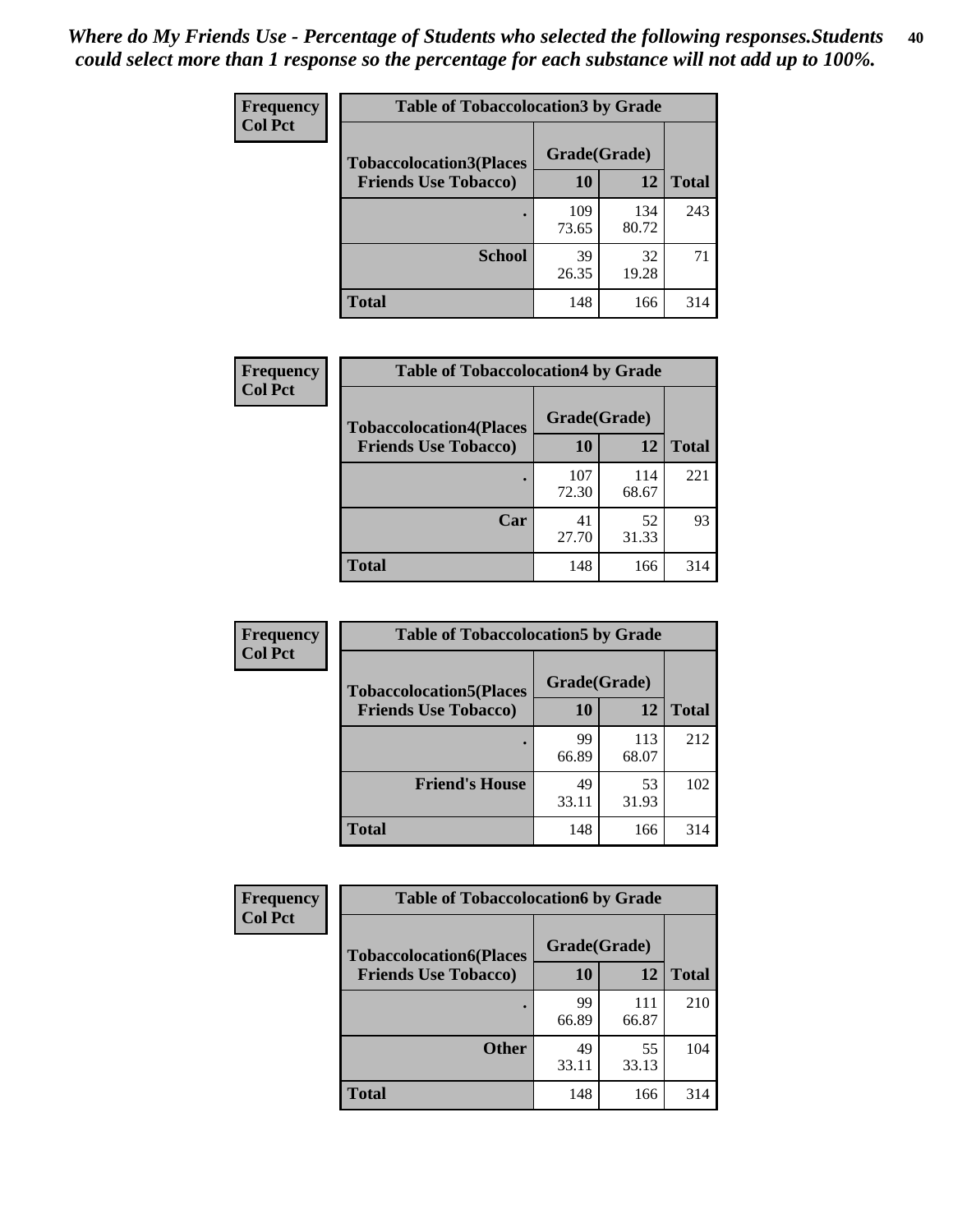*Where do My Friends Use - Percentage of Students who selected the following responses.Students could select more than 1 response so the percentage for each substance will not add up to 100%.*

**Frequency**
**Col Pct**

| Table of Tobaccolocation3 by Grade | | | |
|---|---|---|---|
| **Tobaccolocation3(Places Friends Use Tobacco)** | **Grade(Grade)** | | **Total** |
| | **10** | **12** | |
| **.** | 109<br>73.65 | 134<br>80.72 | 243 |
| **School** | 39<br>26.35 | 32<br>19.28 | 71 |
| **Total** | 148 | 166 | 314 |

**Frequency**
**Col Pct**

| Table of Tobaccolocation4 by Grade | | | |
|---|---|---|---|
| **Tobaccolocation4(Places Friends Use Tobacco)** | **Grade(Grade)** | | **Total** |
| | **10** | **12** | |
| **.** | 107<br>72.30 | 114<br>68.67 | 221 |
| **Car** | 41<br>27.70 | 52<br>31.33 | 93 |
| **Total** | 148 | 166 | 314 |

**Frequency**
**Col Pct**

| Table of Tobaccolocation5 by Grade | | | |
|---|---|---|---|
| **Tobaccolocation5(Places Friends Use Tobacco)** | **Grade(Grade)** | | **Total** |
| | **10** | **12** | |
| **.** | 99<br>66.89 | 113<br>68.07 | 212 |
| **Friend's House** | 49<br>33.11 | 53<br>31.93 | 102 |
| **Total** | 148 | 166 | 314 |

**Frequency**
**Col Pct**

| Table of Tobaccolocation6 by Grade | | | |
|---|---|---|---|
| **Tobaccolocation6(Places Friends Use Tobacco)** | **Grade(Grade)** | | **Total** |
| | **10** | **12** | |
| **.** | 99<br>66.89 | 111<br>66.87 | 210 |
| **Other** | 49<br>33.11 | 55<br>33.13 | 104 |
| **Total** | 148 | 166 | 314 |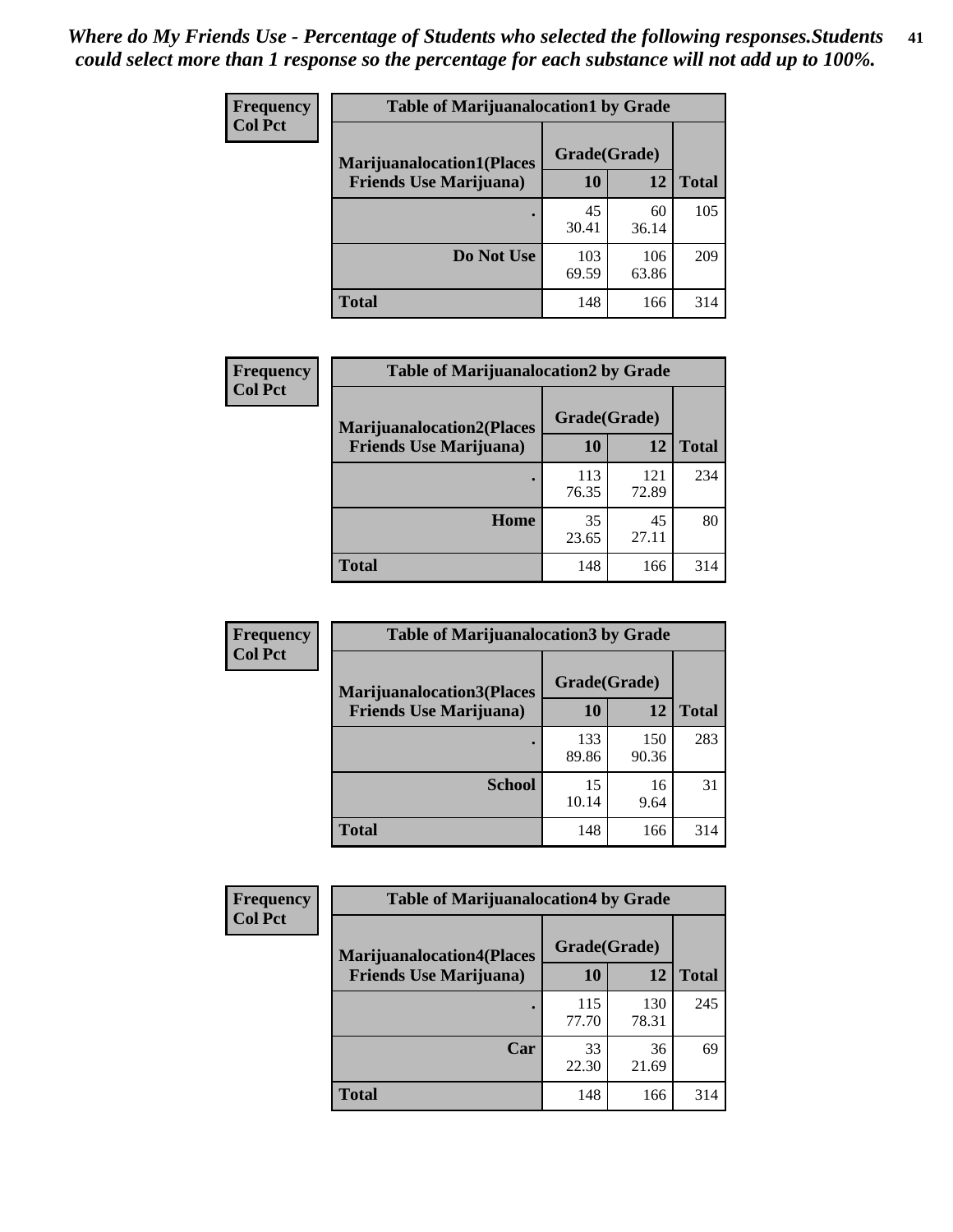*Where do My Friends Use - Percentage of Students who selected the following responses.Students could select more than 1 response so the percentage for each substance will not add up to 100%.*

**Frequency**
**Col Pct**

**Table of Marijuanalocation1 by Grade**

| Marijuanalocation1(Places Friends Use Marijuana) | Grade(Grade) 10 | 12 | Total |
|---|---|---|---|
| . | 45<br>30.41 | 60<br>36.14 | 105 |
| Do Not Use | 103<br>69.59 | 106<br>63.86 | 209 |
| Total | 148 | 166 | 314 |

**Frequency**
**Col Pct**

**Table of Marijuanalocation2 by Grade**

| Marijuanalocation2(Places Friends Use Marijuana) | Grade(Grade) 10 | 12 | Total |
|---|---|---|---|
| . | 113<br>76.35 | 121<br>72.89 | 234 |
| Home | 35<br>23.65 | 45<br>27.11 | 80 |
| Total | 148 | 166 | 314 |

**Frequency**
**Col Pct**

**Table of Marijuanalocation3 by Grade**

| Marijuanalocation3(Places Friends Use Marijuana) | Grade(Grade) 10 | 12 | Total |
|---|---|---|---|
| . | 133<br>89.86 | 150<br>90.36 | 283 |
| School | 15<br>10.14 | 16<br>9.64 | 31 |
| Total | 148 | 166 | 314 |

**Frequency**
**Col Pct**

**Table of Marijuanalocation4 by Grade**

| Marijuanalocation4(Places Friends Use Marijuana) | Grade(Grade) 10 | 12 | Total |
|---|---|---|---|
| . | 115<br>77.70 | 130<br>78.31 | 245 |
| Car | 33<br>22.30 | 36<br>21.69 | 69 |
| Total | 148 | 166 | 314 |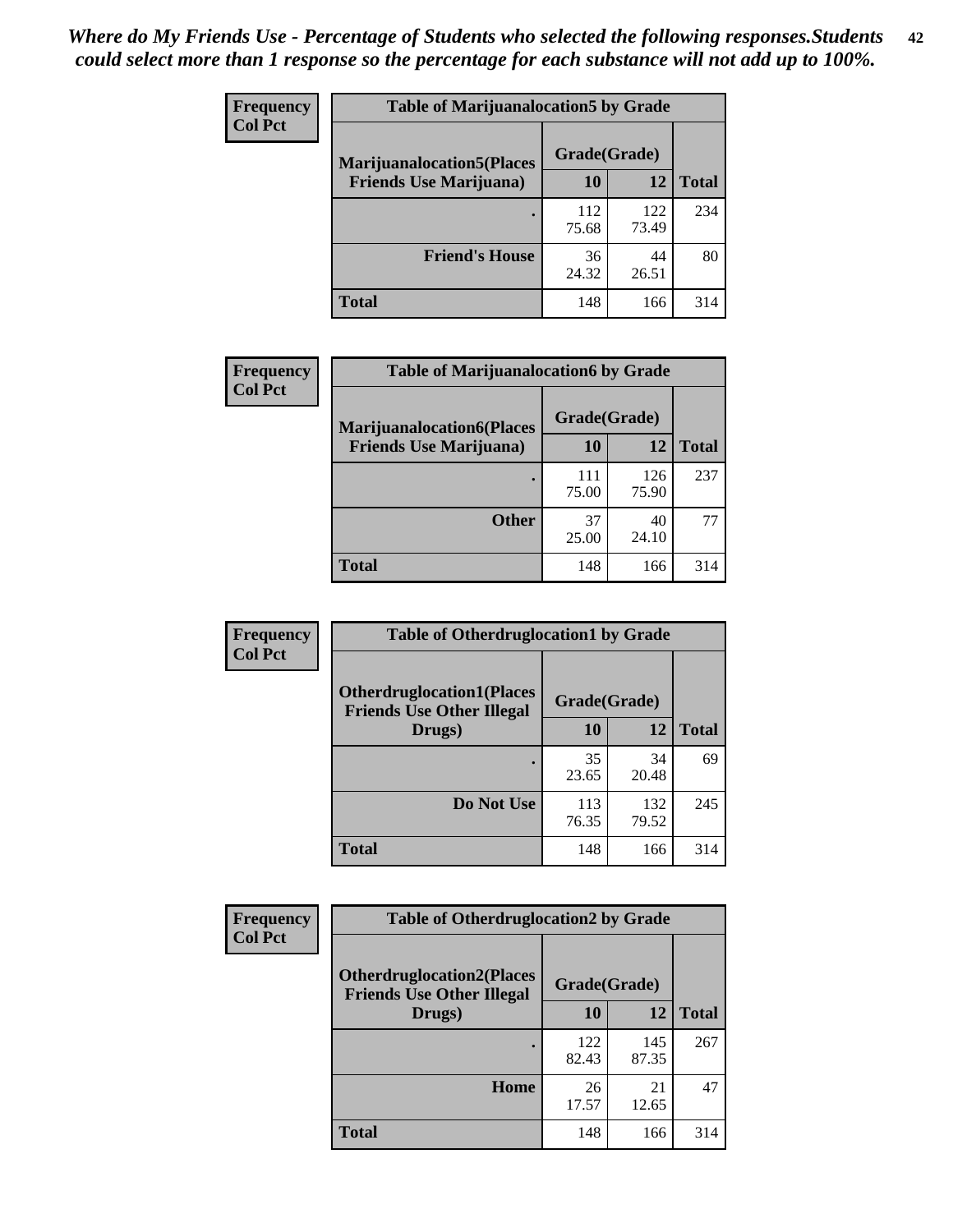*Where do My Friends Use - Percentage of Students who selected the following responses.Students could select more than 1 response so the percentage for each substance will not add up to 100%.*

**Frequency**
**Col Pct**

| Table of Marijuanalocation5 by Grade | | | |
|---|---|---|---|
| **Marijuanalocation5(Places Friends Use Marijuana)** | **Grade(Grade)** | | **Total** |
| | **10** | **12** | |
| **.** | 112<br>75.68 | 122<br>73.49 | 234 |
| **Friend's House** | 36<br>24.32 | 44<br>26.51 | 80 |
| **Total** | 148 | 166 | 314 |

**Frequency**
**Col Pct**

| Table of Marijuanalocation6 by Grade | | | |
|---|---|---|---|
| **Marijuanalocation6(Places Friends Use Marijuana)** | **Grade(Grade)** | | **Total** |
| | **10** | **12** | |
| **.** | 111<br>75.00 | 126<br>75.90 | 237 |
| **Other** | 37<br>25.00 | 40<br>24.10 | 77 |
| **Total** | 148 | 166 | 314 |

**Frequency**
**Col Pct**

| Table of Otherdruglocation1 by Grade | | | |
|---|---|---|---|
| **Otherdruglocation1(Places Friends Use Other Illegal Drugs)** | **Grade(Grade)** | | **Total** |
| | **10** | **12** | |
| **.** | 35<br>23.65 | 34<br>20.48 | 69 |
| **Do Not Use** | 113<br>76.35 | 132<br>79.52 | 245 |
| **Total** | 148 | 166 | 314 |

**Frequency**
**Col Pct**

| Table of Otherdruglocation2 by Grade | | | |
|---|---|---|---|
| **Otherdruglocation2(Places Friends Use Other Illegal Drugs)** | **Grade(Grade)** | | **Total** |
| | **10** | **12** | |
| **.** | 122<br>82.43 | 145<br>87.35 | 267 |
| **Home** | 26<br>17.57 | 21<br>12.65 | 47 |
| **Total** | 148 | 166 | 314 |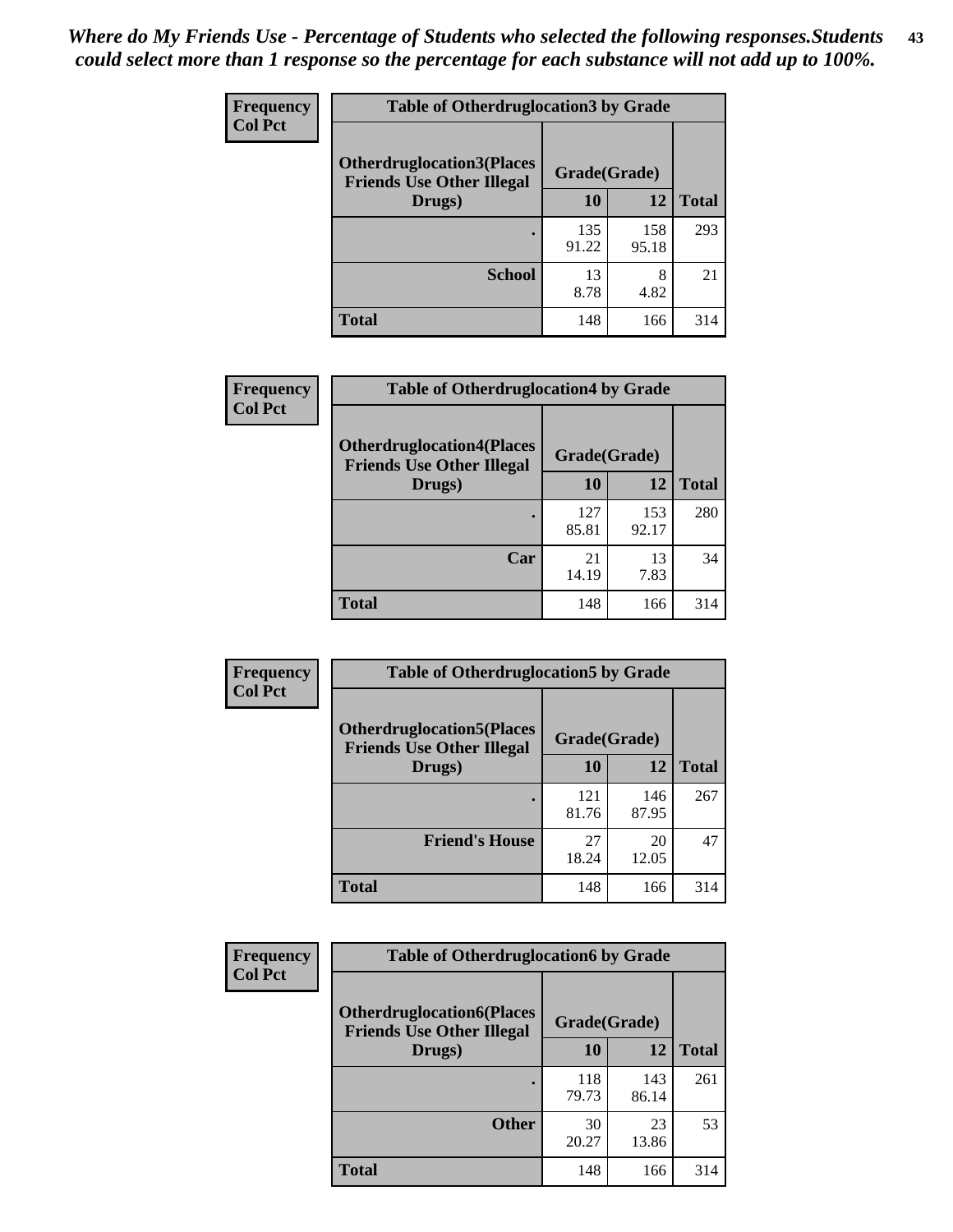*Where do My Friends Use - Percentage of Students who selected the following responses.Students could select more than 1 response so the percentage for each substance will not add up to 100%.*

**Frequency**
**Col Pct**

| Table of Otherdruglocation3 by Grade | | | |
|---|---|---|---|
| Otherdruglocation3(Places Friends Use Other Illegal Drugs) | Grade(Grade) | | Total |
| | 10 | 12 | |
| . | 135<br>91.22 | 158<br>95.18 | 293 |
| School | 13<br>8.78 | 8<br>4.82 | 21 |
| Total | 148 | 166 | 314 |

**Frequency**
**Col Pct**

| Table of Otherdruglocation4 by Grade | | | |
|---|---|---|---|
| Otherdruglocation4(Places Friends Use Other Illegal Drugs) | Grade(Grade) | | Total |
| | 10 | 12 | |
| . | 127<br>85.81 | 153<br>92.17 | 280 |
| Car | 21<br>14.19 | 13<br>7.83 | 34 |
| Total | 148 | 166 | 314 |

**Frequency**
**Col Pct**

| Table of Otherdruglocation5 by Grade | | | |
|---|---|---|---|
| Otherdruglocation5(Places Friends Use Other Illegal Drugs) | Grade(Grade) | | Total |
| | 10 | 12 | |
| . | 121<br>81.76 | 146<br>87.95 | 267 |
| Friend's House | 27<br>18.24 | 20<br>12.05 | 47 |
| Total | 148 | 166 | 314 |

**Frequency**
**Col Pct**

| Table of Otherdruglocation6 by Grade | | | |
|---|---|---|---|
| Otherdruglocation6(Places Friends Use Other Illegal Drugs) | Grade(Grade) | | Total |
| | 10 | 12 | |
| . | 118<br>79.73 | 143<br>86.14 | 261 |
| Other | 30<br>20.27 | 23<br>13.86 | 53 |
| Total | 148 | 166 | 314 |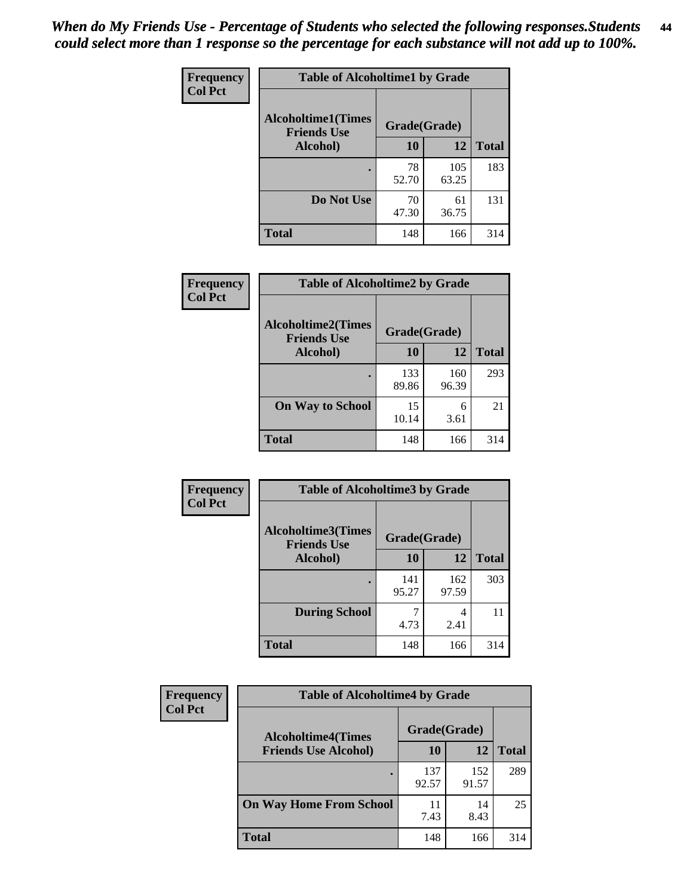*When do My Friends Use - Percentage of Students who selected the following responses.Students could select more than 1 response so the percentage for each substance will not add up to 100%.*

**Frequency**
**Col Pct**

| Table of Alcoholtime1 by Grade | | | |
|---|---|---|---|
| **Alcoholtime1(Times Friends Use Alcohol)** | **Grade(Grade)** | | **Total** |
| | **10** | **12** | |
| **.** | 78<br>52.70 | 105<br>63.25 | 183 |
| **Do Not Use** | 70<br>47.30 | 61<br>36.75 | 131 |
| **Total** | 148 | 166 | 314 |

**Frequency**
**Col Pct**

| Table of Alcoholtime2 by Grade | | | |
|---|---|---|---|
| **Alcoholtime2(Times Friends Use Alcohol)** | **Grade(Grade)** | | **Total** |
| | **10** | **12** | |
| **.** | 133<br>89.86 | 160<br>96.39 | 293 |
| **On Way to School** | 15<br>10.14 | 6<br>3.61 | 21 |
| **Total** | 148 | 166 | 314 |

**Frequency**
**Col Pct**

| Table of Alcoholtime3 by Grade | | | |
|---|---|---|---|
| **Alcoholtime3(Times Friends Use Alcohol)** | **Grade(Grade)** | | **Total** |
| | **10** | **12** | |
| **.** | 141<br>95.27 | 162<br>97.59 | 303 |
| **During School** | 7<br>4.73 | 4<br>2.41 | 11 |
| **Total** | 148 | 166 | 314 |

**Frequency**
**Col Pct**

| Table of Alcoholtime4 by Grade | | | |
|---|---|---|---|
| **Alcoholtime4(Times Friends Use Alcohol)** | **Grade(Grade)** | | **Total** |
| | **10** | **12** | |
| **.** | 137<br>92.57 | 152<br>91.57 | 289 |
| **On Way Home From School** | 11<br>7.43 | 14<br>8.43 | 25 |
| **Total** | 148 | 166 | 314 |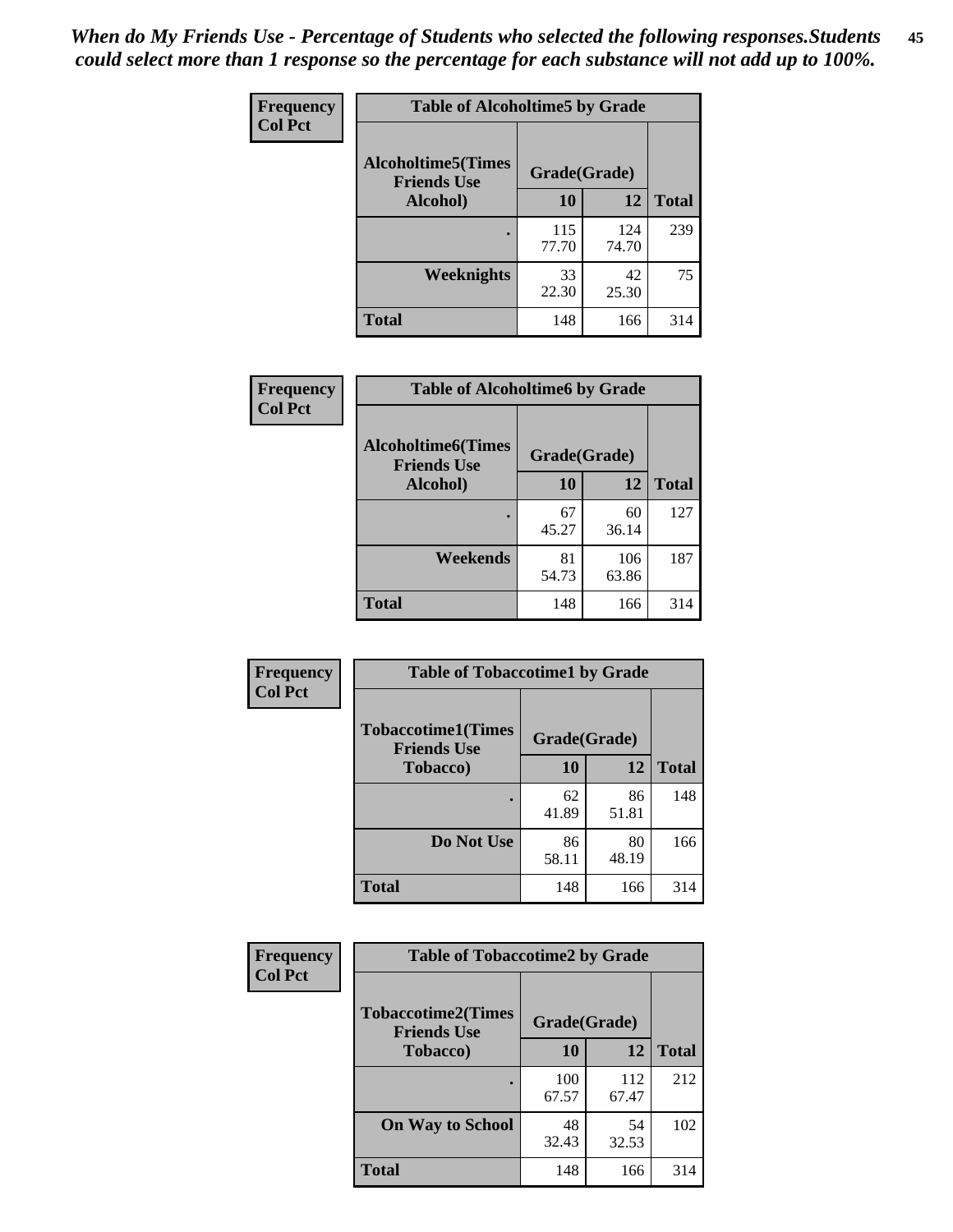*When do My Friends Use - Percentage of Students who selected the following responses.Students could select more than 1 response so the percentage for each substance will not add up to 100%.*

**Frequency**
**Col Pct**

**Table of Alcoholtime5 by Grade**

| Alcoholtime5(Times Friends Use Alcohol) | Grade(Grade) | | Total |
|---|---|---|---|
| | 10 | 12 | |
| . | 115<br>77.70 | 124<br>74.70 | 239 |
| Weeknights | 33<br>22.30 | 42<br>25.30 | 75 |
| Total | 148 | 166 | 314 |

**Frequency**
**Col Pct**

**Table of Alcoholtime6 by Grade**

| Alcoholtime6(Times Friends Use Alcohol) | Grade(Grade) | | Total |
|---|---|---|---|
| | 10 | 12 | |
| . | 67<br>45.27 | 60<br>36.14 | 127 |
| Weekends | 81<br>54.73 | 106<br>63.86 | 187 |
| Total | 148 | 166 | 314 |

**Frequency**
**Col Pct**

**Table of Tobaccotime1 by Grade**

| Tobaccotime1(Times Friends Use Tobacco) | Grade(Grade) | | Total |
|---|---|---|---|
| | 10 | 12 | |
| . | 62<br>41.89 | 86<br>51.81 | 148 |
| Do Not Use | 86<br>58.11 | 80<br>48.19 | 166 |
| Total | 148 | 166 | 314 |

**Frequency**
**Col Pct**

**Table of Tobaccotime2 by Grade**

| Tobaccotime2(Times Friends Use Tobacco) | Grade(Grade) | | Total |
|---|---|---|---|
| | 10 | 12 | |
| . | 100<br>67.57 | 112<br>67.47 | 212 |
| On Way to School | 48<br>32.43 | 54<br>32.53 | 102 |
| Total | 148 | 166 | 314 |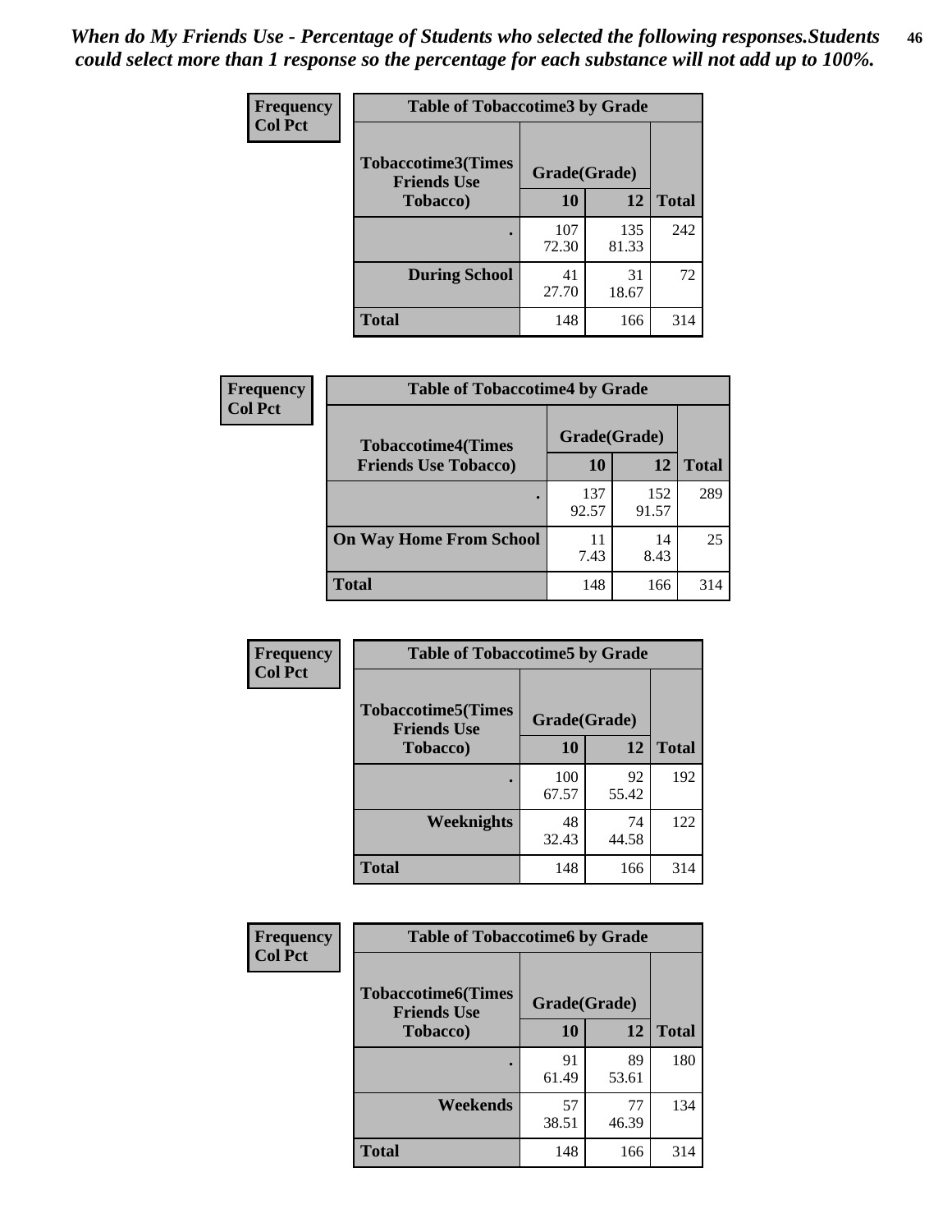*When do My Friends Use - Percentage of Students who selected the following responses.Students could select more than 1 response so the percentage for each substance will not add up to 100%.*

| Frequency Col Pct | Table of Tobaccotime3 by Grade | | |
|---|---|---|---|
| Tobaccotime3(Times Friends Use Tobacco) | Grade(Grade) | | |
| | 10 | 12 | Total |
| . | 107<br>72.30 | 135<br>81.33 | 242 |
| During School | 41<br>27.70 | 31<br>18.67 | 72 |
| Total | 148 | 166 | 314 |

| Frequency Col Pct | Table of Tobaccotime4 by Grade | | |
|---|---|---|---|
| Tobaccotime4(Times Friends Use Tobacco) | Grade(Grade) | | |
| | 10 | 12 | Total |
| . | 137<br>92.57 | 152<br>91.57 | 289 |
| On Way Home From School | 11<br>7.43 | 14<br>8.43 | 25 |
| Total | 148 | 166 | 314 |

| Frequency Col Pct | Table of Tobaccotime5 by Grade | | |
|---|---|---|---|
| Tobaccotime5(Times Friends Use Tobacco) | Grade(Grade) | | |
| | 10 | 12 | Total |
| . | 100<br>67.57 | 92<br>55.42 | 192 |
| Weeknights | 48<br>32.43 | 74<br>44.58 | 122 |
| Total | 148 | 166 | 314 |

| Frequency Col Pct | Table of Tobaccotime6 by Grade | | |
|---|---|---|---|
| Tobaccotime6(Times Friends Use Tobacco) | Grade(Grade) | | |
| | 10 | 12 | Total |
| . | 91<br>61.49 | 89<br>53.61 | 180 |
| Weekends | 57<br>38.51 | 77<br>46.39 | 134 |
| Total | 148 | 166 | 314 |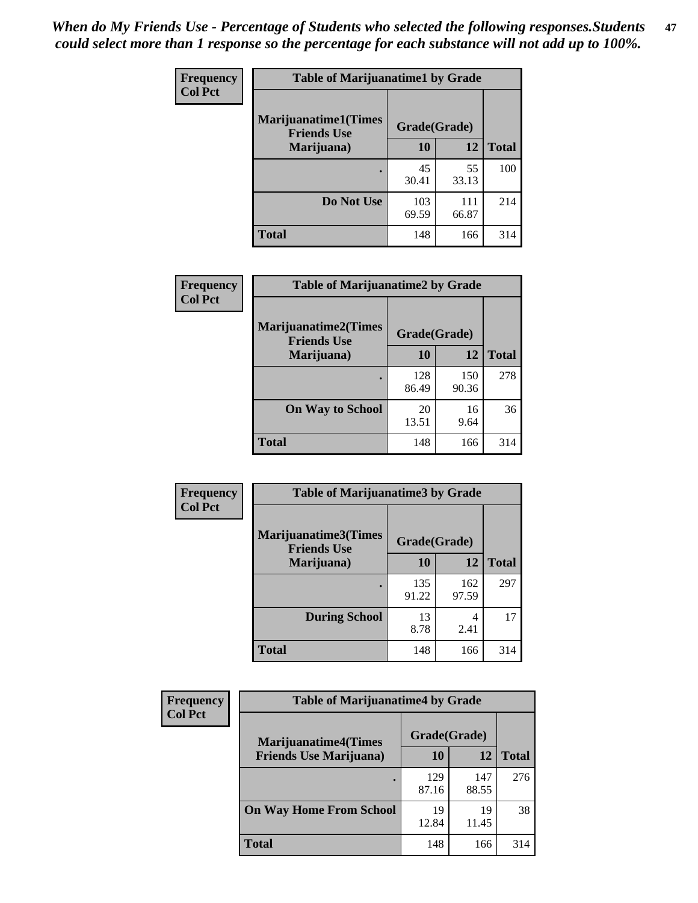*When do My Friends Use - Percentage of Students who selected the following responses.Students could select more than 1 response so the percentage for each substance will not add up to 100%.*

**Frequency**
**Col Pct**

| Table of Marijuanatime1 by Grade | | | |
|---|---|---|---|
| **Marijuanatime1(Times Friends Use Marijuana)** | **Grade(Grade)** | | **Total** |
| | **10** | **12** | |
| . | 45<br>30.41 | 55<br>33.13 | 100 |
| **Do Not Use** | 103<br>69.59 | 111<br>66.87 | 214 |
| **Total** | 148 | 166 | 314 |

**Frequency**
**Col Pct**

| Table of Marijuanatime2 by Grade | | | |
|---|---|---|---|
| **Marijuanatime2(Times Friends Use Marijuana)** | **Grade(Grade)** | | **Total** |
| | **10** | **12** | |
| . | 128<br>86.49 | 150<br>90.36 | 278 |
| **On Way to School** | 20<br>13.51 | 16<br>9.64 | 36 |
| **Total** | 148 | 166 | 314 |

**Frequency**
**Col Pct**

| Table of Marijuanatime3 by Grade | | | |
|---|---|---|---|
| **Marijuanatime3(Times Friends Use Marijuana)** | **Grade(Grade)** | | **Total** |
| | **10** | **12** | |
| . | 135<br>91.22 | 162<br>97.59 | 297 |
| **During School** | 13<br>8.78 | 4<br>2.41 | 17 |
| **Total** | 148 | 166 | 314 |

**Frequency**
**Col Pct**

| Table of Marijuanatime4 by Grade | | | |
|---|---|---|---|
| **Marijuanatime4(Times Friends Use Marijuana)** | **Grade(Grade)** | | **Total** |
| | **10** | **12** | |
| . | 129<br>87.16 | 147<br>88.55 | 276 |
| **On Way Home From School** | 19<br>12.84 | 19<br>11.45 | 38 |
| **Total** | 148 | 166 | 314 |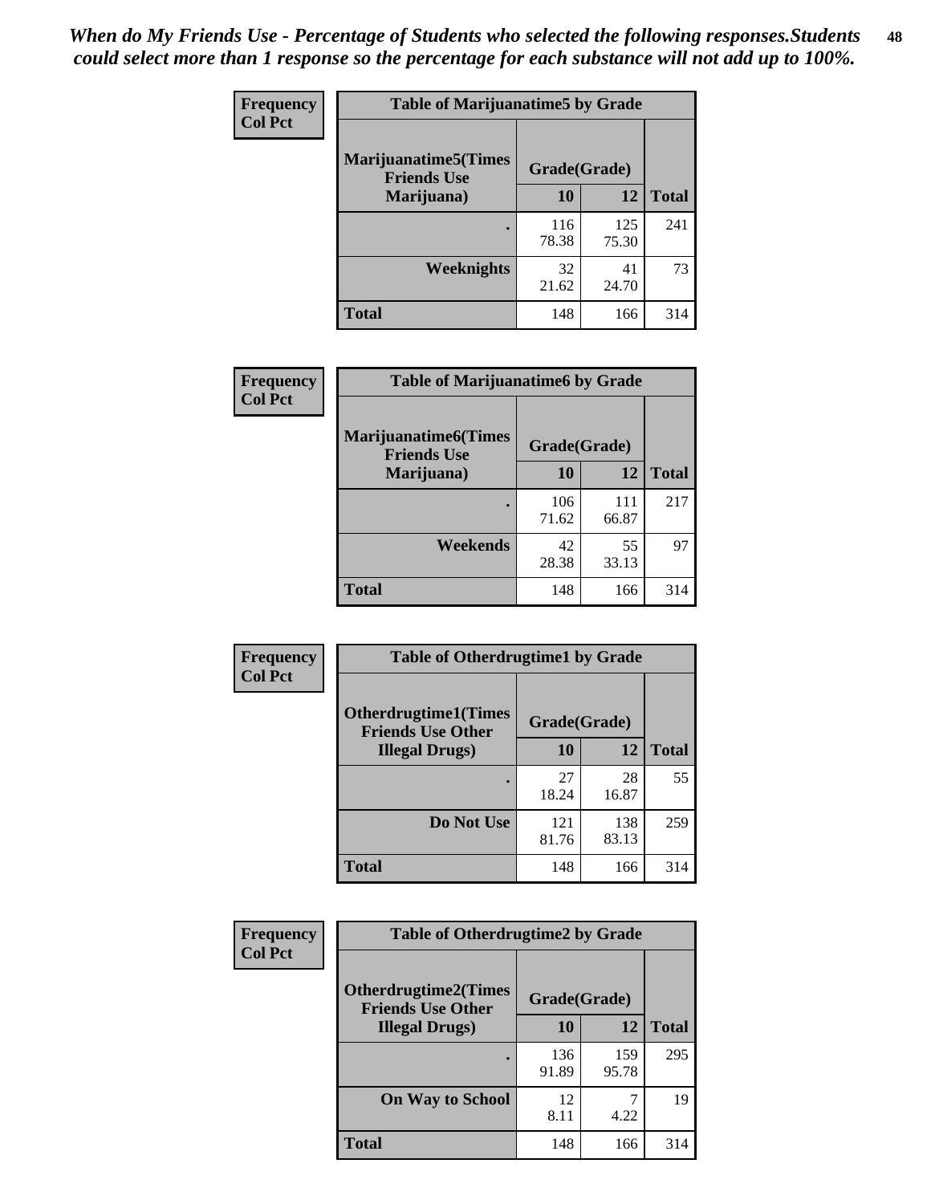*When do My Friends Use - Percentage of Students who selected the following responses.Students could select more than 1 response so the percentage for each substance will not add up to 100%.*

**Frequency**
**Col Pct**

| Table of Marijuanatime5 by Grade | | | |
|---|---|---|---|
| **Marijuanatime5(Times Friends Use Marijuana)** | **Grade(Grade)** | | **Total** |
| | **10** | **12** | |
| **.** | 116<br>78.38 | 125<br>75.30 | 241 |
| **Weeknights** | 32<br>21.62 | 41<br>24.70 | 73 |
| **Total** | 148 | 166 | 314 |

**Frequency**
**Col Pct**

| Table of Marijuanatime6 by Grade | | | |
|---|---|---|---|
| **Marijuanatime6(Times Friends Use Marijuana)** | **Grade(Grade)** | | **Total** |
| | **10** | **12** | |
| **.** | 106<br>71.62 | 111<br>66.87 | 217 |
| **Weekends** | 42<br>28.38 | 55<br>33.13 | 97 |
| **Total** | 148 | 166 | 314 |

**Frequency**
**Col Pct**

| Table of Otherdrugtime1 by Grade | | | |
|---|---|---|---|
| **Otherdrugtime1(Times Friends Use Other Illegal Drugs)** | **Grade(Grade)** | | **Total** |
| | **10** | **12** | |
| **.** | 27<br>18.24 | 28<br>16.87 | 55 |
| **Do Not Use** | 121<br>81.76 | 138<br>83.13 | 259 |
| **Total** | 148 | 166 | 314 |

**Frequency**
**Col Pct**

| Table of Otherdrugtime2 by Grade | | | |
|---|---|---|---|
| **Otherdrugtime2(Times Friends Use Other Illegal Drugs)** | **Grade(Grade)** | | **Total** |
| | **10** | **12** | |
| **.** | 136<br>91.89 | 159<br>95.78 | 295 |
| **On Way to School** | 12<br>8.11 | 7<br>4.22 | 19 |
| **Total** | 148 | 166 | 314 |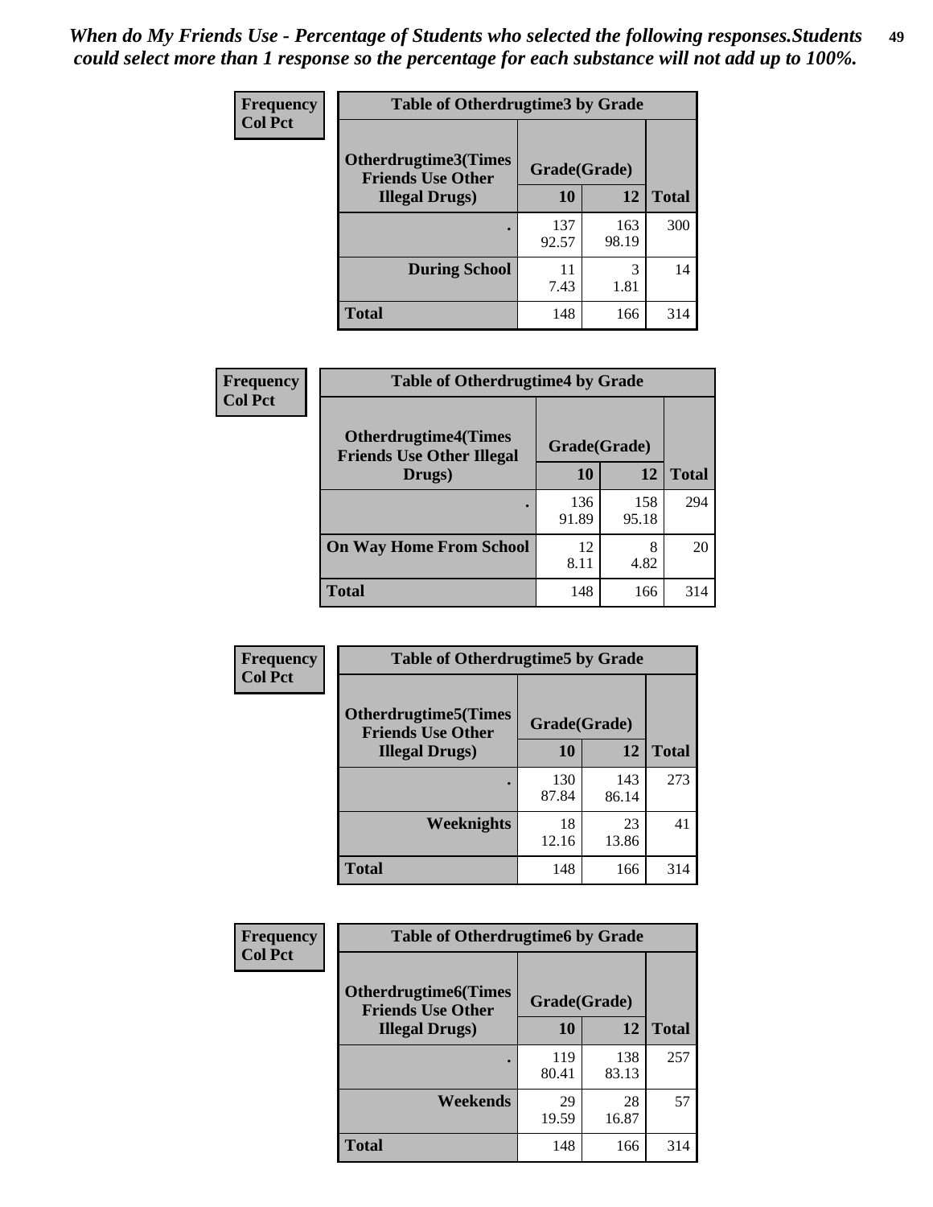*When do My Friends Use - Percentage of Students who selected the following responses.Students could select more than 1 response so the percentage for each substance will not add up to 100%.*

**Frequency**
**Col Pct**

| Table of Otherdrugtime3 by Grade | | | |
|---|---|---|---|
| **Otherdrugtime3(Times Friends Use Other Illegal Drugs)** | **Grade(Grade)** | | |
| | **10** | **12** | **Total** |
| **.** | 137<br>92.57 | 163<br>98.19 | 300 |
| **During School** | 11<br>7.43 | 3<br>1.81 | 14 |
| **Total** | 148 | 166 | 314 |

**Frequency**
**Col Pct**

| Table of Otherdrugtime4 by Grade | | | |
|---|---|---|---|
| **Otherdrugtime4(Times Friends Use Other Illegal Drugs)** | **Grade(Grade)** | | |
| | **10** | **12** | **Total** |
| **.** | 136<br>91.89 | 158<br>95.18 | 294 |
| **On Way Home From School** | 12<br>8.11 | 8<br>4.82 | 20 |
| **Total** | 148 | 166 | 314 |

**Frequency**
**Col Pct**

| Table of Otherdrugtime5 by Grade | | | |
|---|---|---|---|
| **Otherdrugtime5(Times Friends Use Other Illegal Drugs)** | **Grade(Grade)** | | |
| | **10** | **12** | **Total** |
| **.** | 130<br>87.84 | 143<br>86.14 | 273 |
| **Weeknights** | 18<br>12.16 | 23<br>13.86 | 41 |
| **Total** | 148 | 166 | 314 |

**Frequency**
**Col Pct**

| Table of Otherdrugtime6 by Grade | | | |
|---|---|---|---|
| **Otherdrugtime6(Times Friends Use Other Illegal Drugs)** | **Grade(Grade)** | | |
| | **10** | **12** | **Total** |
| **.** | 119<br>80.41 | 138<br>83.13 | 257 |
| **Weekends** | 29<br>19.59 | 28<br>16.87 | 57 |
| **Total** | 148 | 166 | 314 |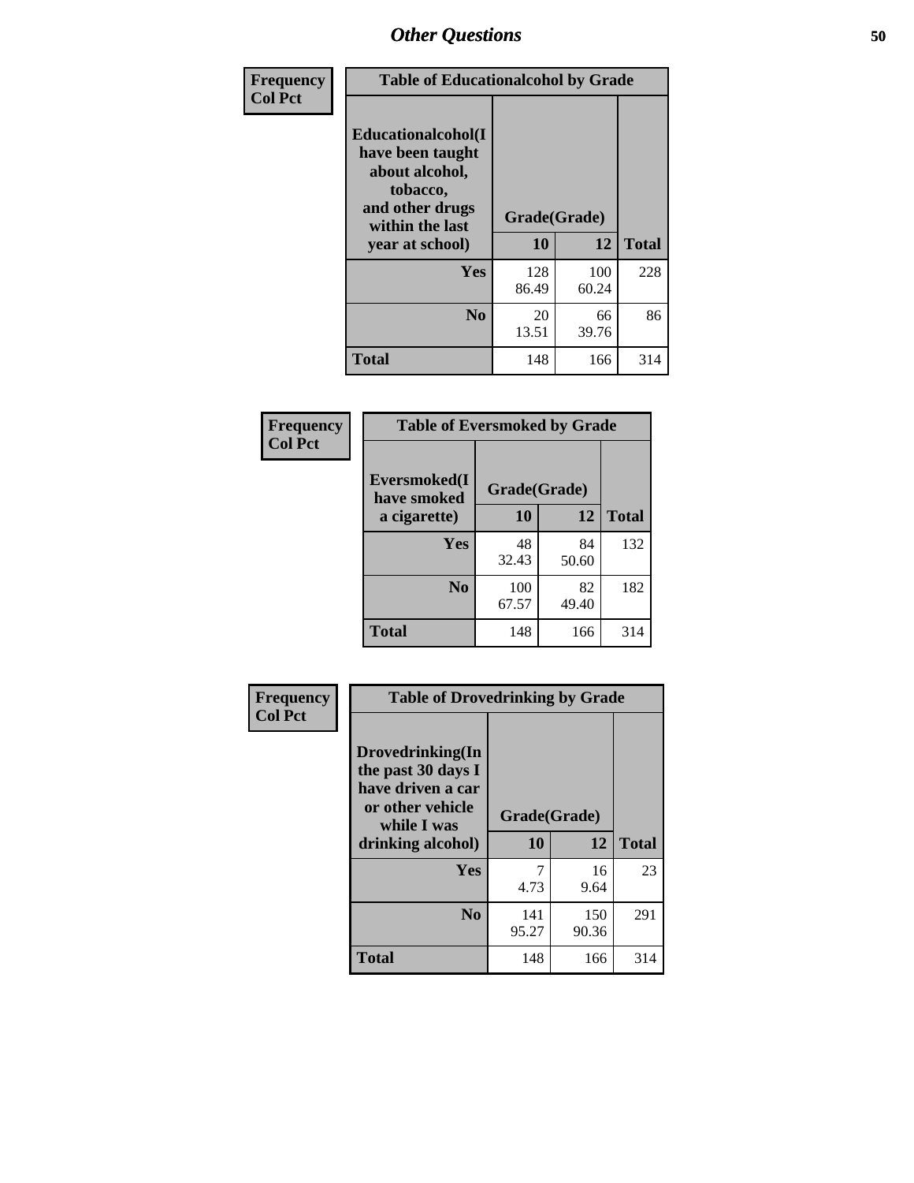## Other Questions

| Frequency<br>Col Pct | Table of Educationalalcohol by Grade | | |
|---|---|---|---|
| Educationalalcohol(I have been taught about alcohol, tobacco, and other drugs within the last year at school) | Grade(Grade) | | |
| | 10 | 12 | Total |
| Yes | 128<br>86.49 | 100<br>60.24 | 228 |
| No | 20<br>13.51 | 66<br>39.76 | 86 |
| Total | 148 | 166 | 314 |

| Frequency<br>Col Pct | Table of Eversmoked by Grade | | |
|---|---|---|---|
| Eversmoked(I have smoked a cigarette) | Grade(Grade) | | |
| | 10 | 12 | Total |
| Yes | 48<br>32.43 | 84<br>50.60 | 132 |
| No | 100<br>67.57 | 82<br>49.40 | 182 |
| Total | 148 | 166 | 314 |

| Frequency<br>Col Pct | Table of Drovedrinking by Grade | | |
|---|---|---|---|
| Drovedrinking(In the past 30 days I have driven a car or other vehicle while I was drinking alcohol) | Grade(Grade) | | |
| | 10 | 12 | Total |
| Yes | 7<br>4.73 | 16<br>9.64 | 23 |
| No | 141<br>95.27 | 150<br>90.36 | 291 |
| Total | 148 | 166 | 314 |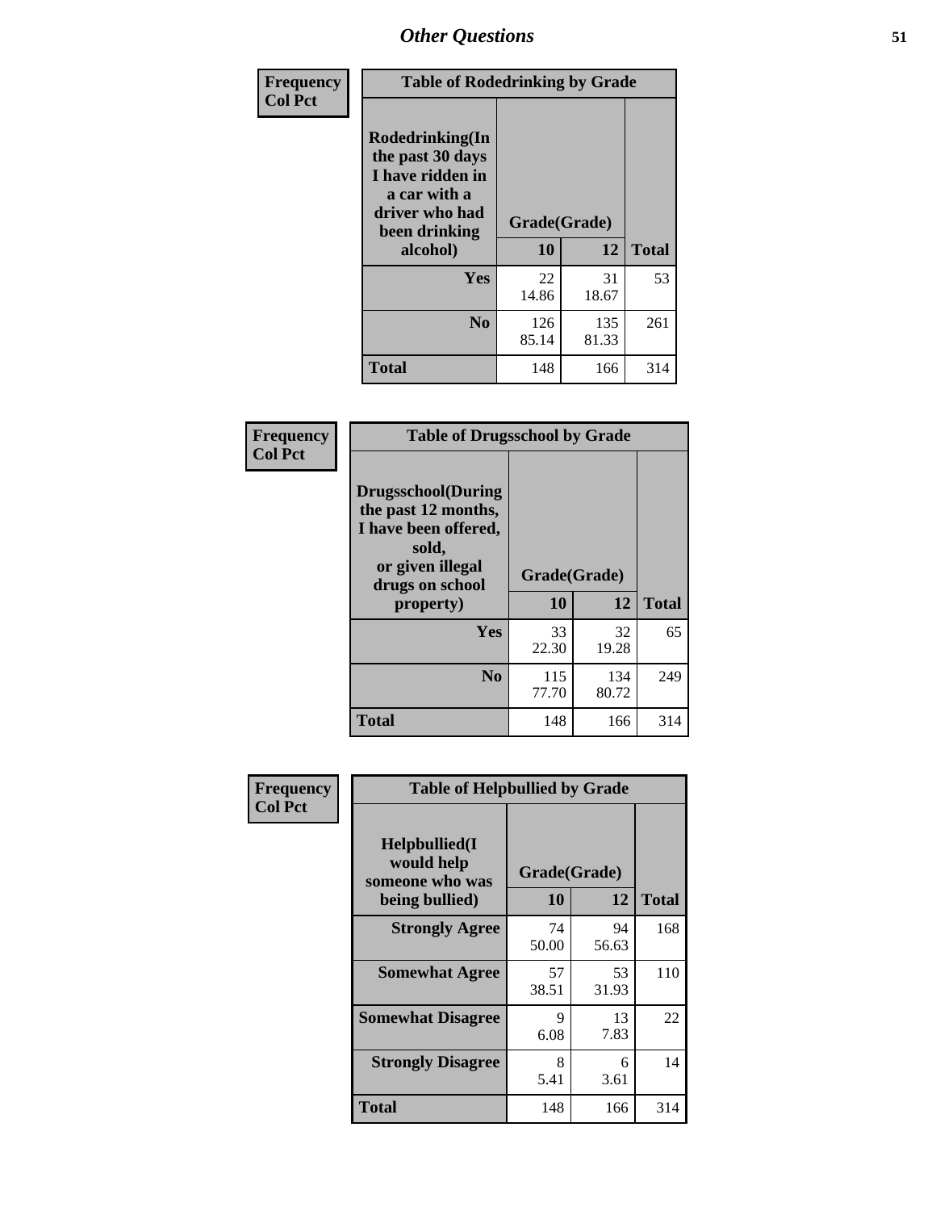# Other Questions

**Frequency**
**Col Pct**

| Table of Rodedrinking by Grade | | | |
|---|---|---|---|
| **Rodedrinking(In the past 30 days I have ridden in a car with a driver who had been drinking alcohol)** | **Grade(Grade)** | | |
| | **10** | **12** | **Total** |
| **Yes** | 22<br>14.86 | 31<br>18.67 | 53 |
| **No** | 126<br>85.14 | 135<br>81.33 | 261 |
| **Total** | 148 | 166 | 314 |

**Frequency**
**Col Pct**

| Table of Drugsschool by Grade | | | |
|---|---|---|---|
| **Drugsschool(During the past 12 months, I have been offered, sold, or given illegal drugs on school property)** | **Grade(Grade)** | | |
| | **10** | **12** | **Total** |
| **Yes** | 33<br>22.30 | 32<br>19.28 | 65 |
| **No** | 115<br>77.70 | 134<br>80.72 | 249 |
| **Total** | 148 | 166 | 314 |

**Frequency**
**Col Pct**

| Table of Helpbullied by Grade | | | |
|---|---|---|---|
| **Helpbullied(I would help someone who was being bullied)** | **Grade(Grade)** | | |
| | **10** | **12** | **Total** |
| **Strongly Agree** | 74<br>50.00 | 94<br>56.63 | 168 |
| **Somewhat Agree** | 57<br>38.51 | 53<br>31.93 | 110 |
| **Somewhat Disagree** | 9<br>6.08 | 13<br>7.83 | 22 |
| **Strongly Disagree** | 8<br>5.41 | 6<br>3.61 | 14 |
| **Total** | 148 | 166 | 314 |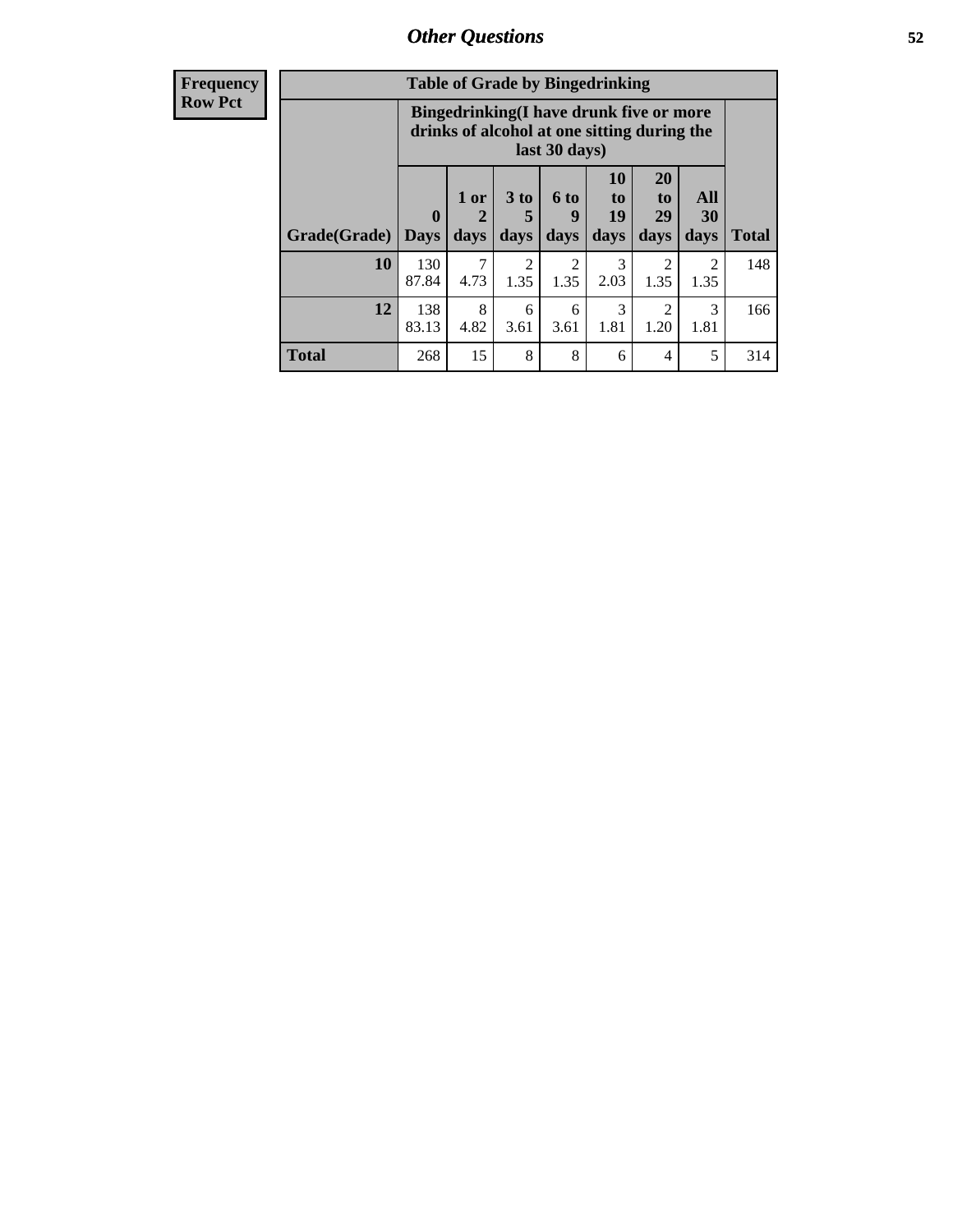## Other Questions

**Frequency**
**Row Pct**

| Table of Grade by Bingedrinking | | | | | | | | |
|---|---|---|---|---|---|---|---|---|
| | Bingedrinking(I have drunk five or more drinks of alcohol at one sitting during the last 30 days) | | | | | | | |
| Grade(Grade) | 0 Days | 1 or 2 days | 3 to 5 days | 6 to 9 days | 10 to 19 days | 20 to 29 days | All 30 days | Total |
| **10** | 130<br>87.84 | 7<br>4.73 | 2<br>1.35 | 2<br>1.35 | 3<br>2.03 | 2<br>1.35 | 2<br>1.35 | 148 |
| **12** | 138<br>83.13 | 8<br>4.82 | 6<br>3.61 | 6<br>3.61 | 3<br>1.81 | 2<br>1.20 | 3<br>1.81 | 166 |
| **Total** | 268 | 15 | 8 | 8 | 6 | 4 | 5 | 314 |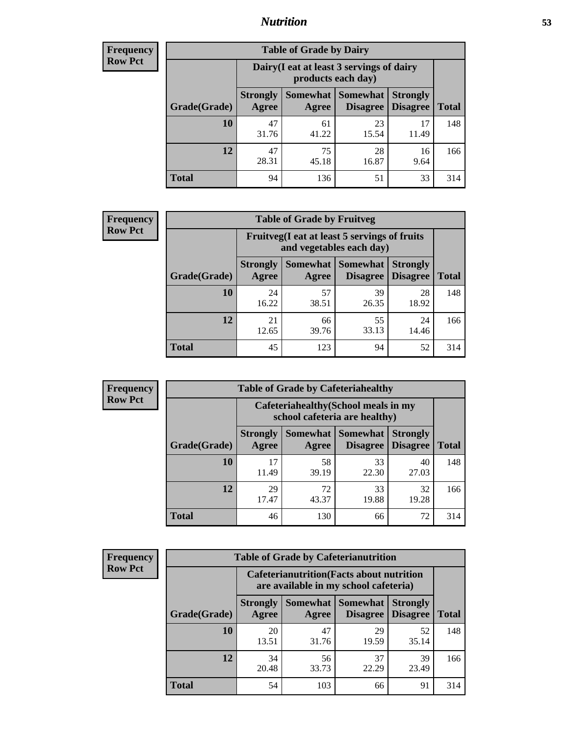## Nutrition

**Frequency**
**Row Pct**

| Table of Grade by Dairy | | | | | |
|---|---|---|---|---|---|
| | Dairy(I eat at least 3 servings of dairy products each day) | | | | |
| Grade(Grade) | Strongly Agree | Somewhat Agree | Somewhat Disagree | Strongly Disagree | Total |
| 10 | 47<br>31.76 | 61<br>41.22 | 23<br>15.54 | 17<br>11.49 | 148 |
| 12 | 47<br>28.31 | 75<br>45.18 | 28<br>16.87 | 16<br>9.64 | 166 |
| Total | 94 | 136 | 51 | 33 | 314 |

**Frequency**
**Row Pct**

| Table of Grade by Fruitveg | | | | | |
|---|---|---|---|---|---|
| | Fruitveg(I eat at least 5 servings of fruits and vegetables each day) | | | | |
| Grade(Grade) | Strongly Agree | Somewhat Agree | Somewhat Disagree | Strongly Disagree | Total |
| 10 | 24<br>16.22 | 57<br>38.51 | 39<br>26.35 | 28<br>18.92 | 148 |
| 12 | 21<br>12.65 | 66<br>39.76 | 55<br>33.13 | 24<br>14.46 | 166 |
| Total | 45 | 123 | 94 | 52 | 314 |

**Frequency**
**Row Pct**

| Table of Grade by Cafeteriahealthy | | | | | |
|---|---|---|---|---|---|
| | Cafeteriahealthy(School meals in my school cafeteria are healthy) | | | | |
| Grade(Grade) | Strongly Agree | Somewhat Agree | Somewhat Disagree | Strongly Disagree | Total |
| 10 | 17<br>11.49 | 58<br>39.19 | 33<br>22.30 | 40<br>27.03 | 148 |
| 12 | 29<br>17.47 | 72<br>43.37 | 33<br>19.88 | 32<br>19.28 | 166 |
| Total | 46 | 130 | 66 | 72 | 314 |

**Frequency**
**Row Pct**

| Table of Grade by Cafeterianutrition | | | | | |
|---|---|---|---|---|---|
| | Cafeterianutrition(Facts about nutrition are available in my school cafeteria) | | | | |
| Grade(Grade) | Strongly Agree | Somewhat Agree | Somewhat Disagree | Strongly Disagree | Total |
| 10 | 20<br>13.51 | 47<br>31.76 | 29<br>19.59 | 52<br>35.14 | 148 |
| 12 | 34<br>20.48 | 56<br>33.73 | 37<br>22.29 | 39<br>23.49 | 166 |
| Total | 54 | 103 | 66 | 91 | 314 |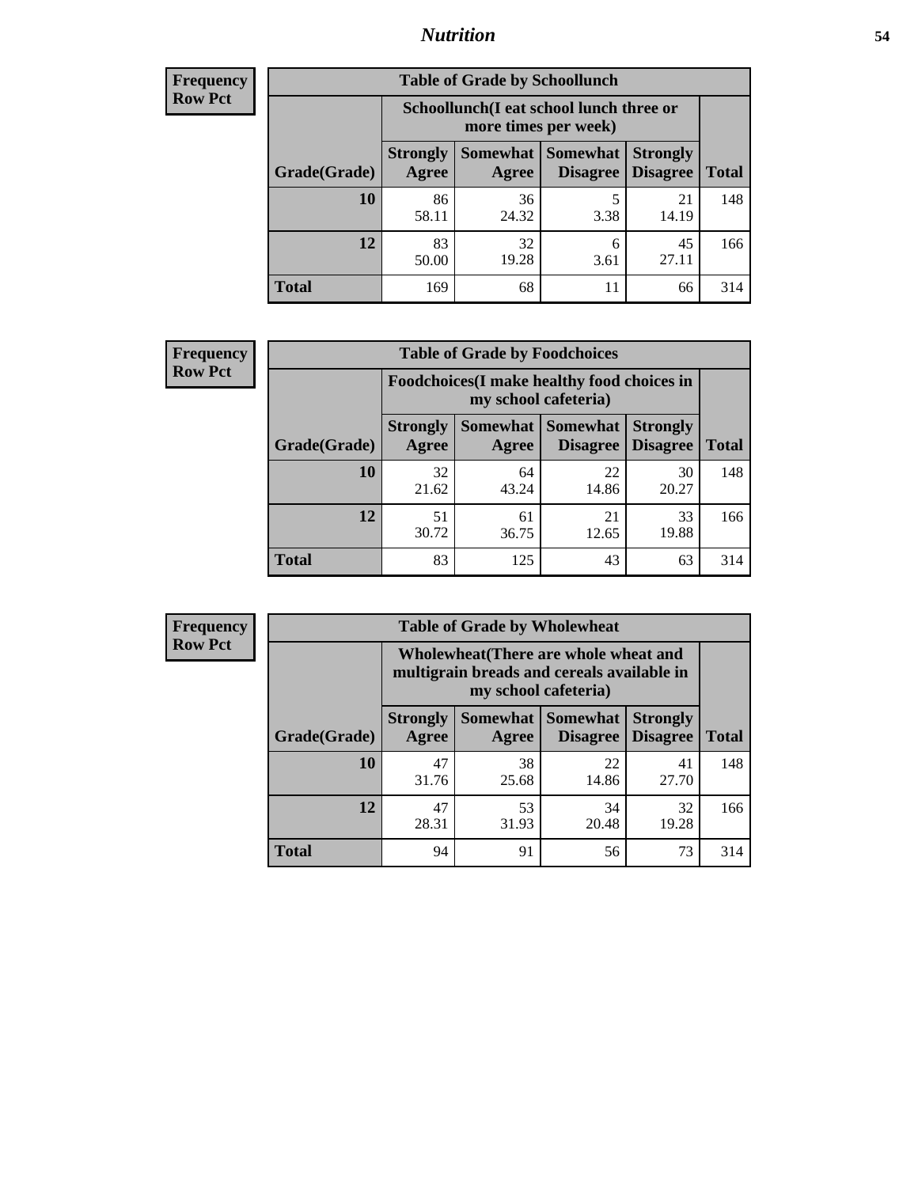**Frequency**
**Row Pct**

| Table of Grade by Schoollunch | | | | | |
|---|---|---|---|---|---|
| | Schoollunch(I eat school lunch three or more times per week) | | | | |
| Grade(Grade) | Strongly Agree | Somewhat Agree | Somewhat Disagree | Strongly Disagree | Total |
| 10 | 86<br>58.11 | 36<br>24.32 | 5<br>3.38 | 21<br>14.19 | 148 |
| 12 | 83<br>50.00 | 32<br>19.28 | 6<br>3.61 | 45<br>27.11 | 166 |
| Total | 169 | 68 | 11 | 66 | 314 |

**Frequency**
**Row Pct**

| Table of Grade by Foodchoices | | | | | |
|---|---|---|---|---|---|
| | Foodchoices(I make healthy food choices in my school cafeteria) | | | | |
| Grade(Grade) | Strongly Agree | Somewhat Agree | Somewhat Disagree | Strongly Disagree | Total |
| 10 | 32<br>21.62 | 64<br>43.24 | 22<br>14.86 | 30<br>20.27 | 148 |
| 12 | 51<br>30.72 | 61<br>36.75 | 21<br>12.65 | 33<br>19.88 | 166 |
| Total | 83 | 125 | 43 | 63 | 314 |

**Frequency**
**Row Pct**

| Table of Grade by Wholewheat | | | | | |
|---|---|---|---|---|---|
| | Wholewheat(There are whole wheat and multigrain breads and cereals available in my school cafeteria) | | | | |
| Grade(Grade) | Strongly Agree | Somewhat Agree | Somewhat Disagree | Strongly Disagree | Total |
| 10 | 47<br>31.76 | 38<br>25.68 | 22<br>14.86 | 41<br>27.70 | 148 |
| 12 | 47<br>28.31 | 53<br>31.93 | 34<br>20.48 | 32<br>19.28 | 166 |
| Total | 94 | 91 | 56 | 73 | 314 |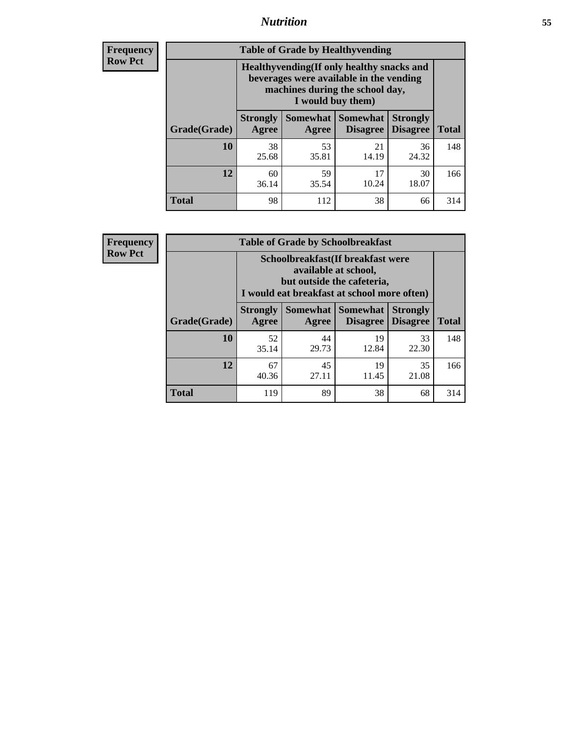| Frequency Row Pct | Table of Grade by Healthyvending | | | | |
|---|---|---|---|---|---|
| | Healthyvending(If only healthy snacks and beverages were available in the vending machines during the school day, I would buy them) | | | | |
| Grade(Grade) | Strongly Agree | Somewhat Agree | Somewhat Disagree | Strongly Disagree | Total |
| 10 | 38<br>25.68 | 53<br>35.81 | 21<br>14.19 | 36<br>24.32 | 148 |
| 12 | 60<br>36.14 | 59<br>35.54 | 17<br>10.24 | 30<br>18.07 | 166 |
| Total | 98 | 112 | 38 | 66 | 314 |

| Frequency Row Pct | Table of Grade by Schoolbreakfast | | | | |
|---|---|---|---|---|---|
| | Schoolbreakfast(If breakfast were available at school, but outside the cafeteria, I would eat breakfast at school more often) | | | | |
| Grade(Grade) | Strongly Agree | Somewhat Agree | Somewhat Disagree | Strongly Disagree | Total |
| 10 | 52<br>35.14 | 44<br>29.73 | 19<br>12.84 | 33<br>22.30 | 148 |
| 12 | 67<br>40.36 | 45<br>27.11 | 19<br>11.45 | 35<br>21.08 | 166 |
| Total | 119 | 89 | 38 | 68 | 314 |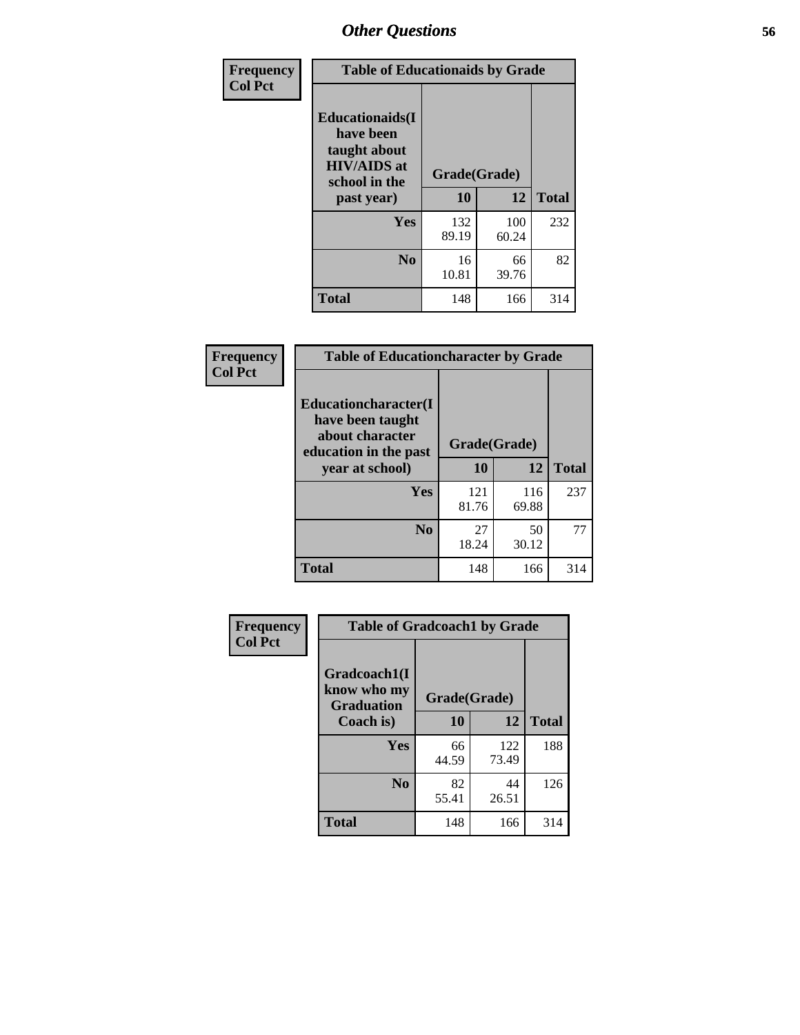## Other Questions

**Frequency**
**Col Pct**

| Table of Educationaids by Grade | | | |
|---|---|---|---|
| **Educationaids(I have been taught about HIV/AIDS at school in the past year)** | **Grade(Grade)** | | |
| | **10** | **12** | **Total** |
| **Yes** | 132<br>89.19 | 100<br>60.24 | 232 |
| **No** | 16<br>10.81 | 66<br>39.76 | 82 |
| **Total** | 148 | 166 | 314 |

**Frequency**
**Col Pct**

| Table of Educationcharacter by Grade | | | |
|---|---|---|---|
| **Educationcharacter(I have been taught about character education in the past year at school)** | **Grade(Grade)** | | |
| | **10** | **12** | **Total** |
| **Yes** | 121<br>81.76 | 116<br>69.88 | 237 |
| **No** | 27<br>18.24 | 50<br>30.12 | 77 |
| **Total** | 148 | 166 | 314 |

**Frequency**
**Col Pct**

| Table of Gradcoach1 by Grade | | | |
|---|---|---|---|
| **Gradcoach1(I know who my Graduation Coach is)** | **Grade(Grade)** | | |
| | **10** | **12** | **Total** |
| **Yes** | 66<br>44.59 | 122<br>73.49 | 188 |
| **No** | 82<br>55.41 | 44<br>26.51 | 126 |
| **Total** | 148 | 166 | 314 |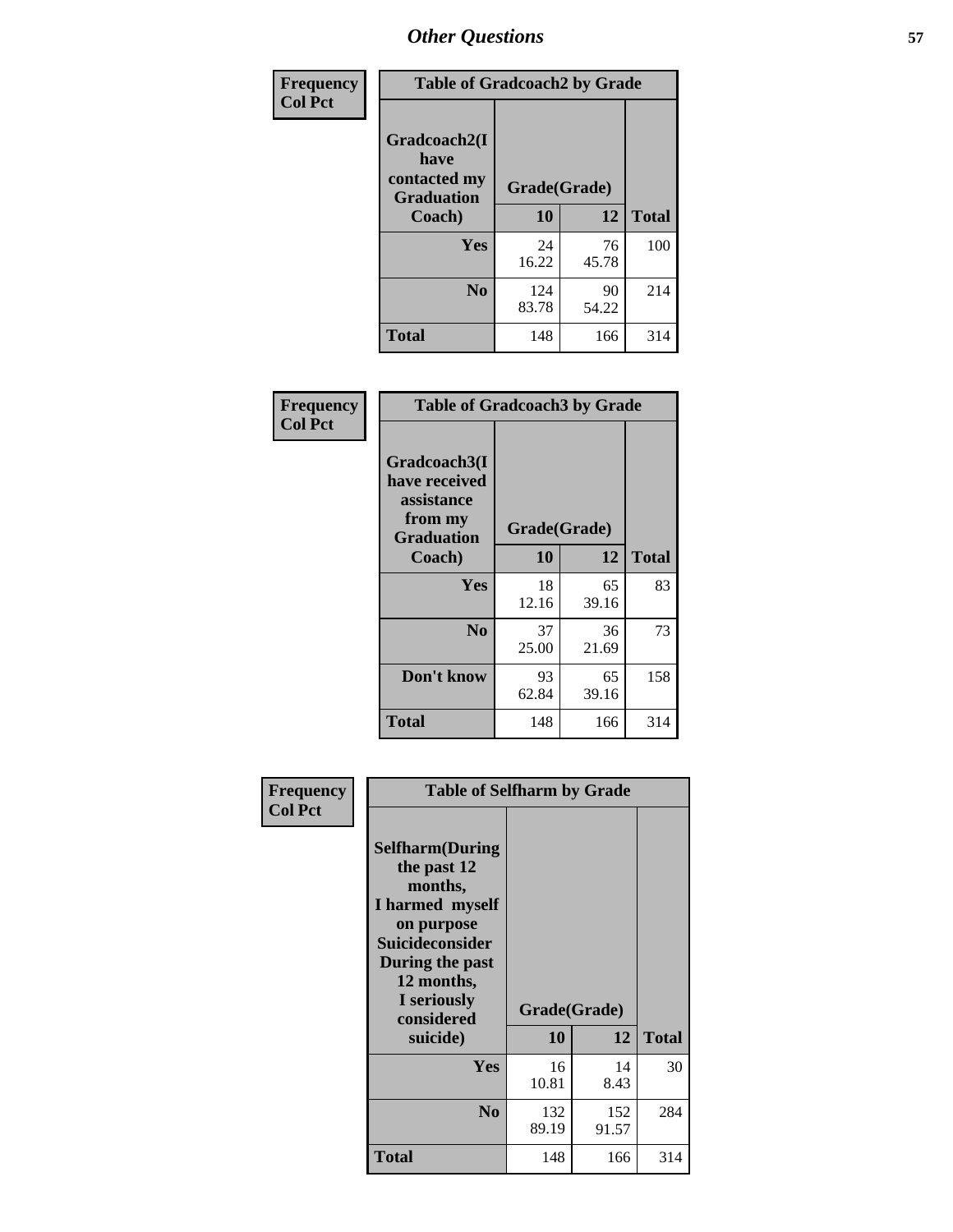# Other Questions

| Frequency Col Pct | Table of Gradcoach2 by Grade | | |
|---|---|---|---|
| Gradcoach2(I have contacted my Graduation Coach) | Grade(Grade) | | |
| | 10 | 12 | Total |
| Yes | 24<br>16.22 | 76<br>45.78 | 100 |
| No | 124<br>83.78 | 90<br>54.22 | 214 |
| Total | 148 | 166 | 314 |

| Frequency Col Pct | Table of Gradcoach3 by Grade | | |
|---|---|---|---|
| Gradcoach3(I have received assistance from my Graduation Coach) | Grade(Grade) | | |
| | 10 | 12 | Total |
| Yes | 18<br>12.16 | 65<br>39.16 | 83 |
| No | 37<br>25.00 | 36<br>21.69 | 73 |
| Don't know | 93<br>62.84 | 65<br>39.16 | 158 |
| Total | 148 | 166 | 314 |

| Frequency Col Pct | Table of Selfharm by Grade | | |
|---|---|---|---|
| Selfharm(During the past 12 months, I harmed myself on purpose Suicideconsider During the past 12 months, I seriously considered suicide) | Grade(Grade) | | |
| | 10 | 12 | Total |
| Yes | 16<br>10.81 | 14<br>8.43 | 30 |
| No | 132<br>89.19 | 152<br>91.57 | 284 |
| Total | 148 | 166 | 314 |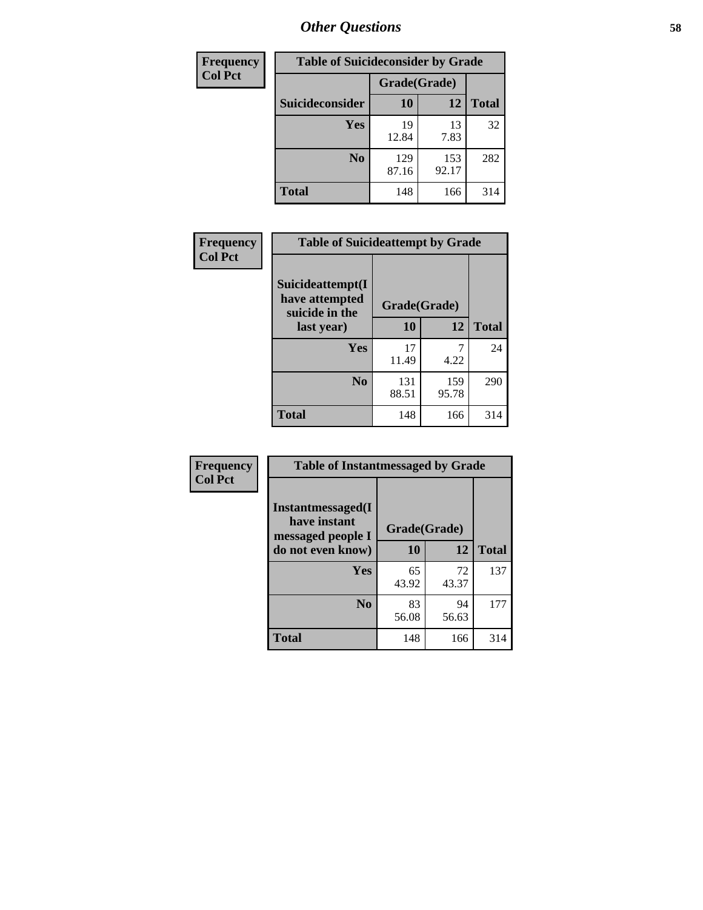# Other Questions

Frequency
Col Pct

| Table of Suicideconsider by Grade | | | |
|---|---|---|---|
| | Grade(Grade) | | |
| Suicideconsider | 10 | 12 | Total |
| Yes | 19<br>12.84 | 13<br>7.83 | 32 |
| No | 129<br>87.16 | 153<br>92.17 | 282 |
| Total | 148 | 166 | 314 |

Frequency
Col Pct

| Table of Suicideattempt by Grade | | | |
|---|---|---|---|
| Suicideattempt(I have attempted suicide in the last year) | Grade(Grade) | | |
| | 10 | 12 | Total |
| Yes | 17<br>11.49 | 7<br>4.22 | 24 |
| No | 131<br>88.51 | 159<br>95.78 | 290 |
| Total | 148 | 166 | 314 |

Frequency
Col Pct

| Table of Instantmessaged by Grade | | | |
|---|---|---|---|
| Instantmessaged(I have instant messaged people I do not even know) | Grade(Grade) | | |
| | 10 | 12 | Total |
| Yes | 65<br>43.92 | 72<br>43.37 | 137 |
| No | 83<br>56.08 | 94<br>56.63 | 177 |
| Total | 148 | 166 | 314 |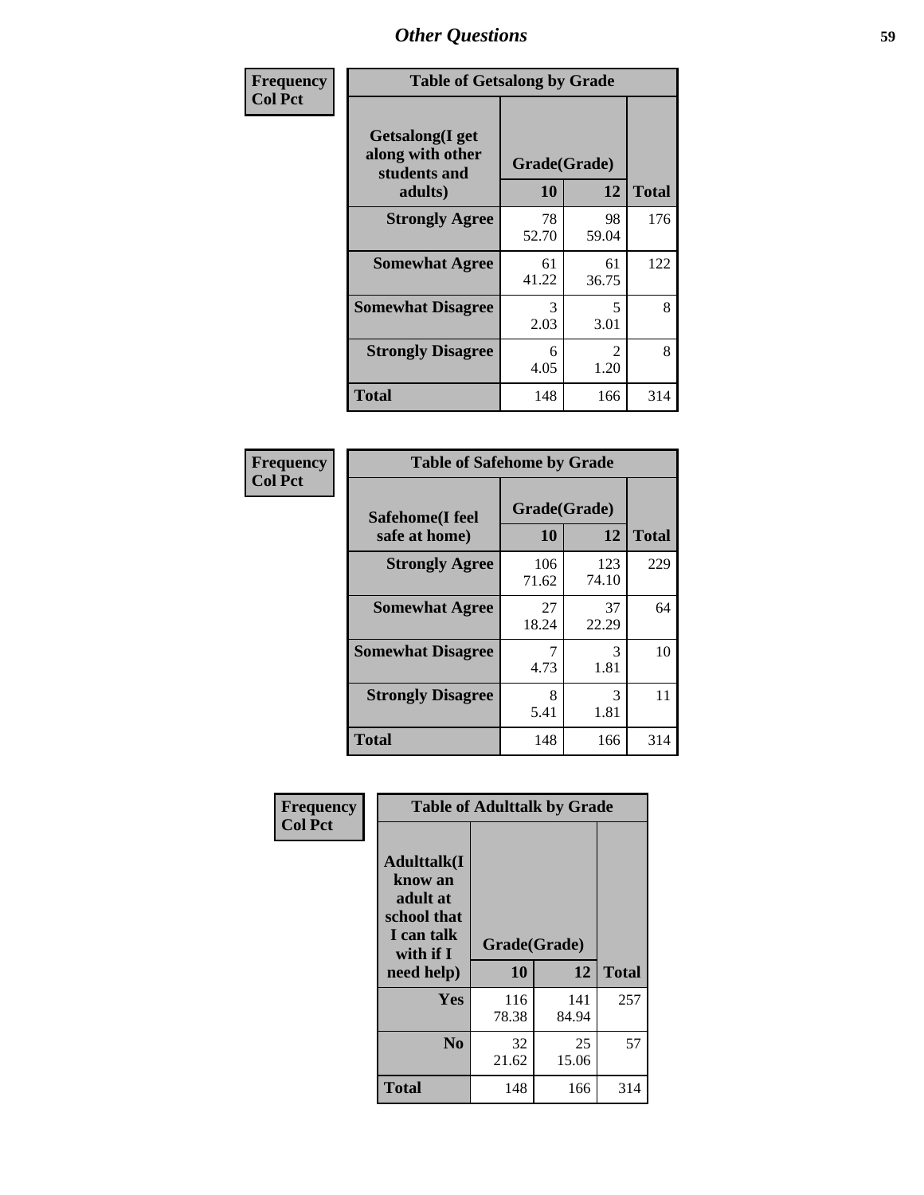# Other Questions

**Frequency Col Pct**

| Table of Getsalong by Grade | | | |
|---|---|---|---|
| **Getsalong(I get along with other students and adults)** | **Grade(Grade)** | | |
| | **10** | **12** | **Total** |
| **Strongly Agree** | 78<br>52.70 | 98<br>59.04 | 176 |
| **Somewhat Agree** | 61<br>41.22 | 61<br>36.75 | 122 |
| **Somewhat Disagree** | 3<br>2.03 | 5<br>3.01 | 8 |
| **Strongly Disagree** | 6<br>4.05 | 2<br>1.20 | 8 |
| **Total** | 148 | 166 | 314 |

**Frequency Col Pct**

| Table of Safehome by Grade | | | |
|---|---|---|---|
| **Safehome(I feel safe at home)** | **Grade(Grade)** | | |
| | **10** | **12** | **Total** |
| **Strongly Agree** | 106<br>71.62 | 123<br>74.10 | 229 |
| **Somewhat Agree** | 27<br>18.24 | 37<br>22.29 | 64 |
| **Somewhat Disagree** | 7<br>4.73 | 3<br>1.81 | 10 |
| **Strongly Disagree** | 8<br>5.41 | 3<br>1.81 | 11 |
| **Total** | 148 | 166 | 314 |

**Frequency Col Pct**

| Table of Adulttalk by Grade | | | |
|---|---|---|---|
| **Adulttalk(I know an adult at school that I can talk with if I need help)** | **Grade(Grade)** | | |
| | **10** | **12** | **Total** |
| **Yes** | 116<br>78.38 | 141<br>84.94 | 257 |
| **No** | 32<br>21.62 | 25<br>15.06 | 57 |
| **Total** | 148 | 166 | 314 |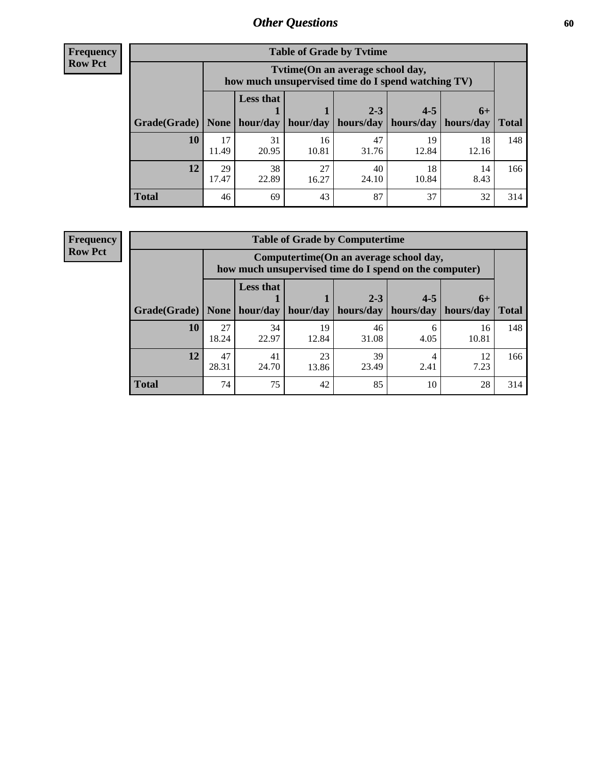## Other Questions

**Frequency**
**Row Pct**

| Table of Grade by Tvtime | | | | | | | |
|---|---|---|---|---|---|---|---|
| | Tvtime(On an average school day, how much unsupervised time do I spend watching TV) | | | | | | |
| Grade(Grade) | None | Less that 1 hour/day | 1 hour/day | 2-3 hours/day | 4-5 hours/day | 6+ hours/day | Total |
| **10** | 17<br>11.49 | 31<br>20.95 | 16<br>10.81 | 47<br>31.76 | 19<br>12.84 | 18<br>12.16 | 148 |
| **12** | 29<br>17.47 | 38<br>22.89 | 27<br>16.27 | 40<br>24.10 | 18<br>10.84 | 14<br>8.43 | 166 |
| **Total** | 46 | 69 | 43 | 87 | 37 | 32 | 314 |

**Frequency**
**Row Pct**

| Table of Grade by Computertime | | | | | | | |
|---|---|---|---|---|---|---|---|
| | Computertime(On an average school day, how much unsupervised time do I spend on the computer) | | | | | | |
| Grade(Grade) | None | Less that 1 hour/day | 1 hour/day | 2-3 hours/day | 4-5 hours/day | 6+ hours/day | Total |
| **10** | 27<br>18.24 | 34<br>22.97 | 19<br>12.84 | 46<br>31.08 | 6<br>4.05 | 16<br>10.81 | 148 |
| **12** | 47<br>28.31 | 41<br>24.70 | 23<br>13.86 | 39<br>23.49 | 4<br>2.41 | 12<br>7.23 | 166 |
| **Total** | 74 | 75 | 42 | 85 | 10 | 28 | 314 |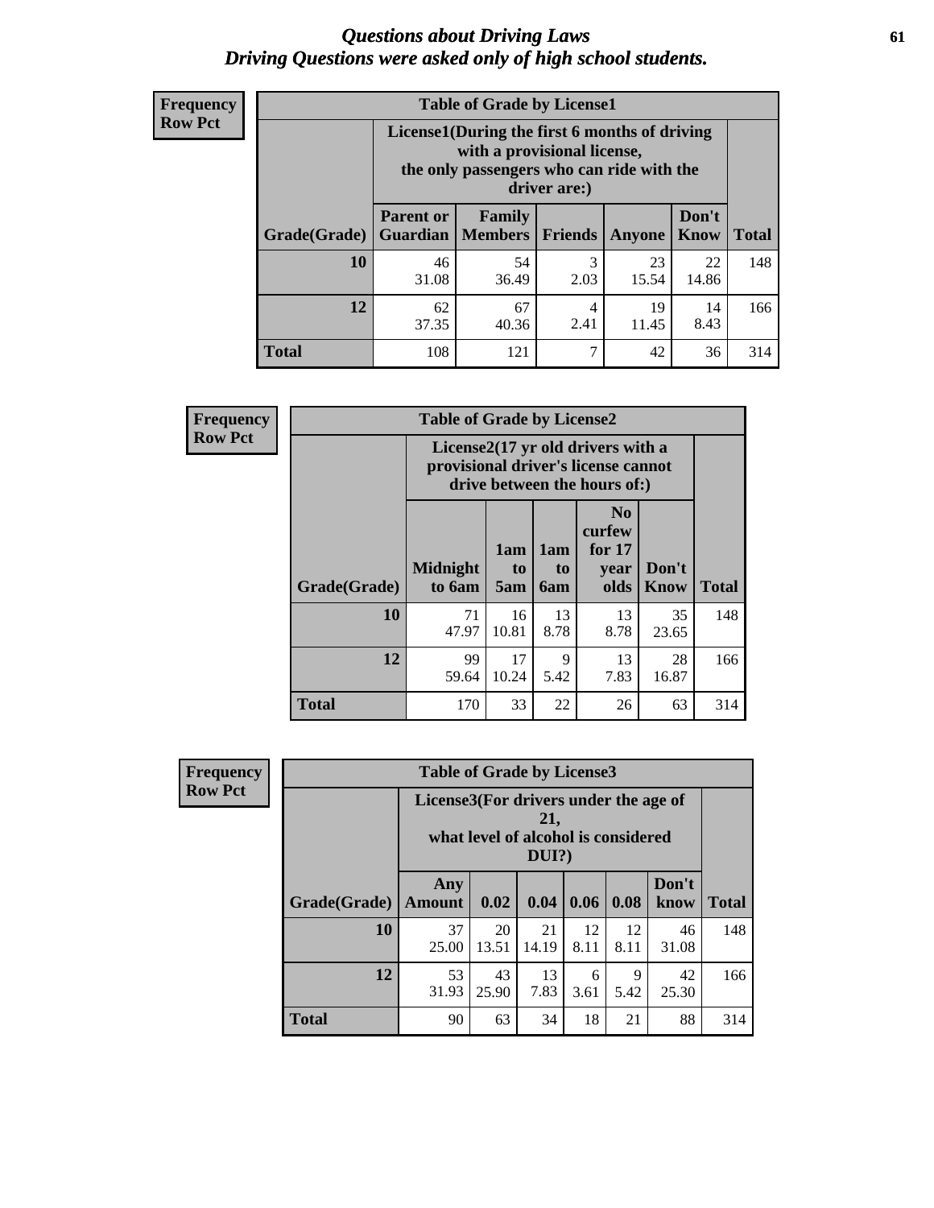# *Questions about Driving Laws*
# *Driving Questions were asked only of high school students.*

**Frequency**
**Row Pct**

| Table of Grade by License1 | | | | | | |
|---|---|---|---|---|---|---|
| | License1(During the first 6 months of driving with a provisional license, the only passengers who can ride with the driver are:) | | | | | |
| Grade(Grade) | Parent or Guardian | Family Members | Friends | Anyone | Don't Know | Total |
| **10** | 46<br>31.08 | 54<br>36.49 | 3<br>2.03 | 23<br>15.54 | 22<br>14.86 | 148 |
| **12** | 62<br>37.35 | 67<br>40.36 | 4<br>2.41 | 19<br>11.45 | 14<br>8.43 | 166 |
| **Total** | 108 | 121 | 7 | 42 | 36 | 314 |

**Frequency**
**Row Pct**

| Table of Grade by License2 | | | | | | |
|---|---|---|---|---|---|---|
| | License2(17 yr old drivers with a provisional driver's license cannot drive between the hours of:) | | | | | |
| Grade(Grade) | Midnight to 6am | 1am to 5am | 1am to 6am | No curfew for 17 year olds | Don't Know | Total |
| **10** | 71<br>47.97 | 16<br>10.81 | 13<br>8.78 | 13<br>8.78 | 35<br>23.65 | 148 |
| **12** | 99<br>59.64 | 17<br>10.24 | 9<br>5.42 | 13<br>7.83 | 28<br>16.87 | 166 |
| **Total** | 170 | 33 | 22 | 26 | 63 | 314 |

**Frequency**
**Row Pct**

| Table of Grade by License3 | | | | | | | |
|---|---|---|---|---|---|---|---|
| | License3(For drivers under the age of 21, what level of alcohol is considered DUI?) | | | | | | |
| Grade(Grade) | Any Amount | 0.02 | 0.04 | 0.06 | 0.08 | Don't know | Total |
| **10** | 37<br>25.00 | 20<br>13.51 | 21<br>14.19 | 12<br>8.11 | 12<br>8.11 | 46<br>31.08 | 148 |
| **12** | 53<br>31.93 | 43<br>25.90 | 13<br>7.83 | 6<br>3.61 | 9<br>5.42 | 42<br>25.30 | 166 |
| **Total** | 90 | 63 | 34 | 18 | 21 | 88 | 314 |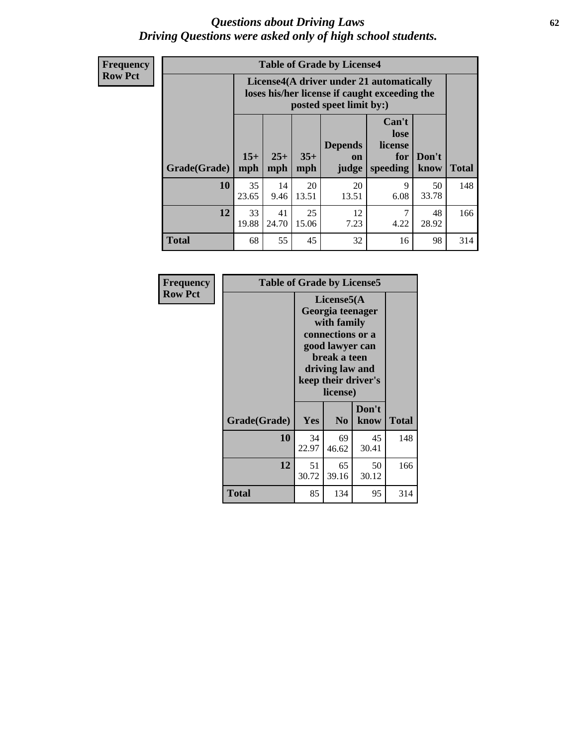# *Questions about Driving Laws*
# *Driving Questions were asked only of high school students.*

**Frequency**
**Row Pct**

| Table of Grade by License4 | | | | | | | |
|---|---|---|---|---|---|---|---|
| | License4(A driver under 21 automatically loses his/her license if caught exceeding the posted speet limit by:) | | | | | | |
| Grade(Grade) | 15+ mph | 25+ mph | 35+ mph | Depends on judge | Can't lose license for speeding | Don't know | Total |
| **10** | 35<br>23.65 | 14<br>9.46 | 20<br>13.51 | 20<br>13.51 | 9<br>6.08 | 50<br>33.78 | 148 |
| **12** | 33<br>19.88 | 41<br>24.70 | 25<br>15.06 | 12<br>7.23 | 7<br>4.22 | 48<br>28.92 | 166 |
| **Total** | 68 | 55 | 45 | 32 | 16 | 98 | 314 |

**Frequency**
**Row Pct**

| Table of Grade by License5 | | | | |
|---|---|---|---|---|
| | License5(A Georgia teenager with family connections or a good lawyer can break a teen driving law and keep their driver's license) | | | |
| Grade(Grade) | Yes | No | Don't know | Total |
| **10** | 34<br>22.97 | 69<br>46.62 | 45<br>30.41 | 148 |
| **12** | 51<br>30.72 | 65<br>39.16 | 50<br>30.12 | 166 |
| **Total** | 85 | 134 | 95 | 314 |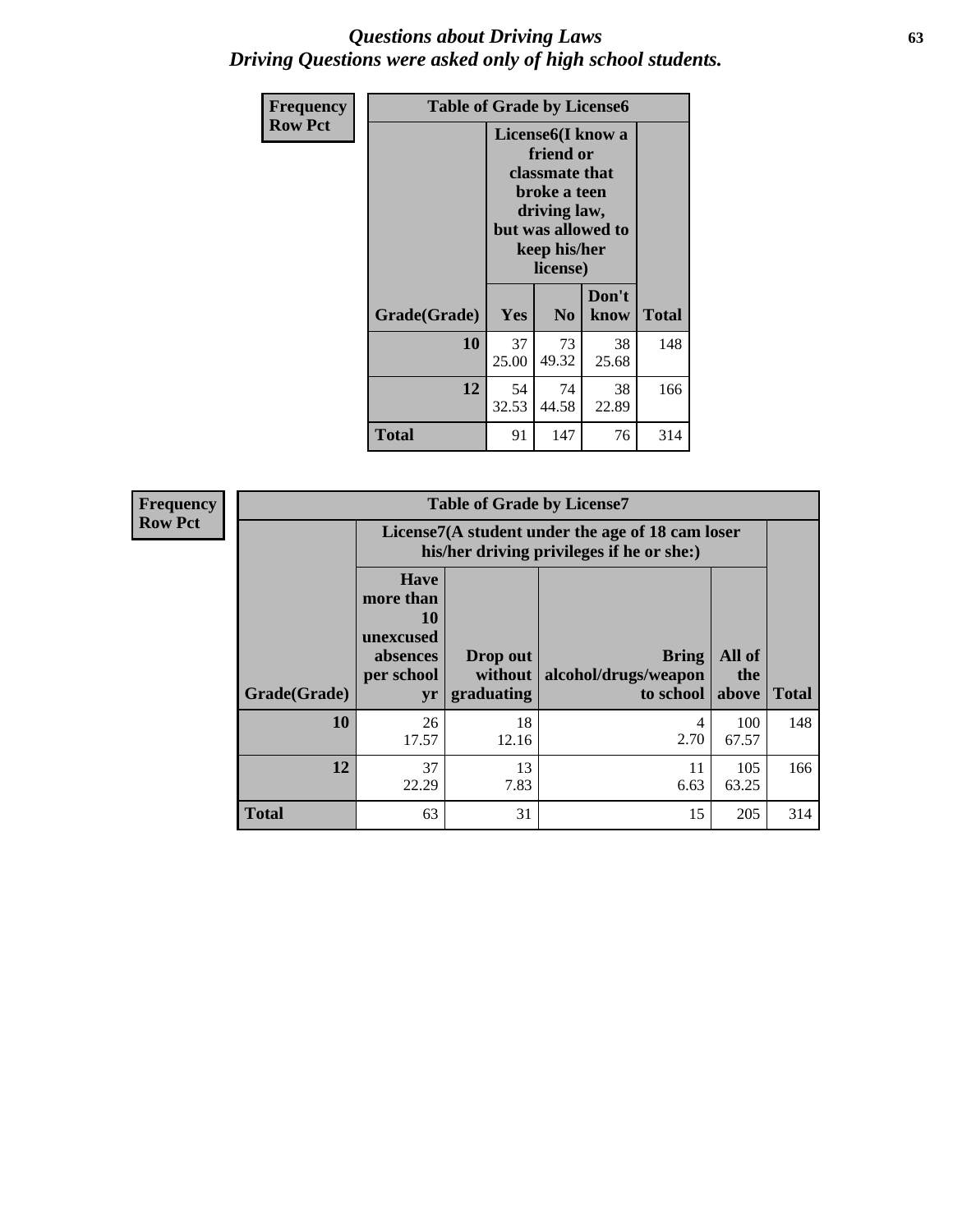# *Questions about Driving Laws*
# *Driving Questions were asked only of high school students.*

**Frequency**
**Row Pct**

| Table of Grade by License6 | | | | |
|---|---|---|---|---|
| | License6(I know a friend or classmate that broke a teen driving law, but was allowed to keep his/her license) | | | |
| Grade(Grade) | Yes | No | Don't know | Total |
| 10 | 37<br>25.00 | 73<br>49.32 | 38<br>25.68 | 148 |
| 12 | 54<br>32.53 | 74<br>44.58 | 38<br>22.89 | 166 |
| Total | 91 | 147 | 76 | 314 |

**Frequency**
**Row Pct**

| Table of Grade by License7 | | | | | |
|---|---|---|---|---|---|
| | License7(A student under the age of 18 cam loser his/her driving privileges if he or she:) | | | | |
| Grade(Grade) | Have more than 10 unexcused absences per school yr | Drop out without graduating | Bring alcohol/drugs/weapon to school | All of the above | Total |
| 10 | 26<br>17.57 | 18<br>12.16 | 4<br>2.70 | 100<br>67.57 | 148 |
| 12 | 37<br>22.29 | 13<br>7.83 | 11<br>6.63 | 105<br>63.25 | 166 |
| Total | 63 | 31 | 15 | 205 | 314 |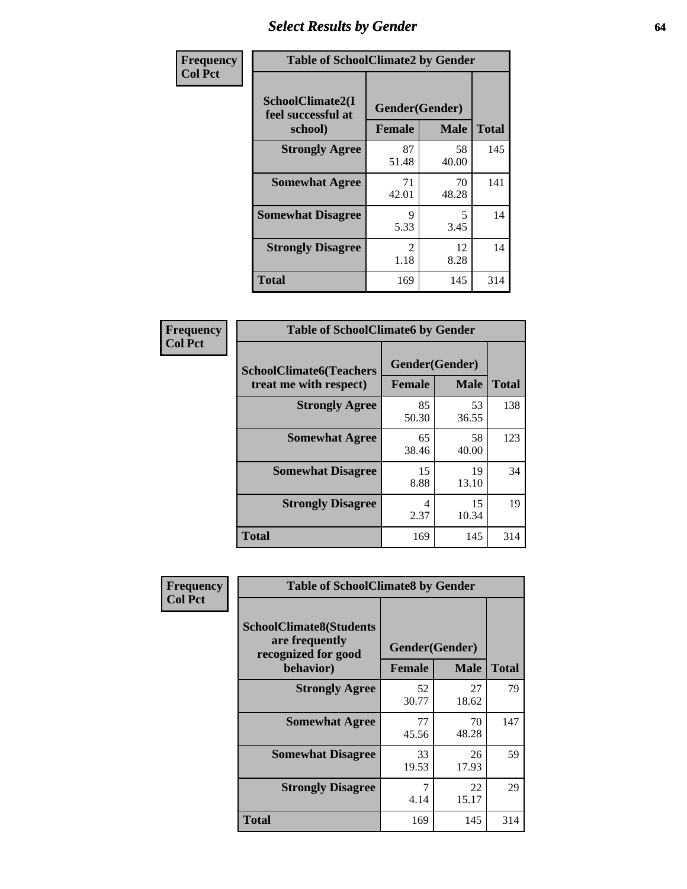# Select Results by Gender

| Frequency<br>Col Pct | Table of SchoolClimate2 by Gender | | |
|---|---|---|---|
| SchoolClimate2(I feel successful at school) | Gender(Gender) | | |
| | Female | Male | Total |
| Strongly Agree | 87<br>51.48 | 58<br>40.00 | 145 |
| Somewhat Agree | 71<br>42.01 | 70<br>48.28 | 141 |
| Somewhat Disagree | 9<br>5.33 | 5<br>3.45 | 14 |
| Strongly Disagree | 2<br>1.18 | 12<br>8.28 | 14 |
| Total | 169 | 145 | 314 |

| Frequency<br>Col Pct | Table of SchoolClimate6 by Gender | | |
|---|---|---|---|
| SchoolClimate6(Teachers treat me with respect) | Gender(Gender) | | |
| | Female | Male | Total |
| Strongly Agree | 85<br>50.30 | 53<br>36.55 | 138 |
| Somewhat Agree | 65<br>38.46 | 58<br>40.00 | 123 |
| Somewhat Disagree | 15<br>8.88 | 19<br>13.10 | 34 |
| Strongly Disagree | 4<br>2.37 | 15<br>10.34 | 19 |
| Total | 169 | 145 | 314 |

| Frequency<br>Col Pct | Table of SchoolClimate8 by Gender | | |
|---|---|---|---|
| SchoolClimate8(Students are frequently recognized for good behavior) | Gender(Gender) | | |
| | Female | Male | Total |
| Strongly Agree | 52<br>30.77 | 27<br>18.62 | 79 |
| Somewhat Agree | 77<br>45.56 | 70<br>48.28 | 147 |
| Somewhat Disagree | 33<br>19.53 | 26<br>17.93 | 59 |
| Strongly Disagree | 7<br>4.14 | 22<br>15.17 | 29 |
| Total | 169 | 145 | 314 |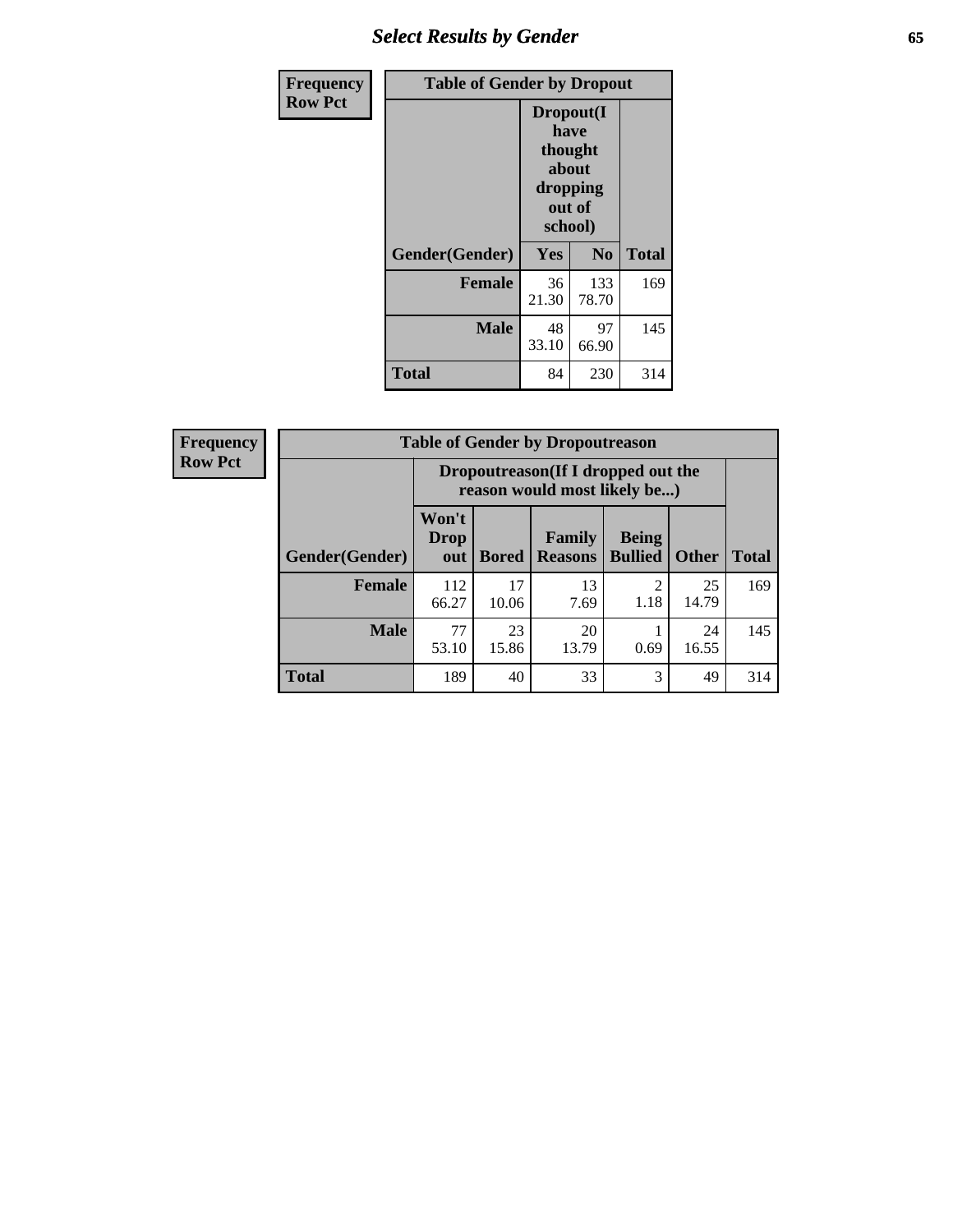## Select Results by Gender

| Frequency<br>Row Pct | Table of Gender by Dropout | | |
|---|---|---|---|
| | Dropout(I have thought about dropping out of school) | | |
| Gender(Gender) | Yes | No | Total |
| Female | 36<br>21.30 | 133<br>78.70 | 169 |
| Male | 48<br>33.10 | 97<br>66.90 | 145 |
| Total | 84 | 230 | 314 |

| Frequency<br>Row Pct | Table of Gender by Dropoutreason | | | | | |
|---|---|---|---|---|---|---|
| | Dropoutreason(If I dropped out the reason would most likely be...) | | | | | |
| Gender(Gender) | Won't Drop out | Bored | Family Reasons | Being Bullied | Other | Total |
| Female | 112<br>66.27 | 17<br>10.06 | 13<br>7.69 | 2<br>1.18 | 25<br>14.79 | 169 |
| Male | 77<br>53.10 | 23<br>15.86 | 20<br>13.79 | 1<br>0.69 | 24<br>16.55 | 145 |
| Total | 189 | 40 | 33 | 3 | 49 | 314 |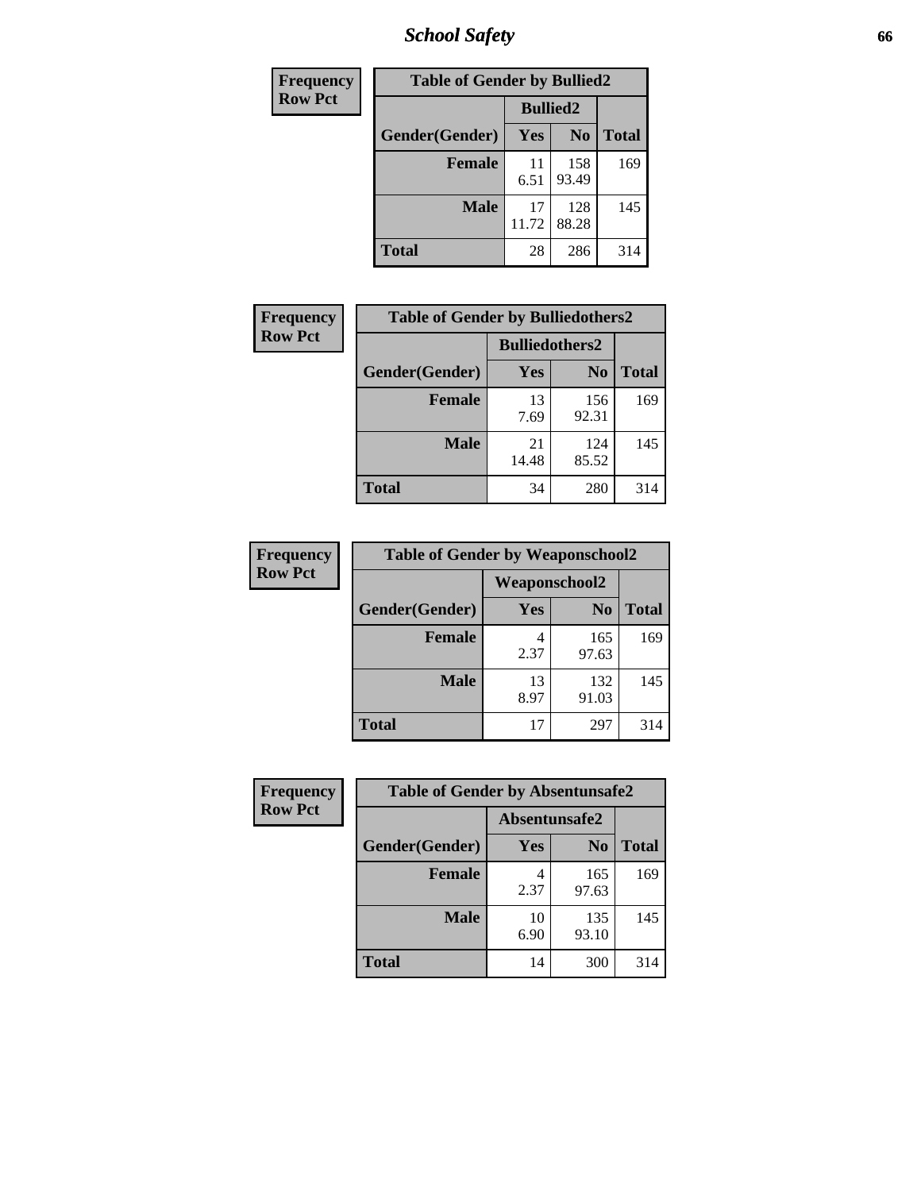| Frequency |
|---|
| Row Pct |

| Table of Gender by Bullied2 | | | |
|---|---|---|---|
| | Bullied2 | | |
| Gender(Gender) | Yes | No | Total |
| Female | 11<br>6.51 | 158<br>93.49 | 169 |
| Male | 17<br>11.72 | 128<br>88.28 | 145 |
| Total | 28 | 286 | 314 |

| Frequency |
|---|
| Row Pct |

| Table of Gender by Bulliedothers2 | | | |
|---|---|---|---|
| | Bulliedothers2 | | |
| Gender(Gender) | Yes | No | Total |
| Female | 13<br>7.69 | 156<br>92.31 | 169 |
| Male | 21<br>14.48 | 124<br>85.52 | 145 |
| Total | 34 | 280 | 314 |

| Frequency |
|---|
| Row Pct |

| Table of Gender by Weaponschool2 | | | |
|---|---|---|---|
| | Weaponschool2 | | |
| Gender(Gender) | Yes | No | Total |
| Female | 4<br>2.37 | 165<br>97.63 | 169 |
| Male | 13<br>8.97 | 132<br>91.03 | 145 |
| Total | 17 | 297 | 314 |

| Frequency |
|---|
| Row Pct |

| Table of Gender by Absentunsafe2 | | | |
|---|---|---|---|
| | Absentunsafe2 | | |
| Gender(Gender) | Yes | No | Total |
| Female | 4<br>2.37 | 165<br>97.63 | 169 |
| Male | 10<br>6.90 | 135<br>93.10 | 145 |
| Total | 14 | 300 | 314 |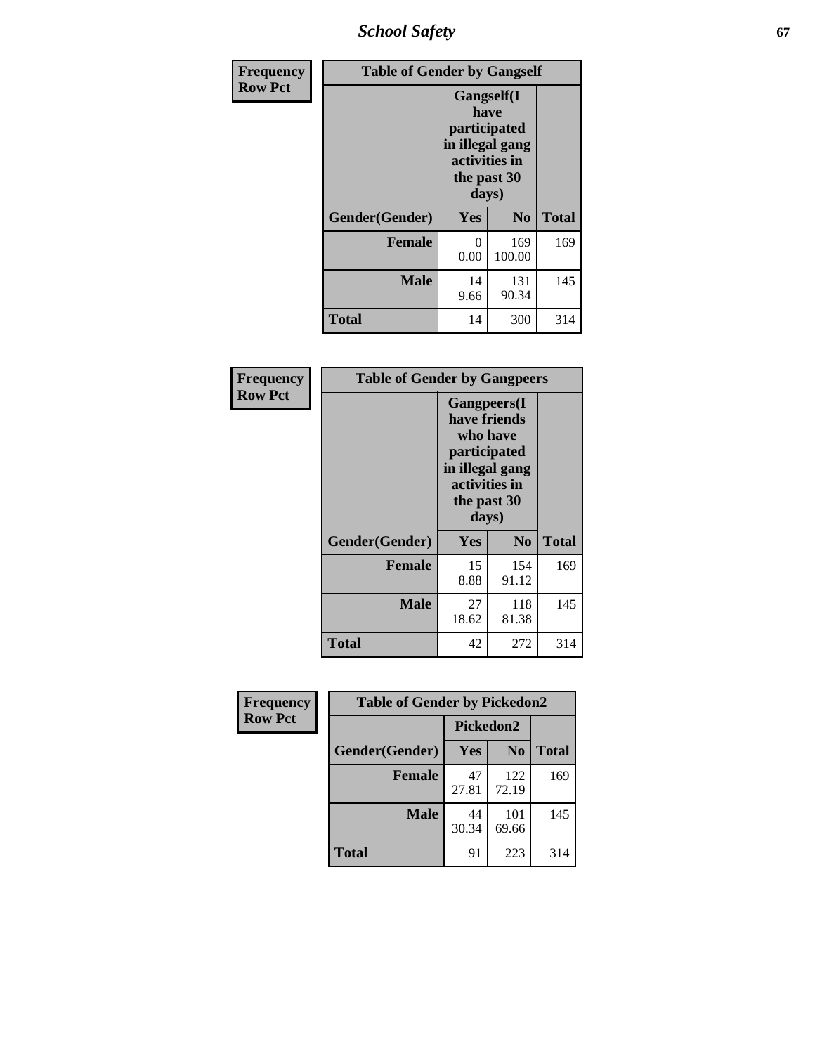| Frequency Row Pct | Table of Gender by Gangself | | |
|---|---|---|---|
| | Gangself(I have participated in illegal gang activities in the past 30 days) | | |
| Gender(Gender) | Yes | No | Total |
| Female | 0<br>0.00 | 169<br>100.00 | 169 |
| Male | 14<br>9.66 | 131<br>90.34 | 145 |
| Total | 14 | 300 | 314 |

| Frequency Row Pct | Table of Gender by Gangpeers | | |
|---|---|---|---|
| | Gangpeers(I have friends who have participated in illegal gang activities in the past 30 days) | | |
| Gender(Gender) | Yes | No | Total |
| Female | 15<br>8.88 | 154<br>91.12 | 169 |
| Male | 27<br>18.62 | 118<br>81.38 | 145 |
| Total | 42 | 272 | 314 |

| Frequency Row Pct | Table of Gender by Pickedon2 | | |
|---|---|---|---|
| | Pickedon2 | | |
| Gender(Gender) | Yes | No | Total |
| Female | 47<br>27.81 | 122<br>72.19 | 169 |
| Male | 44<br>30.34 | 101<br>69.66 | 145 |
| Total | 91 | 223 | 314 |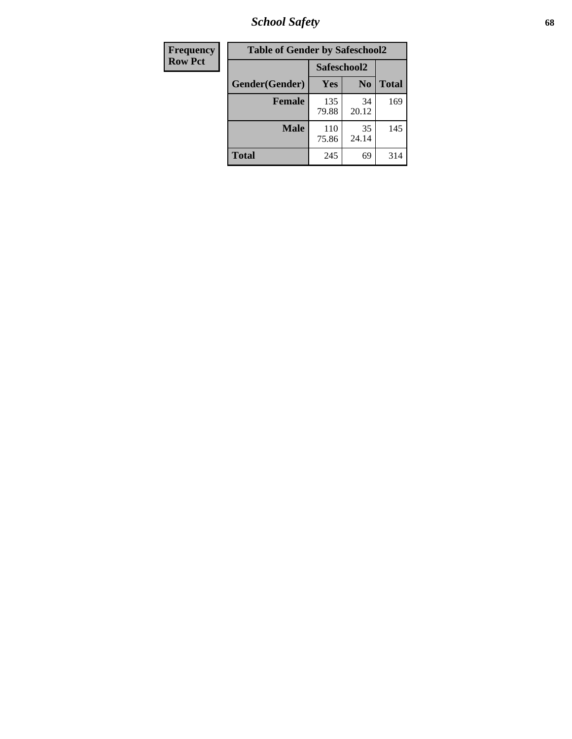| Frequency<br>Row Pct | Table of Gender by Safeschool2 | | | |
|---|---|---|---|---|
| | | Safeschool2 | | |
| | Gender(Gender) | Yes | No | Total |
| | **Female** | 135<br>79.88 | 34<br>20.12 | 169 |
| | **Male** | 110<br>75.86 | 35<br>24.14 | 145 |
| | **Total** | 245 | 69 | 314 |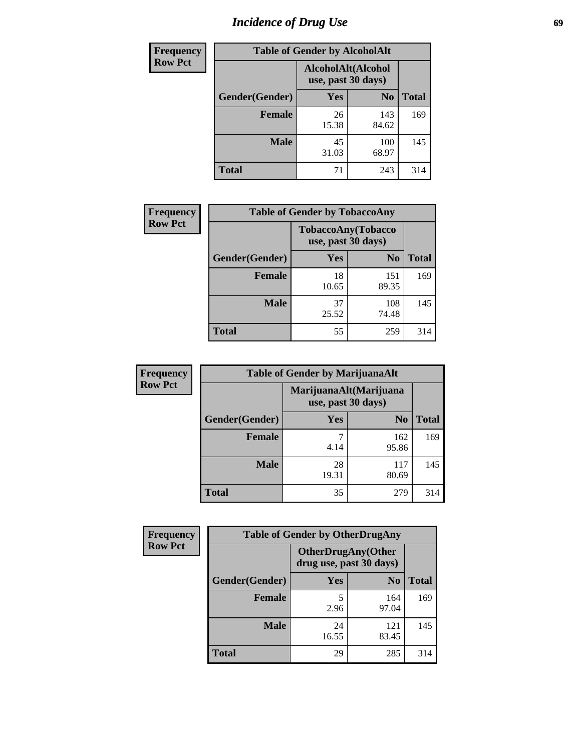# Incidence of Drug Use

**Frequency**
**Row Pct**

| Table of Gender by AlcoholAlt | | | |
|---|---|---|---|
| | AlcoholAlt(Alcohol use, past 30 days) | | |
| Gender(Gender) | Yes | No | Total |
| Female | 26<br>15.38 | 143<br>84.62 | 169 |
| Male | 45<br>31.03 | 100<br>68.97 | 145 |
| Total | 71 | 243 | 314 |

**Frequency**
**Row Pct**

| Table of Gender by TobaccoAny | | | |
|---|---|---|---|
| | TobaccoAny(Tobacco use, past 30 days) | | |
| Gender(Gender) | Yes | No | Total |
| Female | 18<br>10.65 | 151<br>89.35 | 169 |
| Male | 37<br>25.52 | 108<br>74.48 | 145 |
| Total | 55 | 259 | 314 |

**Frequency**
**Row Pct**

| Table of Gender by MarijuanaAlt | | | |
|---|---|---|---|
| | MarijuanaAlt(Marijuana use, past 30 days) | | |
| Gender(Gender) | Yes | No | Total |
| Female | 7<br>4.14 | 162<br>95.86 | 169 |
| Male | 28<br>19.31 | 117<br>80.69 | 145 |
| Total | 35 | 279 | 314 |

**Frequency**
**Row Pct**

| Table of Gender by OtherDrugAny | | | |
|---|---|---|---|
| | OtherDrugAny(Other drug use, past 30 days) | | |
| Gender(Gender) | Yes | No | Total |
| Female | 5<br>2.96 | 164<br>97.04 | 169 |
| Male | 24<br>16.55 | 121<br>83.45 | 145 |
| Total | 29 | 285 | 314 |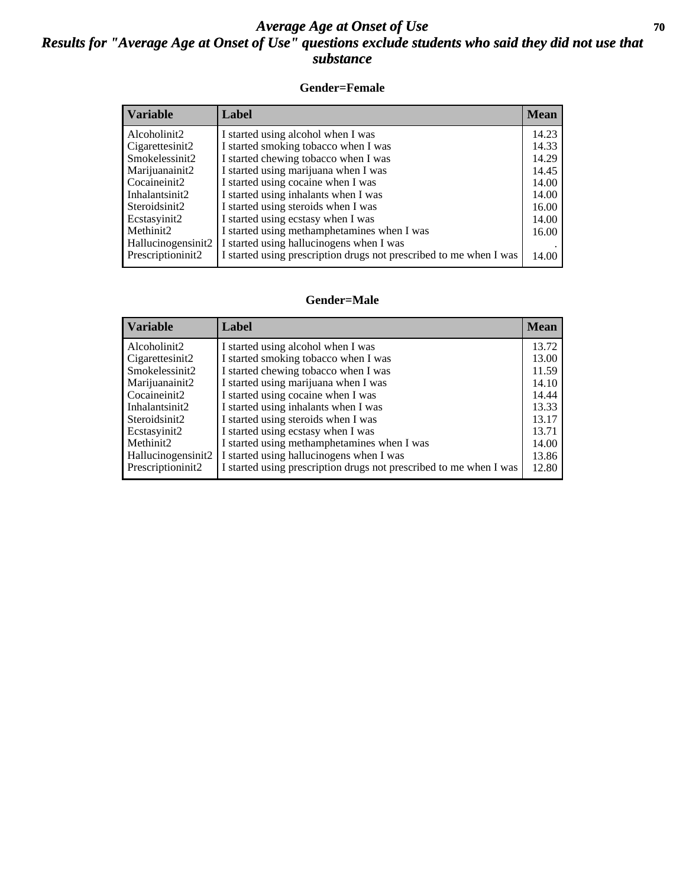# *Average Age at Onset of Use*
## *Results for "Average Age at Onset of Use" questions exclude students who said they did not use that substance*

### Gender=Female

| Variable | Label | Mean |
|---|---|---|
| Alcoholinit2 | I started using alcohol when I was | 14.23 |
| Cigarettesinit2 | I started smoking tobacco when I was | 14.33 |
| Smokelessinit2 | I started chewing tobacco when I was | 14.29 |
| Marijuanainit2 | I started using marijuana when I was | 14.45 |
| Cocaineinit2 | I started using cocaine when I was | 14.00 |
| Inhalantsinit2 | I started using inhalants when I was | 14.00 |
| Steroidsinit2 | I started using steroids when I was | 16.00 |
| Ecstasyinit2 | I started using ecstasy when I was | 14.00 |
| Methinit2 | I started using methamphetamines when I was | 16.00 |
| Hallucinogensinit2 | I started using hallucinogens when I was | . |
| Prescriptioninit2 | I started using prescription drugs not prescribed to me when I was | 14.00 |

### Gender=Male

| Variable | Label | Mean |
|---|---|---|
| Alcoholinit2 | I started using alcohol when I was | 13.72 |
| Cigarettesinit2 | I started smoking tobacco when I was | 13.00 |
| Smokelessinit2 | I started chewing tobacco when I was | 11.59 |
| Marijuanainit2 | I started using marijuana when I was | 14.10 |
| Cocaineinit2 | I started using cocaine when I was | 14.44 |
| Inhalantsinit2 | I started using inhalants when I was | 13.33 |
| Steroidsinit2 | I started using steroids when I was | 13.17 |
| Ecstasyinit2 | I started using ecstasy when I was | 13.71 |
| Methinit2 | I started using methamphetamines when I was | 14.00 |
| Hallucinogensinit2 | I started using hallucinogens when I was | 13.86 |
| Prescriptioninit2 | I started using prescription drugs not prescribed to me when I was | 12.80 |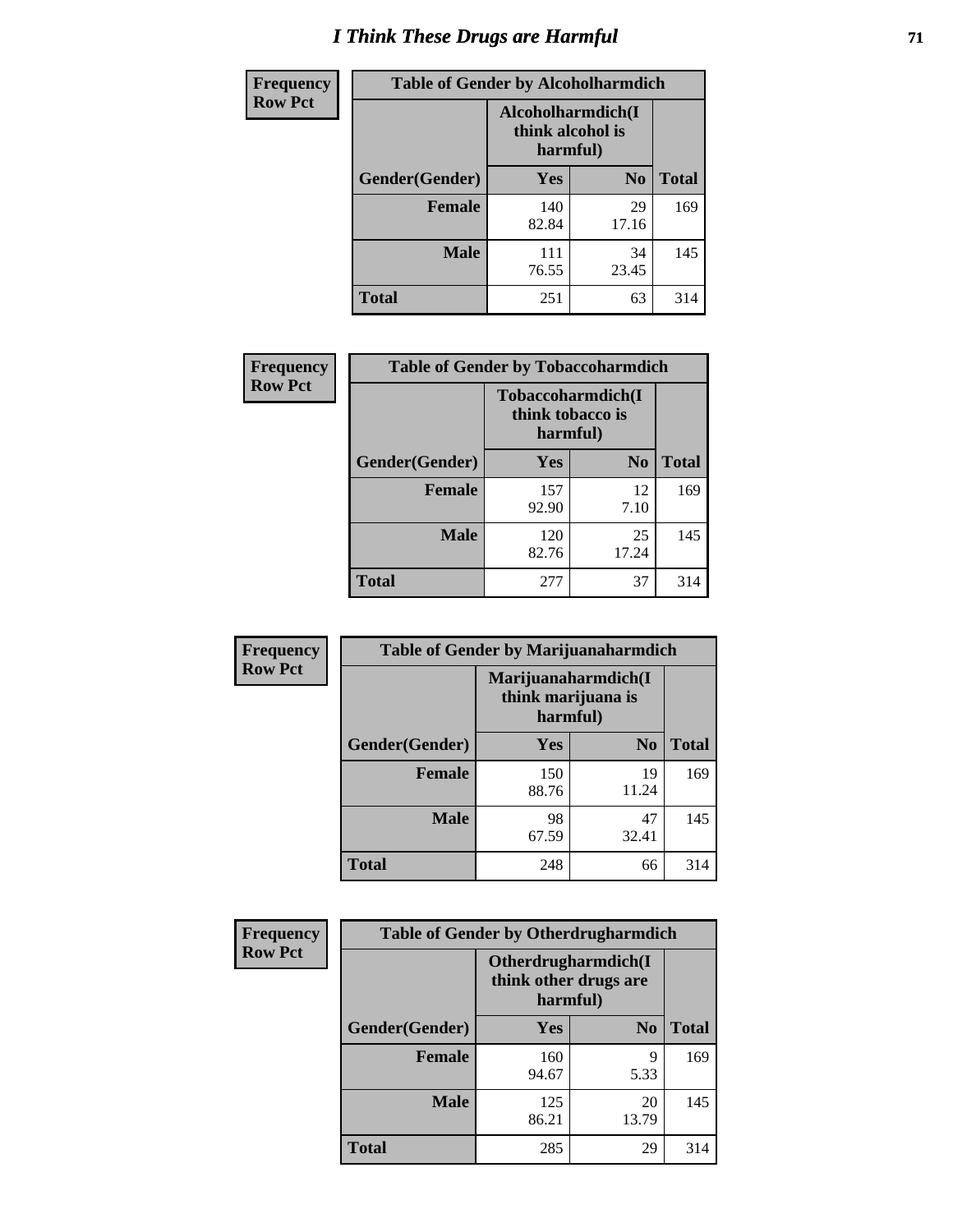# I Think These Drugs are Harmful

| Frequency Row Pct | Table of Gender by Alcoholharmdich | | |
|---|---|---|---|
| | Alcoholharmdich(I think alcohol is harmful) | | |
| Gender(Gender) | Yes | No | Total |
| Female | 140 82.84 | 29 17.16 | 169 |
| Male | 111 76.55 | 34 23.45 | 145 |
| Total | 251 | 63 | 314 |

| Frequency Row Pct | Table of Gender by Tobaccoharmdich | | |
|---|---|---|---|
| | Tobaccoharmdich(I think tobacco is harmful) | | |
| Gender(Gender) | Yes | No | Total |
| Female | 157 92.90 | 12 7.10 | 169 |
| Male | 120 82.76 | 25 17.24 | 145 |
| Total | 277 | 37 | 314 |

| Frequency Row Pct | Table of Gender by Marijuanaharmdich | | |
|---|---|---|---|
| | Marijuanaharmdich(I think marijuana is harmful) | | |
| Gender(Gender) | Yes | No | Total |
| Female | 150 88.76 | 19 11.24 | 169 |
| Male | 98 67.59 | 47 32.41 | 145 |
| Total | 248 | 66 | 314 |

| Frequency Row Pct | Table of Gender by Otherdrugharmdich | | |
|---|---|---|---|
| | Otherdrugharmdich(I think other drugs are harmful) | | |
| Gender(Gender) | Yes | No | Total |
| Female | 160 94.67 | 9 5.33 | 169 |
| Male | 125 86.21 | 20 13.79 | 145 |
| Total | 285 | 29 | 314 |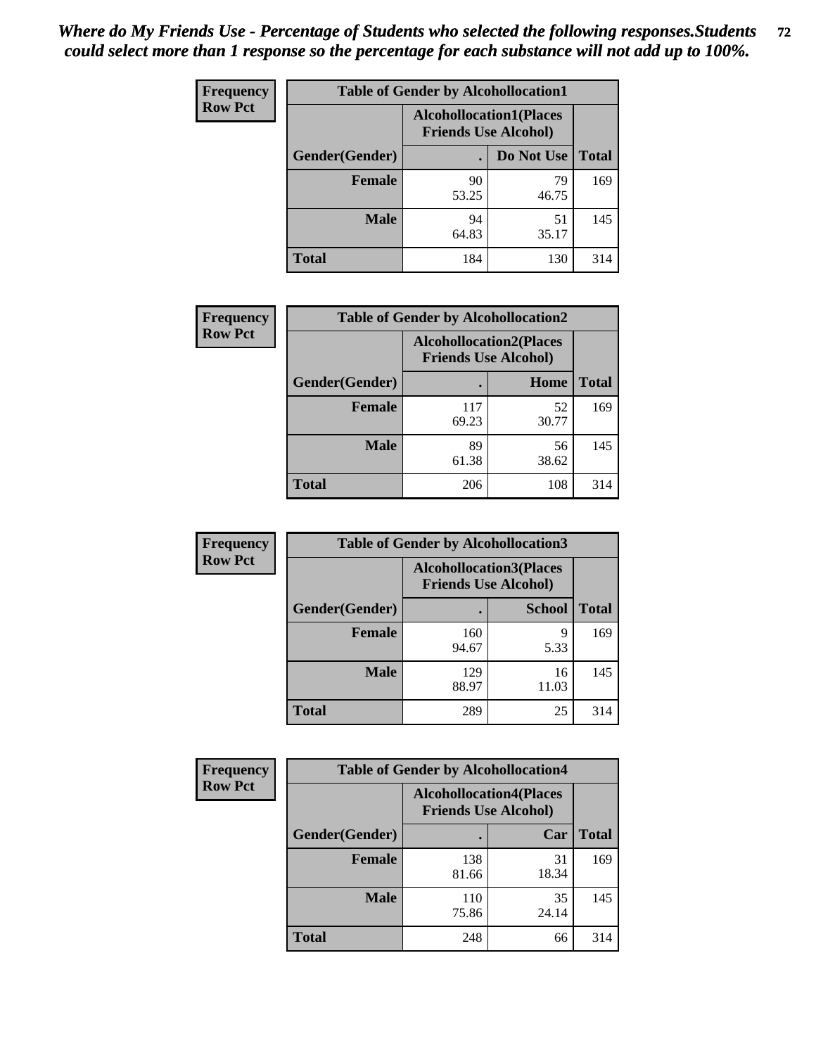*Where do My Friends Use - Percentage of Students who selected the following responses.Students could select more than 1 response so the percentage for each substance will not add up to 100%.*

**Frequency**
**Row Pct**

| Table of Gender by Alcohollocation1 | | | |
|---|---|---|---|
| | Alcohollocation1(Places Friends Use Alcohol) | | |
| Gender(Gender) | . | Do Not Use | Total |
| Female | 90<br>53.25 | 79<br>46.75 | 169 |
| Male | 94<br>64.83 | 51<br>35.17 | 145 |
| Total | 184 | 130 | 314 |

**Frequency**
**Row Pct**

| Table of Gender by Alcohollocation2 | | | |
|---|---|---|---|
| | Alcohollocation2(Places Friends Use Alcohol) | | |
| Gender(Gender) | . | Home | Total |
| Female | 117<br>69.23 | 52<br>30.77 | 169 |
| Male | 89<br>61.38 | 56<br>38.62 | 145 |
| Total | 206 | 108 | 314 |

**Frequency**
**Row Pct**

| Table of Gender by Alcohollocation3 | | | |
|---|---|---|---|
| | Alcohollocation3(Places Friends Use Alcohol) | | |
| Gender(Gender) | . | School | Total |
| Female | 160<br>94.67 | 9<br>5.33 | 169 |
| Male | 129<br>88.97 | 16<br>11.03 | 145 |
| Total | 289 | 25 | 314 |

**Frequency**
**Row Pct**

| Table of Gender by Alcohollocation4 | | | |
|---|---|---|---|
| | Alcohollocation4(Places Friends Use Alcohol) | | |
| Gender(Gender) | . | Car | Total |
| Female | 138<br>81.66 | 31<br>18.34 | 169 |
| Male | 110<br>75.86 | 35<br>24.14 | 145 |
| Total | 248 | 66 | 314 |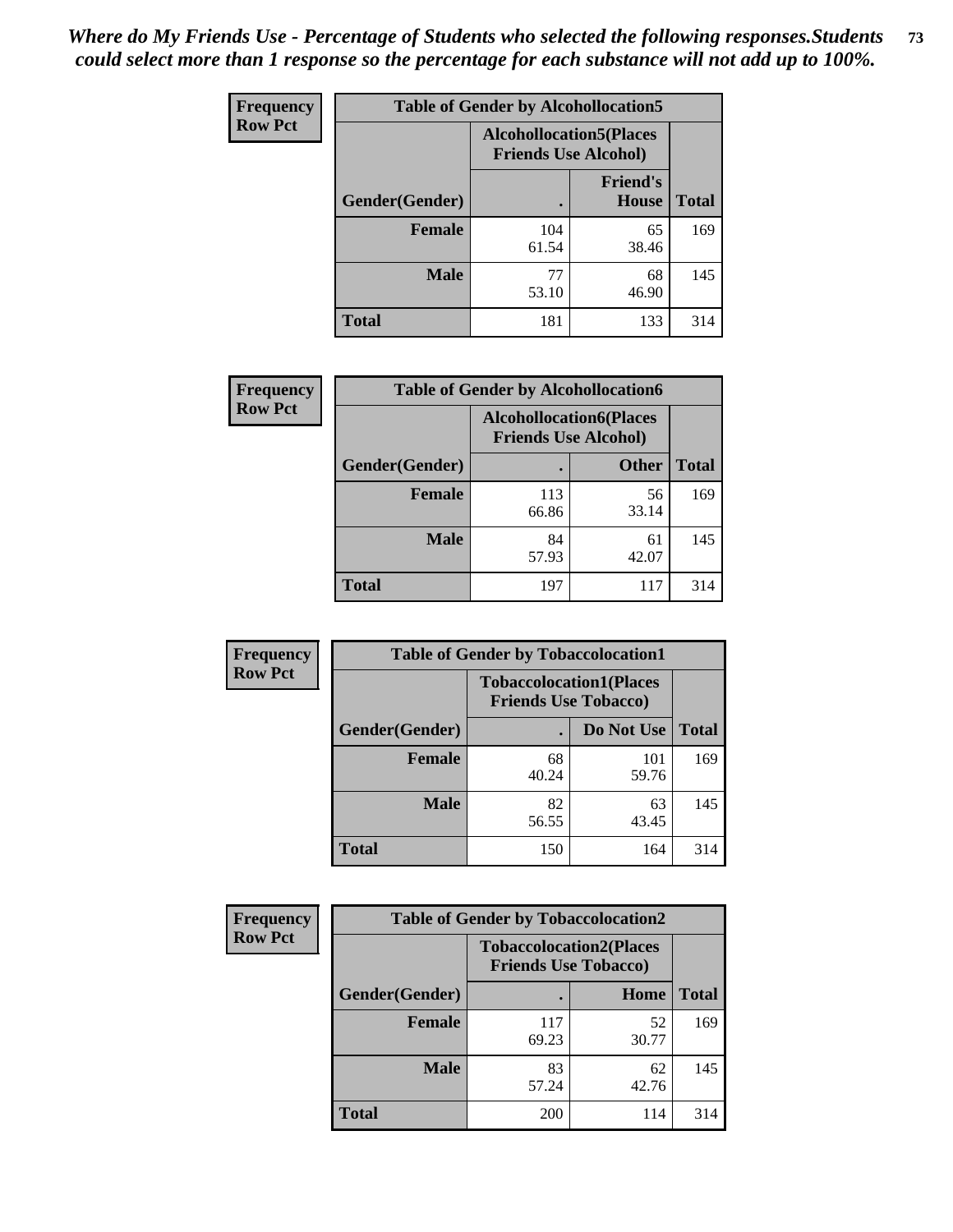*Where do My Friends Use - Percentage of Students who selected the following responses.Students could select more than 1 response so the percentage for each substance will not add up to 100%.*

**Frequency**
**Row Pct**

| Table of Gender by Alcohollocation5 | | | |
|---|---|---|---|
| | Alcohollocation5(Places Friends Use Alcohol) | | |
| Gender(Gender) | . | Friend's House | Total |
| **Female** | 104<br>61.54 | 65<br>38.46 | 169 |
| **Male** | 77<br>53.10 | 68<br>46.90 | 145 |
| **Total** | 181 | 133 | 314 |

**Frequency**
**Row Pct**

| Table of Gender by Alcohollocation6 | | | |
|---|---|---|---|
| | Alcohollocation6(Places Friends Use Alcohol) | | |
| Gender(Gender) | . | Other | Total |
| **Female** | 113<br>66.86 | 56<br>33.14 | 169 |
| **Male** | 84<br>57.93 | 61<br>42.07 | 145 |
| **Total** | 197 | 117 | 314 |

**Frequency**
**Row Pct**

| Table of Gender by Tobaccolocation1 | | | |
|---|---|---|---|
| | Tobaccolocation1(Places Friends Use Tobacco) | | |
| Gender(Gender) | . | Do Not Use | Total |
| **Female** | 68<br>40.24 | 101<br>59.76 | 169 |
| **Male** | 82<br>56.55 | 63<br>43.45 | 145 |
| **Total** | 150 | 164 | 314 |

**Frequency**
**Row Pct**

| Table of Gender by Tobaccolocation2 | | | |
|---|---|---|---|
| | Tobaccolocation2(Places Friends Use Tobacco) | | |
| Gender(Gender) | . | Home | Total |
| **Female** | 117<br>69.23 | 52<br>30.77 | 169 |
| **Male** | 83<br>57.24 | 62<br>42.76 | 145 |
| **Total** | 200 | 114 | 314 |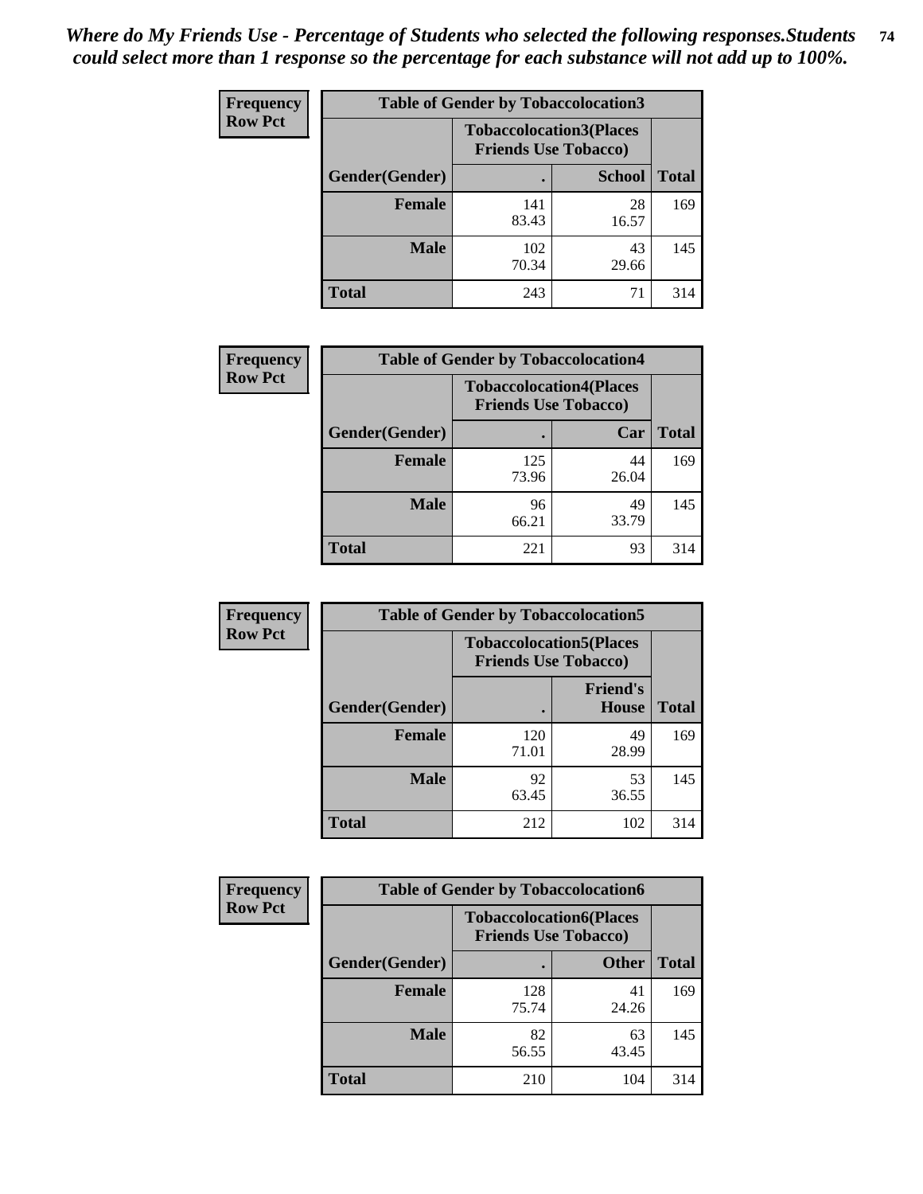*Where do My Friends Use - Percentage of Students who selected the following responses.Students could select more than 1 response so the percentage for each substance will not add up to 100%.*

**Frequency Row Pct**

| Table of Gender by Tobaccolocation3 | | | |
|---|---|---|---|
| | Tobaccolocation3(Places Friends Use Tobacco) | | |
| Gender(Gender) | . | School | Total |
| Female | 141 83.43 | 28 16.57 | 169 |
| Male | 102 70.34 | 43 29.66 | 145 |
| Total | 243 | 71 | 314 |

**Frequency Row Pct**

| Table of Gender by Tobaccolocation4 | | | |
|---|---|---|---|
| | Tobaccolocation4(Places Friends Use Tobacco) | | |
| Gender(Gender) | . | Car | Total |
| Female | 125 73.96 | 44 26.04 | 169 |
| Male | 96 66.21 | 49 33.79 | 145 |
| Total | 221 | 93 | 314 |

**Frequency Row Pct**

| Table of Gender by Tobaccolocation5 | | | |
|---|---|---|---|
| | Tobaccolocation5(Places Friends Use Tobacco) | | |
| Gender(Gender) | . | Friend's House | Total |
| Female | 120 71.01 | 49 28.99 | 169 |
| Male | 92 63.45 | 53 36.55 | 145 |
| Total | 212 | 102 | 314 |

**Frequency Row Pct**

| Table of Gender by Tobaccolocation6 | | | |
|---|---|---|---|
| | Tobaccolocation6(Places Friends Use Tobacco) | | |
| Gender(Gender) | . | Other | Total |
| Female | 128 75.74 | 41 24.26 | 169 |
| Male | 82 56.55 | 63 43.45 | 145 |
| Total | 210 | 104 | 314 |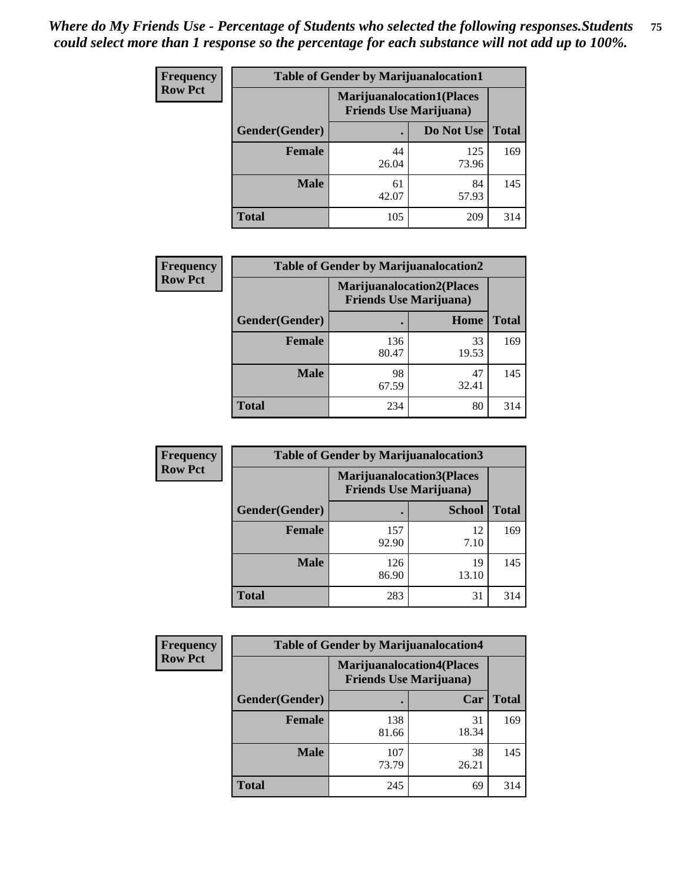*Where do My Friends Use - Percentage of Students who selected the following responses.Students could select more than 1 response so the percentage for each substance will not add up to 100%.*

**Frequency / Row Pct**

| Table of Gender by Marijuanalocation1 | | | |
|---|---|---|---|
| | Marijuanalocation1(Places Friends Use Marijuana) | | |
| Gender(Gender) | . | Do Not Use | Total |
| Female | 44<br>26.04 | 125<br>73.96 | 169 |
| Male | 61<br>42.07 | 84<br>57.93 | 145 |
| Total | 105 | 209 | 314 |

**Frequency / Row Pct**

| Table of Gender by Marijuanalocation2 | | | |
|---|---|---|---|
| | Marijuanalocation2(Places Friends Use Marijuana) | | |
| Gender(Gender) | . | Home | Total |
| Female | 136<br>80.47 | 33<br>19.53 | 169 |
| Male | 98<br>67.59 | 47<br>32.41 | 145 |
| Total | 234 | 80 | 314 |

**Frequency / Row Pct**

| Table of Gender by Marijuanalocation3 | | | |
|---|---|---|---|
| | Marijuanalocation3(Places Friends Use Marijuana) | | |
| Gender(Gender) | . | School | Total |
| Female | 157<br>92.90 | 12<br>7.10 | 169 |
| Male | 126<br>86.90 | 19<br>13.10 | 145 |
| Total | 283 | 31 | 314 |

**Frequency / Row Pct**

| Table of Gender by Marijuanalocation4 | | | |
|---|---|---|---|
| | Marijuanalocation4(Places Friends Use Marijuana) | | |
| Gender(Gender) | . | Car | Total |
| Female | 138<br>81.66 | 31<br>18.34 | 169 |
| Male | 107<br>73.79 | 38<br>26.21 | 145 |
| Total | 245 | 69 | 314 |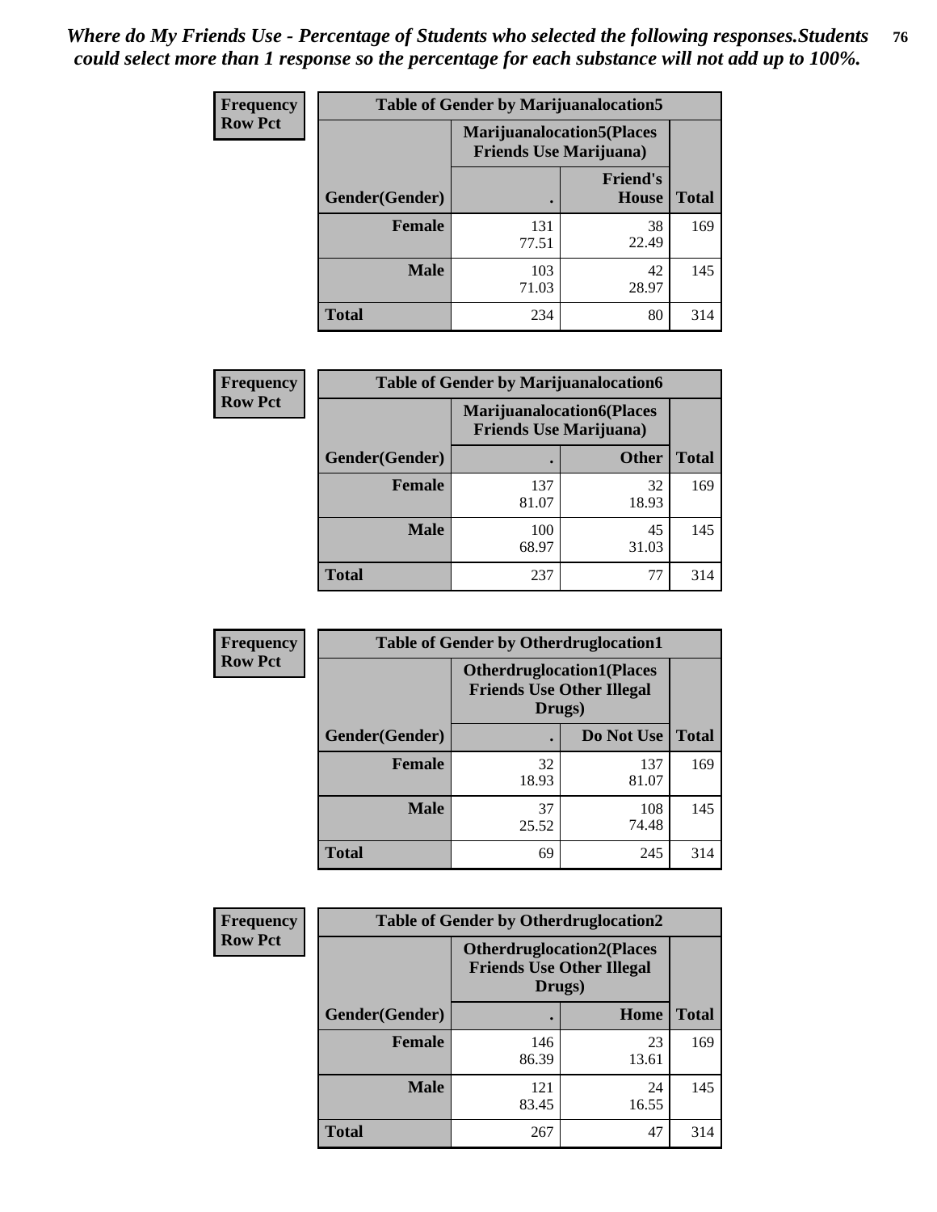*Where do My Friends Use - Percentage of Students who selected the following responses.Students could select more than 1 response so the percentage for each substance will not add up to 100%.*

**Frequency**
**Row Pct**

| Table of Gender by Marijuanalocation5 | | | |
|---|---|---|---|
| | Marijuanalocation5(Places Friends Use Marijuana) | | |
| Gender(Gender) | . | Friend's House | Total |
| **Female** | 131<br>77.51 | 38<br>22.49 | 169 |
| **Male** | 103<br>71.03 | 42<br>28.97 | 145 |
| **Total** | 234 | 80 | 314 |

**Frequency**
**Row Pct**

| Table of Gender by Marijuanalocation6 | | | |
|---|---|---|---|
| | Marijuanalocation6(Places Friends Use Marijuana) | | |
| Gender(Gender) | . | Other | Total |
| **Female** | 137<br>81.07 | 32<br>18.93 | 169 |
| **Male** | 100<br>68.97 | 45<br>31.03 | 145 |
| **Total** | 237 | 77 | 314 |

**Frequency**
**Row Pct**

| Table of Gender by Otherdruglocation1 | | | |
|---|---|---|---|
| | Otherdruglocation1(Places Friends Use Other Illegal Drugs) | | |
| Gender(Gender) | . | Do Not Use | Total |
| **Female** | 32<br>18.93 | 137<br>81.07 | 169 |
| **Male** | 37<br>25.52 | 108<br>74.48 | 145 |
| **Total** | 69 | 245 | 314 |

**Frequency**
**Row Pct**

| Table of Gender by Otherdruglocation2 | | | |
|---|---|---|---|
| | Otherdruglocation2(Places Friends Use Other Illegal Drugs) | | |
| Gender(Gender) | . | Home | Total |
| **Female** | 146<br>86.39 | 23<br>13.61 | 169 |
| **Male** | 121<br>83.45 | 24<br>16.55 | 145 |
| **Total** | 267 | 47 | 314 |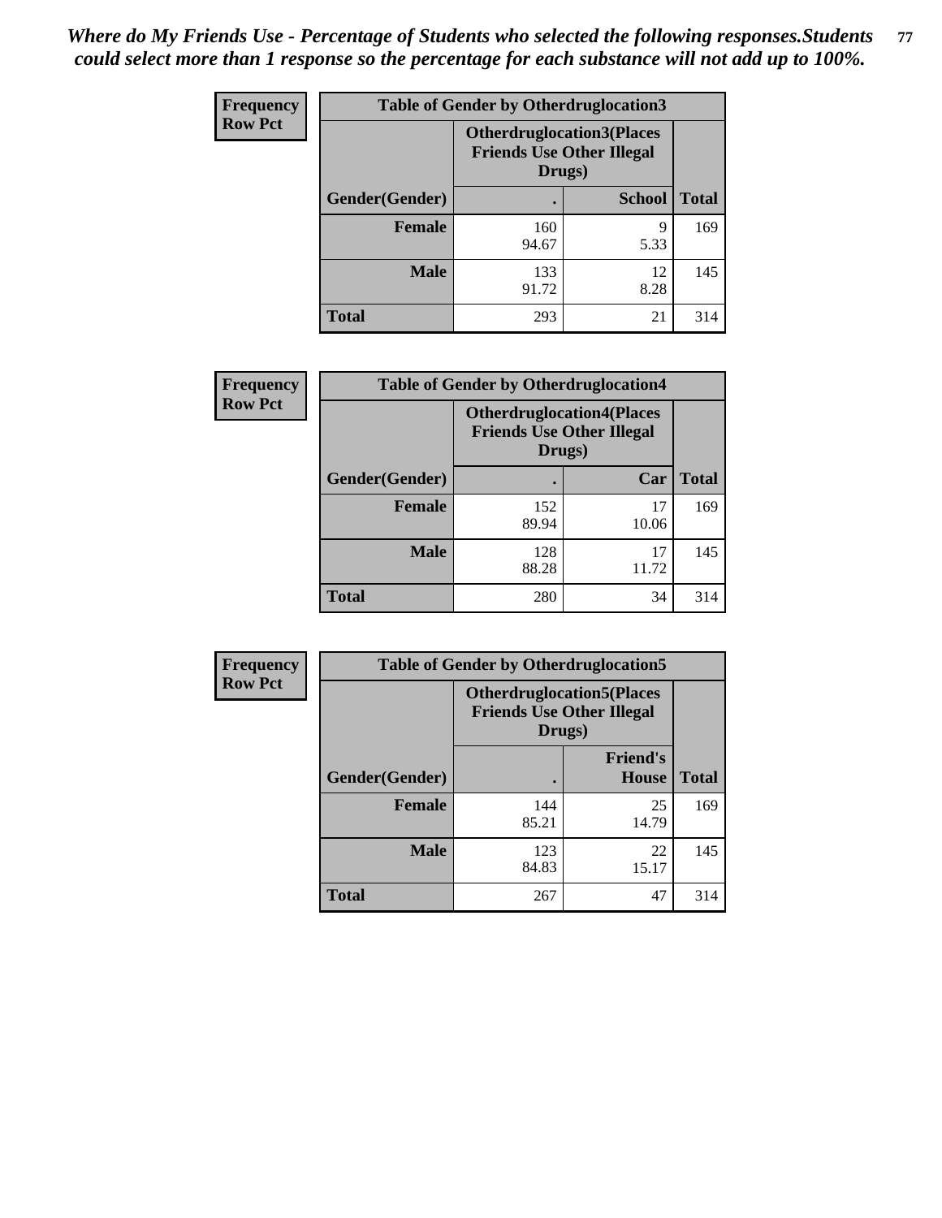*Where do My Friends Use - Percentage of Students who selected the following responses.Students could select more than 1 response so the percentage for each substance will not add up to 100%.*

| Frequency Row Pct | Table of Gender by Otherdruglocation3 | | |
|---|---|---|---|
| | Otherdruglocation3(Places Friends Use Other Illegal Drugs) | | |
| Gender(Gender) | . | School | Total |
| Female | 160<br>94.67 | 9<br>5.33 | 169 |
| Male | 133<br>91.72 | 12<br>8.28 | 145 |
| Total | 293 | 21 | 314 |

| Frequency Row Pct | Table of Gender by Otherdruglocation4 | | |
|---|---|---|---|
| | Otherdruglocation4(Places Friends Use Other Illegal Drugs) | | |
| Gender(Gender) | . | Car | Total |
| Female | 152<br>89.94 | 17<br>10.06 | 169 |
| Male | 128<br>88.28 | 17<br>11.72 | 145 |
| Total | 280 | 34 | 314 |

| Frequency Row Pct | Table of Gender by Otherdruglocation5 | | |
|---|---|---|---|
| | Otherdruglocation5(Places Friends Use Other Illegal Drugs) | | |
| Gender(Gender) | . | Friend's House | Total |
| Female | 144<br>85.21 | 25<br>14.79 | 169 |
| Male | 123<br>84.83 | 22<br>15.17 | 145 |
| Total | 267 | 47 | 314 |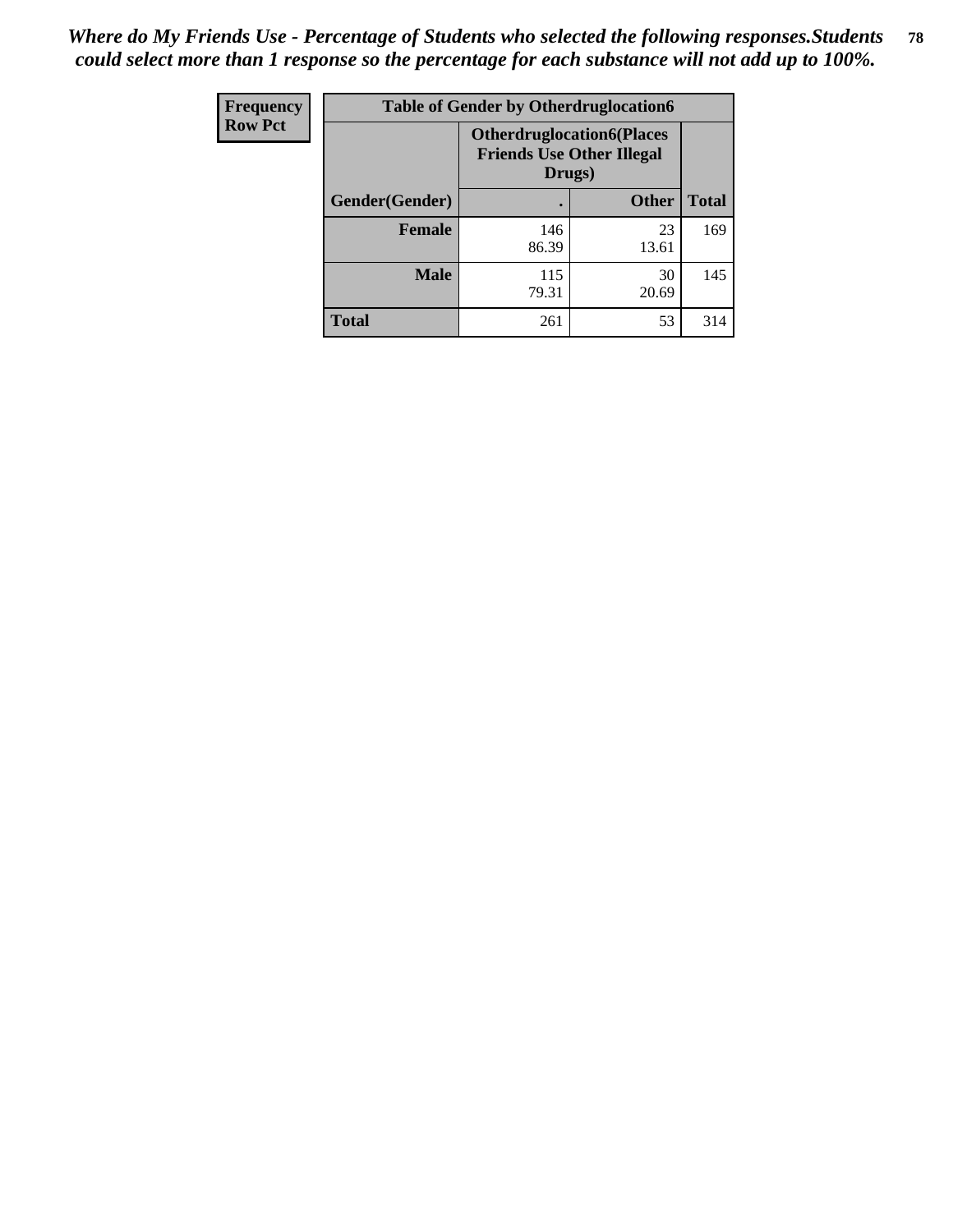*Where do My Friends Use - Percentage of Students who selected the following responses.Students could select more than 1 response so the percentage for each substance will not add up to 100%.*

| Frequency<br>Row Pct | Table of Gender by Otherdruglocation6 | | |
|---|---|---|---|
| | Otherdruglocation6(Places Friends Use Other Illegal Drugs) | | |
| Gender(Gender) | . | Other | Total |
| Female | 146<br>86.39 | 23<br>13.61 | 169 |
| Male | 115<br>79.31 | 30<br>20.69 | 145 |
| Total | 261 | 53 | 314 |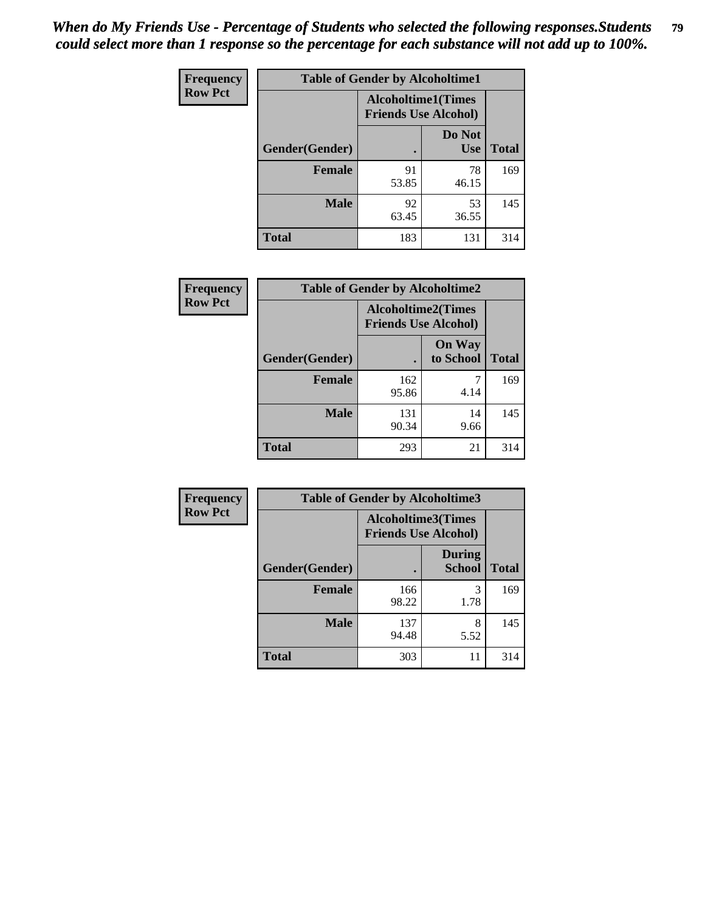*When do My Friends Use - Percentage of Students who selected the following responses.Students could select more than 1 response so the percentage for each substance will not add up to 100%.*

**Frequency**
**Row Pct**

| Table of Gender by Alcoholtime1 | | | |
|---|---|---|---|
| | Alcoholtime1(Times Friends Use Alcohol) | | |
| Gender(Gender) | . | Do Not Use | Total |
| Female | 91<br>53.85 | 78<br>46.15 | 169 |
| Male | 92<br>63.45 | 53<br>36.55 | 145 |
| Total | 183 | 131 | 314 |

**Frequency**
**Row Pct**

| Table of Gender by Alcoholtime2 | | | |
|---|---|---|---|
| | Alcoholtime2(Times Friends Use Alcohol) | | |
| Gender(Gender) | . | On Way to School | Total |
| Female | 162<br>95.86 | 7<br>4.14 | 169 |
| Male | 131<br>90.34 | 14<br>9.66 | 145 |
| Total | 293 | 21 | 314 |

**Frequency**
**Row Pct**

| Table of Gender by Alcoholtime3 | | | |
|---|---|---|---|
| | Alcoholtime3(Times Friends Use Alcohol) | | |
| Gender(Gender) | . | During School | Total |
| Female | 166<br>98.22 | 3<br>1.78 | 169 |
| Male | 137<br>94.48 | 8<br>5.52 | 145 |
| Total | 303 | 11 | 314 |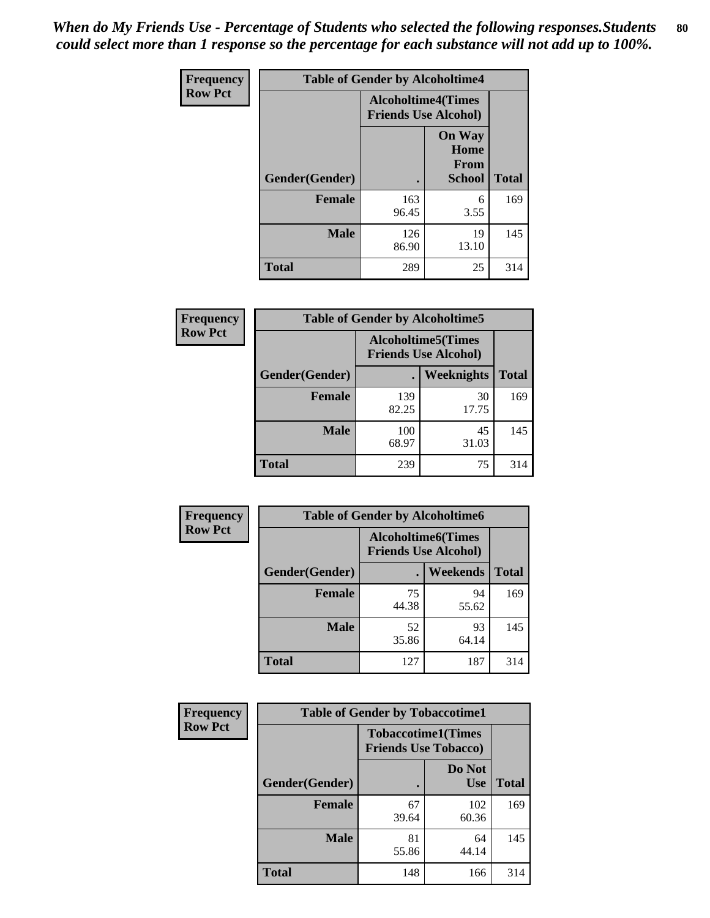*When do My Friends Use - Percentage of Students who selected the following responses.Students could select more than 1 response so the percentage for each substance will not add up to 100%.*

**Frequency**
**Row Pct**

| Table of Gender by Alcoholtime4 | | | |
|---|---|---|---|
| | Alcoholtime4(Times Friends Use Alcohol) | | |
| Gender(Gender) | . | On Way Home From School | Total |
| **Female** | 163<br>96.45 | 6<br>3.55 | 169 |
| **Male** | 126<br>86.90 | 19<br>13.10 | 145 |
| **Total** | 289 | 25 | 314 |

**Frequency**
**Row Pct**

| Table of Gender by Alcoholtime5 | | | |
|---|---|---|---|
| | Alcoholtime5(Times Friends Use Alcohol) | | |
| Gender(Gender) | . | Weeknights | Total |
| **Female** | 139<br>82.25 | 30<br>17.75 | 169 |
| **Male** | 100<br>68.97 | 45<br>31.03 | 145 |
| **Total** | 239 | 75 | 314 |

**Frequency**
**Row Pct**

| Table of Gender by Alcoholtime6 | | | |
|---|---|---|---|
| | Alcoholtime6(Times Friends Use Alcohol) | | |
| Gender(Gender) | . | Weekends | Total |
| **Female** | 75<br>44.38 | 94<br>55.62 | 169 |
| **Male** | 52<br>35.86 | 93<br>64.14 | 145 |
| **Total** | 127 | 187 | 314 |

**Frequency**
**Row Pct**

| Table of Gender by Tobaccotime1 | | | |
|---|---|---|---|
| | Tobaccotime1(Times Friends Use Tobacco) | | |
| Gender(Gender) | . | Do Not Use | Total |
| **Female** | 67<br>39.64 | 102<br>60.36 | 169 |
| **Male** | 81<br>55.86 | 64<br>44.14 | 145 |
| **Total** | 148 | 166 | 314 |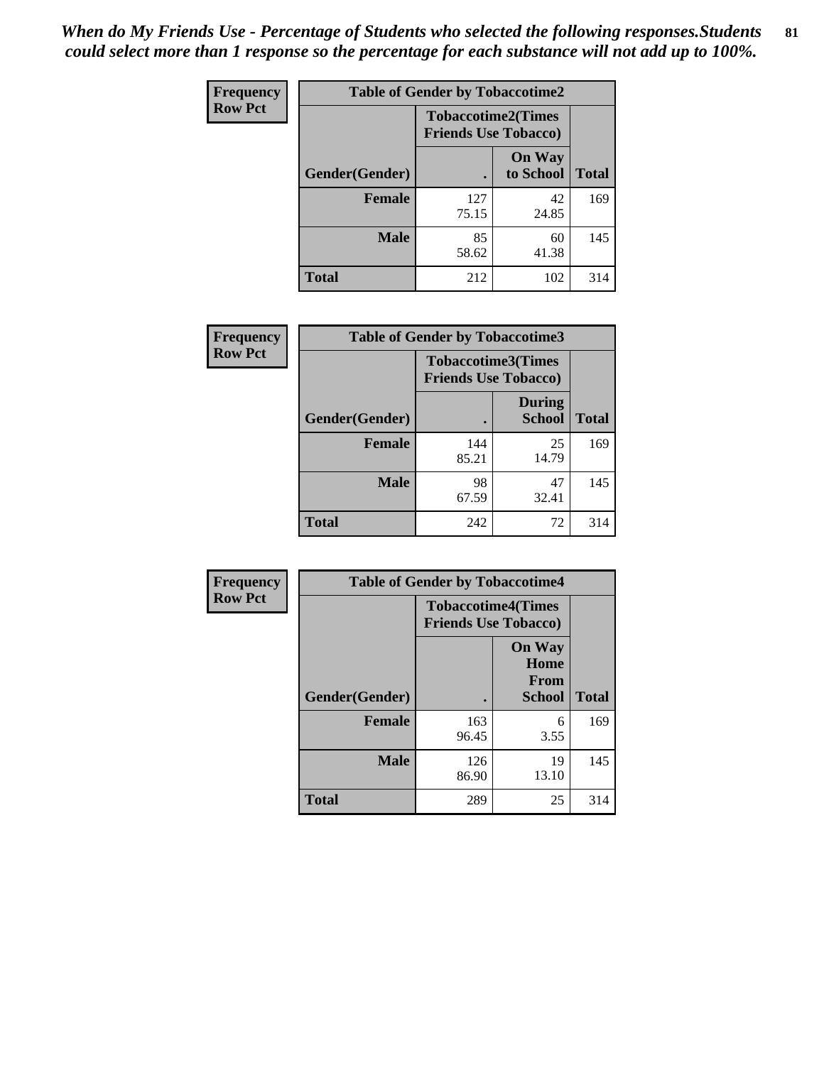*When do My Friends Use - Percentage of Students who selected the following responses.Students could select more than 1 response so the percentage for each substance will not add up to 100%.*

| Frequency Row Pct | Table of Gender by Tobaccotime2 | | |
|---|---|---|---|
| | Tobaccotime2(Times Friends Use Tobacco) | | |
| Gender(Gender) | . | On Way to School | Total |
| **Female** | 127<br>75.15 | 42<br>24.85 | 169 |
| **Male** | 85<br>58.62 | 60<br>41.38 | 145 |
| **Total** | 212 | 102 | 314 |

| Frequency Row Pct | Table of Gender by Tobaccotime3 | | |
|---|---|---|---|
| | Tobaccotime3(Times Friends Use Tobacco) | | |
| Gender(Gender) | . | During School | Total |
| **Female** | 144<br>85.21 | 25<br>14.79 | 169 |
| **Male** | 98<br>67.59 | 47<br>32.41 | 145 |
| **Total** | 242 | 72 | 314 |

| Frequency Row Pct | Table of Gender by Tobaccotime4 | | |
|---|---|---|---|
| | Tobaccotime4(Times Friends Use Tobacco) | | |
| Gender(Gender) | . | On Way Home From School | Total |
| **Female** | 163<br>96.45 | 6<br>3.55 | 169 |
| **Male** | 126<br>86.90 | 19<br>13.10 | 145 |
| **Total** | 289 | 25 | 314 |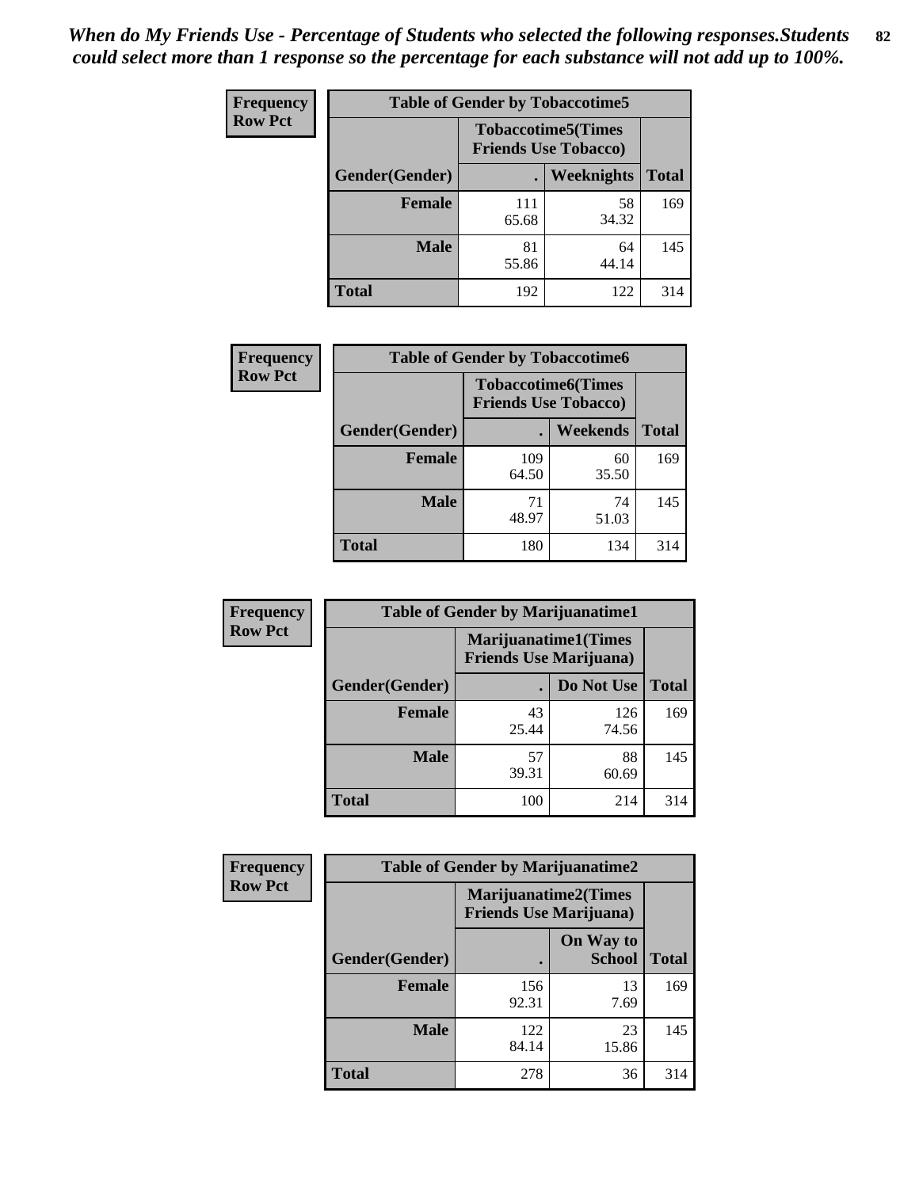*When do My Friends Use - Percentage of Students who selected the following responses.Students could select more than 1 response so the percentage for each substance will not add up to 100%.*

**Frequency**
**Row Pct**

| Table of Gender by Tobaccotime5 | | | |
|---|---|---|---|
| | Tobaccotime5(Times Friends Use Tobacco) | | |
| Gender(Gender) | . | Weeknights | Total |
| **Female** | 111<br>65.68 | 58<br>34.32 | 169 |
| **Male** | 81<br>55.86 | 64<br>44.14 | 145 |
| **Total** | 192 | 122 | 314 |

**Frequency**
**Row Pct**

| Table of Gender by Tobaccotime6 | | | |
|---|---|---|---|
| | Tobaccotime6(Times Friends Use Tobacco) | | |
| Gender(Gender) | . | Weekends | Total |
| **Female** | 109<br>64.50 | 60<br>35.50 | 169 |
| **Male** | 71<br>48.97 | 74<br>51.03 | 145 |
| **Total** | 180 | 134 | 314 |

**Frequency**
**Row Pct**

| Table of Gender by Marijuanatime1 | | | |
|---|---|---|---|
| | Marijuanatime1(Times Friends Use Marijuana) | | |
| Gender(Gender) | . | Do Not Use | Total |
| **Female** | 43<br>25.44 | 126<br>74.56 | 169 |
| **Male** | 57<br>39.31 | 88<br>60.69 | 145 |
| **Total** | 100 | 214 | 314 |

**Frequency**
**Row Pct**

| Table of Gender by Marijuanatime2 | | | |
|---|---|---|---|
| | Marijuanatime2(Times Friends Use Marijuana) | | |
| Gender(Gender) | . | On Way to School | Total |
| **Female** | 156<br>92.31 | 13<br>7.69 | 169 |
| **Male** | 122<br>84.14 | 23<br>15.86 | 145 |
| **Total** | 278 | 36 | 314 |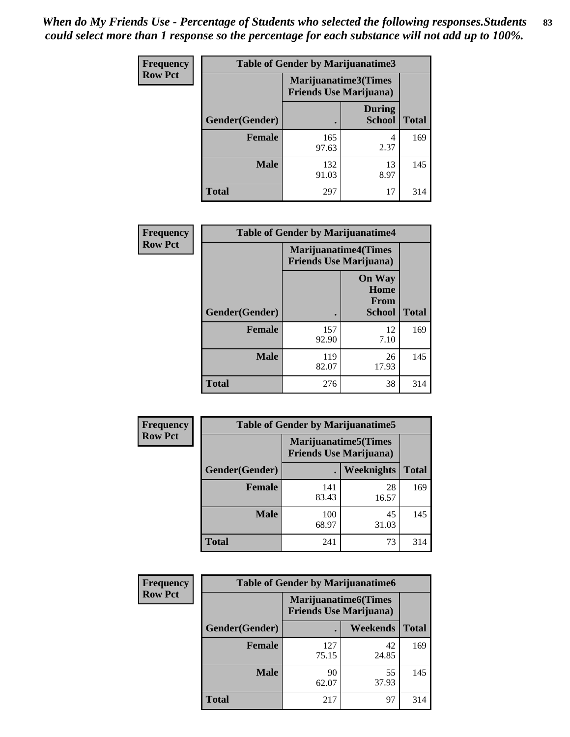*When do My Friends Use - Percentage of Students who selected the following responses.Students could select more than 1 response so the percentage for each substance will not add up to 100%.*

**Frequency**
**Row Pct**

| Table of Gender by Marijuanatime3 | | | |
|---|---|---|---|
| | Marijuanatime3(Times Friends Use Marijuana) | | |
| Gender(Gender) | . | During School | Total |
| Female | 165<br>97.63 | 4<br>2.37 | 169 |
| Male | 132<br>91.03 | 13<br>8.97 | 145 |
| Total | 297 | 17 | 314 |

**Frequency**
**Row Pct**

| Table of Gender by Marijuanatime4 | | | |
|---|---|---|---|
| | Marijuanatime4(Times Friends Use Marijuana) | | |
| Gender(Gender) | . | On Way Home From School | Total |
| Female | 157<br>92.90 | 12<br>7.10 | 169 |
| Male | 119<br>82.07 | 26<br>17.93 | 145 |
| Total | 276 | 38 | 314 |

**Frequency**
**Row Pct**

| Table of Gender by Marijuanatime5 | | | |
|---|---|---|---|
| | Marijuanatime5(Times Friends Use Marijuana) | | |
| Gender(Gender) | . | Weeknights | Total |
| Female | 141<br>83.43 | 28<br>16.57 | 169 |
| Male | 100<br>68.97 | 45<br>31.03 | 145 |
| Total | 241 | 73 | 314 |

**Frequency**
**Row Pct**

| Table of Gender by Marijuanatime6 | | | |
|---|---|---|---|
| | Marijuanatime6(Times Friends Use Marijuana) | | |
| Gender(Gender) | . | Weekends | Total |
| Female | 127<br>75.15 | 42<br>24.85 | 169 |
| Male | 90<br>62.07 | 55<br>37.93 | 145 |
| Total | 217 | 97 | 314 |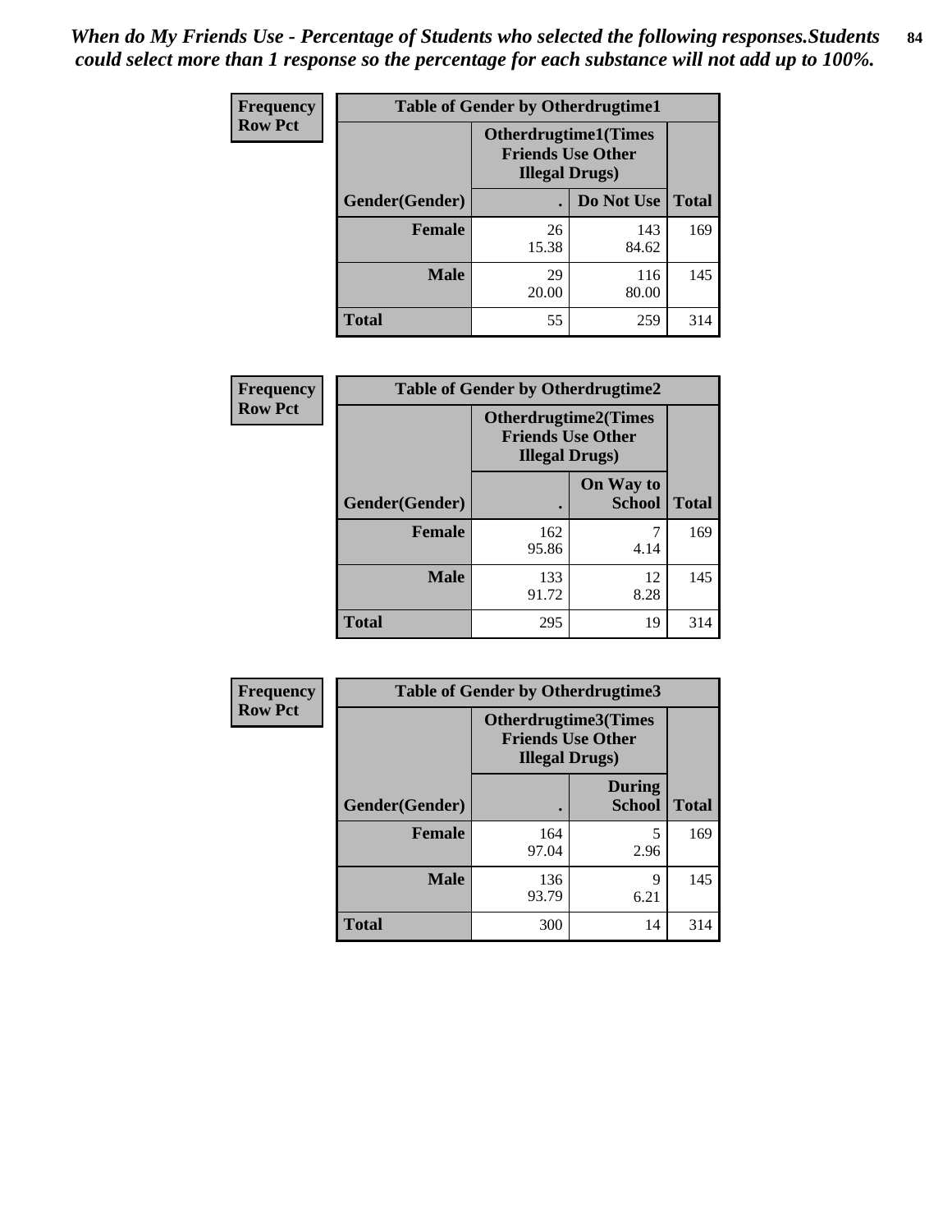*When do My Friends Use - Percentage of Students who selected the following responses.Students could select more than 1 response so the percentage for each substance will not add up to 100%.*

**Frequency**
**Row Pct**

| Table of Gender by Otherdrugtime1 | | | |
|---|---|---|---|
| | Otherdrugtime1(Times Friends Use Other Illegal Drugs) | | |
| Gender(Gender) | . | Do Not Use | Total |
| **Female** | 26<br>15.38 | 143<br>84.62 | 169 |
| **Male** | 29<br>20.00 | 116<br>80.00 | 145 |
| **Total** | 55 | 259 | 314 |

**Frequency**
**Row Pct**

| Table of Gender by Otherdrugtime2 | | | |
|---|---|---|---|
| | Otherdrugtime2(Times Friends Use Other Illegal Drugs) | | |
| Gender(Gender) | . | On Way to School | Total |
| **Female** | 162<br>95.86 | 7<br>4.14 | 169 |
| **Male** | 133<br>91.72 | 12<br>8.28 | 145 |
| **Total** | 295 | 19 | 314 |

**Frequency**
**Row Pct**

| Table of Gender by Otherdrugtime3 | | | |
|---|---|---|---|
| | Otherdrugtime3(Times Friends Use Other Illegal Drugs) | | |
| Gender(Gender) | . | During School | Total |
| **Female** | 164<br>97.04 | 5<br>2.96 | 169 |
| **Male** | 136<br>93.79 | 9<br>6.21 | 145 |
| **Total** | 300 | 14 | 314 |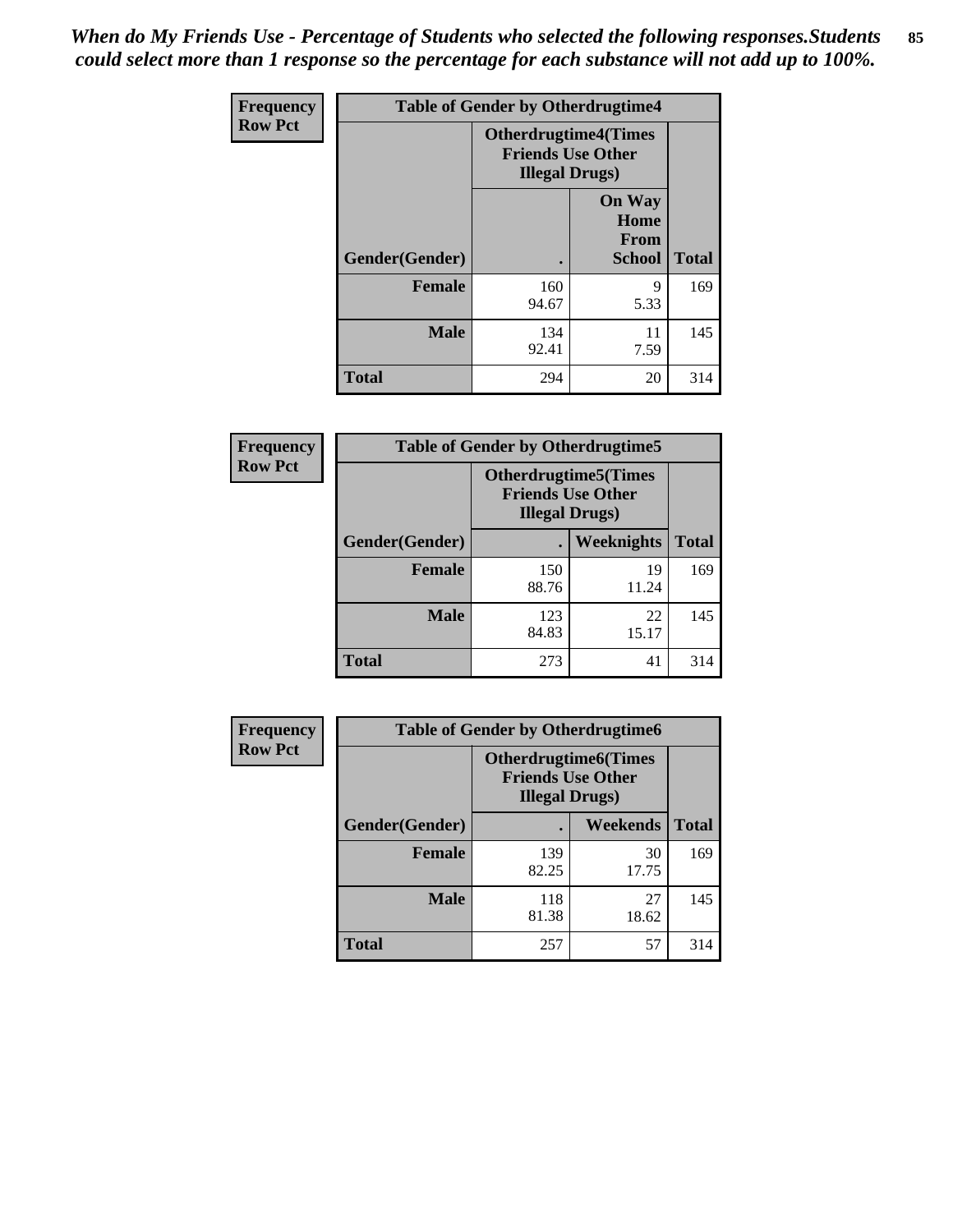*When do My Friends Use - Percentage of Students who selected the following responses.Students could select more than 1 response so the percentage for each substance will not add up to 100%.*

| Frequency Row Pct | Table of Gender by Otherdrugtime4 | | |
|---|---|---|---|
| | Otherdrugtime4(Times Friends Use Other Illegal Drugs) | | |
| Gender(Gender) | . | On Way Home From School | Total |
| Female | 160<br>94.67 | 9<br>5.33 | 169 |
| Male | 134<br>92.41 | 11<br>7.59 | 145 |
| Total | 294 | 20 | 314 |

| Frequency Row Pct | Table of Gender by Otherdrugtime5 | | |
|---|---|---|---|
| | Otherdrugtime5(Times Friends Use Other Illegal Drugs) | | |
| Gender(Gender) | . | Weeknights | Total |
| Female | 150<br>88.76 | 19<br>11.24 | 169 |
| Male | 123<br>84.83 | 22<br>15.17 | 145 |
| Total | 273 | 41 | 314 |

| Frequency Row Pct | Table of Gender by Otherdrugtime6 | | |
|---|---|---|---|
| | Otherdrugtime6(Times Friends Use Other Illegal Drugs) | | |
| Gender(Gender) | . | Weekends | Total |
| Female | 139<br>82.25 | 30<br>17.75 | 169 |
| Male | 118<br>81.38 | 27<br>18.62 | 145 |
| Total | 257 | 57 | 314 |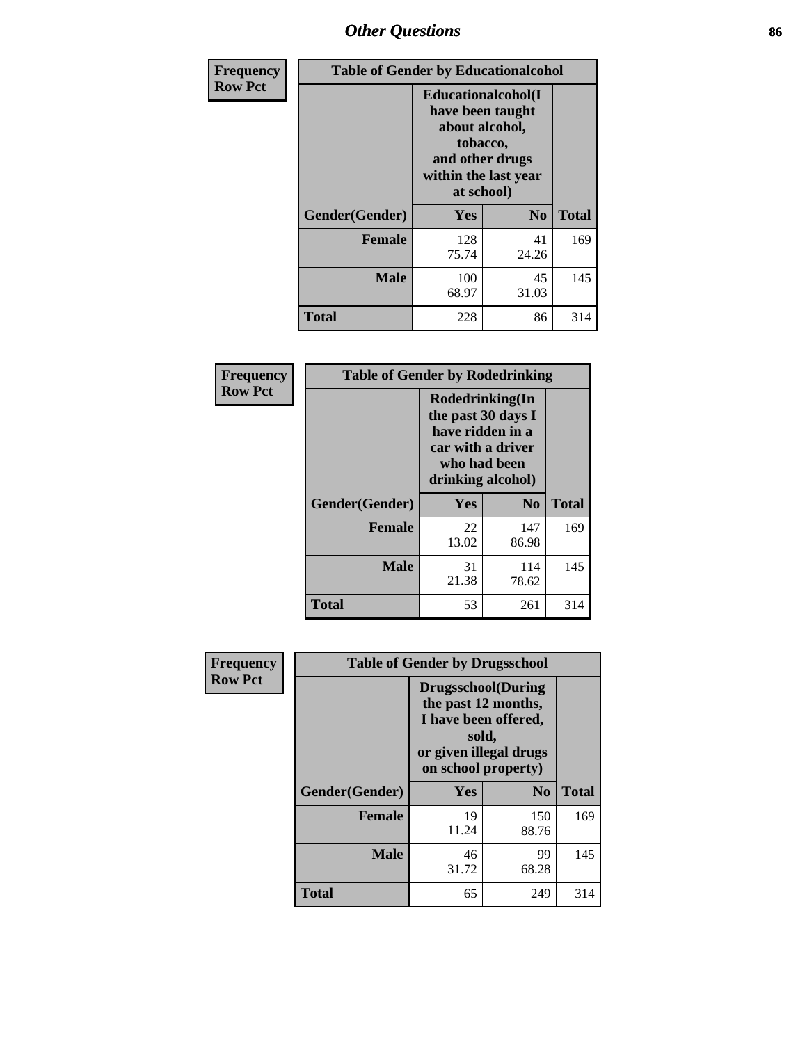# Other Questions

**Frequency Row Pct**

| Table of Gender by Educationalcohol | | | |
|---|---|---|---|
| | Educationalcohol(I have been taught about alcohol, tobacco, and other drugs within the last year at school) | | |
| Gender(Gender) | Yes | No | Total |
| Female | 128<br>75.74 | 41<br>24.26 | 169 |
| Male | 100<br>68.97 | 45<br>31.03 | 145 |
| Total | 228 | 86 | 314 |

**Frequency Row Pct**

| Table of Gender by Rodedrinking | | | |
|---|---|---|---|
| | Rodedrinking(In the past 30 days I have ridden in a car with a driver who had been drinking alcohol) | | |
| Gender(Gender) | Yes | No | Total |
| Female | 22<br>13.02 | 147<br>86.98 | 169 |
| Male | 31<br>21.38 | 114<br>78.62 | 145 |
| Total | 53 | 261 | 314 |

**Frequency Row Pct**

| Table of Gender by Drugsschool | | | |
|---|---|---|---|
| | Drugsschool(During the past 12 months, I have been offered, sold, or given illegal drugs on school property) | | |
| Gender(Gender) | Yes | No | Total |
| Female | 19<br>11.24 | 150<br>88.76 | 169 |
| Male | 46<br>31.72 | 99<br>68.28 | 145 |
| Total | 65 | 249 | 314 |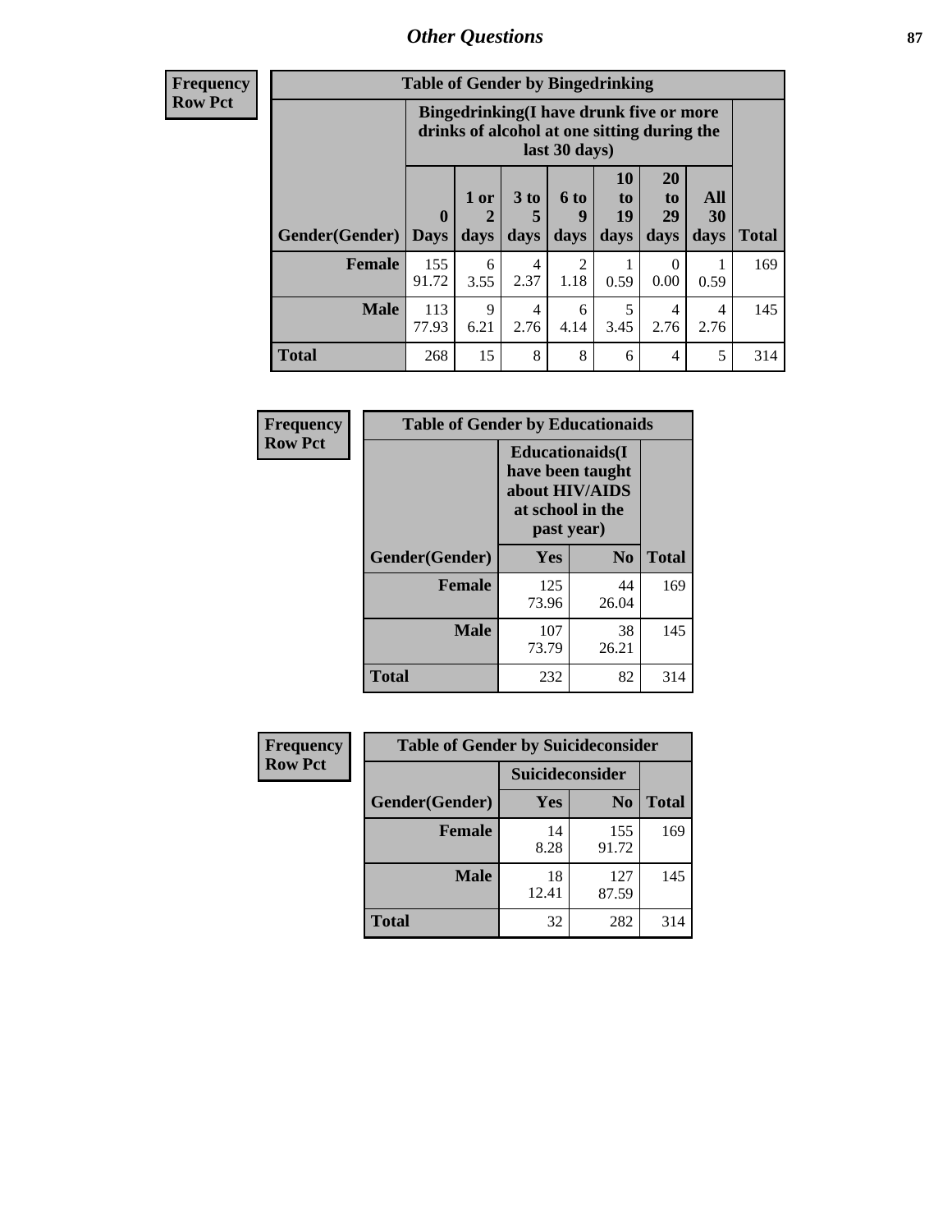## Other Questions

**Frequency**
**Row Pct**

| Table of Gender by Bingedrinking | | | | | | | | |
|---|---|---|---|---|---|---|---|---|
| | Bingedrinking(I have drunk five or more drinks of alcohol at one sitting during the last 30 days) | | | | | | | |
| Gender(Gender) | 0 Days | 1 or 2 days | 3 to 5 days | 6 to 9 days | 10 to 19 days | 20 to 29 days | All 30 days | Total |
| **Female** | 155<br>91.72 | 6<br>3.55 | 4<br>2.37 | 2<br>1.18 | 1<br>0.59 | 0<br>0.00 | 1<br>0.59 | 169 |
| **Male** | 113<br>77.93 | 9<br>6.21 | 4<br>2.76 | 6<br>4.14 | 5<br>3.45 | 4<br>2.76 | 4<br>2.76 | 145 |
| **Total** | 268 | 15 | 8 | 8 | 6 | 4 | 5 | 314 |

**Frequency**
**Row Pct**

| Table of Gender by Educationaids | | | |
|---|---|---|---|
| | Educationaids(I have been taught about HIV/AIDS at school in the past year) | | |
| Gender(Gender) | Yes | No | Total |
| **Female** | 125<br>73.96 | 44<br>26.04 | 169 |
| **Male** | 107<br>73.79 | 38<br>26.21 | 145 |
| **Total** | 232 | 82 | 314 |

**Frequency**
**Row Pct**

| Table of Gender by Suicideconsider | | | |
|---|---|---|---|
| | Suicideconsider | | |
| Gender(Gender) | Yes | No | Total |
| **Female** | 14<br>8.28 | 155<br>91.72 | 169 |
| **Male** | 18<br>12.41 | 127<br>87.59 | 145 |
| **Total** | 32 | 282 | 314 |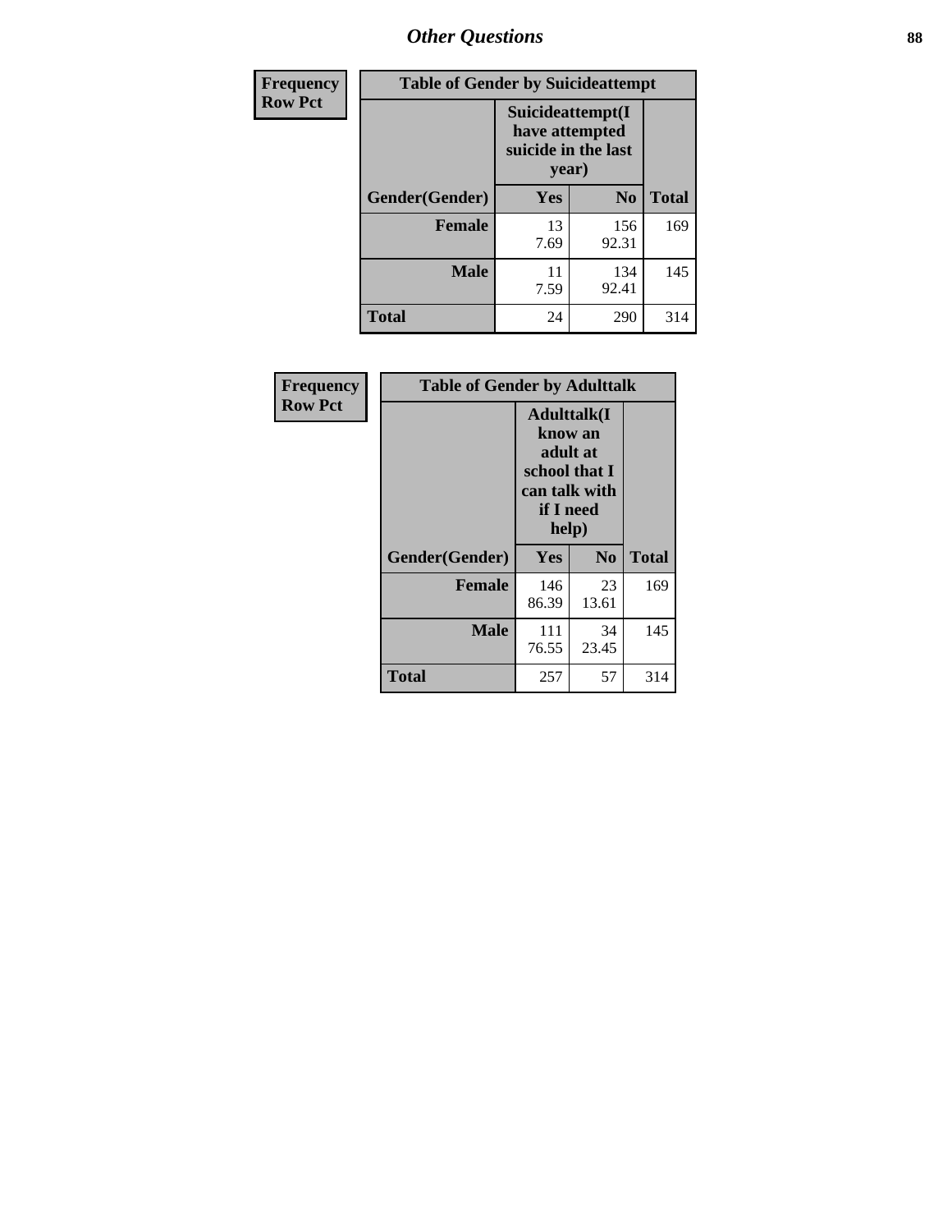# Other Questions

| Frequency<br>Row Pct | Table of Gender by Suicideattempt | | |
|---|---|---|---|
| | Suicideattempt(I have attempted suicide in the last year) | | |
| Gender(Gender) | Yes | No | Total |
| Female | 13<br>7.69 | 156<br>92.31 | 169 |
| Male | 11<br>7.59 | 134<br>92.41 | 145 |
| Total | 24 | 290 | 314 |

| Frequency<br>Row Pct | Table of Gender by Adulttalk | | |
|---|---|---|---|
| | Adulttalk(I know an adult at school that I can talk with if I need help) | | |
| Gender(Gender) | Yes | No | Total |
| Female | 146<br>86.39 | 23<br>13.61 | 169 |
| Male | 111<br>76.55 | 34<br>23.45 | 145 |
| Total | 257 | 57 | 314 |